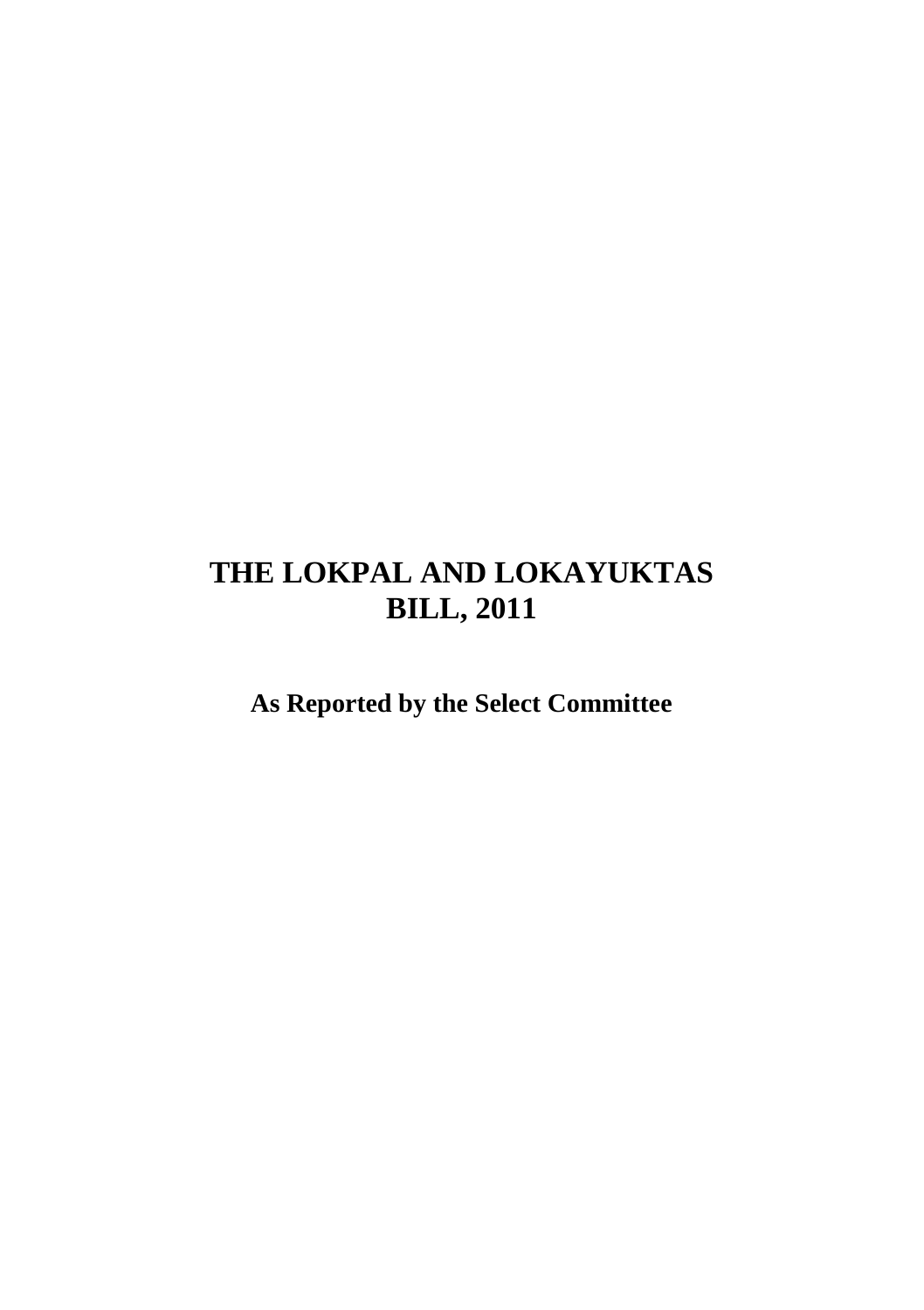# THE LOKPAL AND LOKAYUKTAS BILL, 2011

**As Reported by the Select Committee**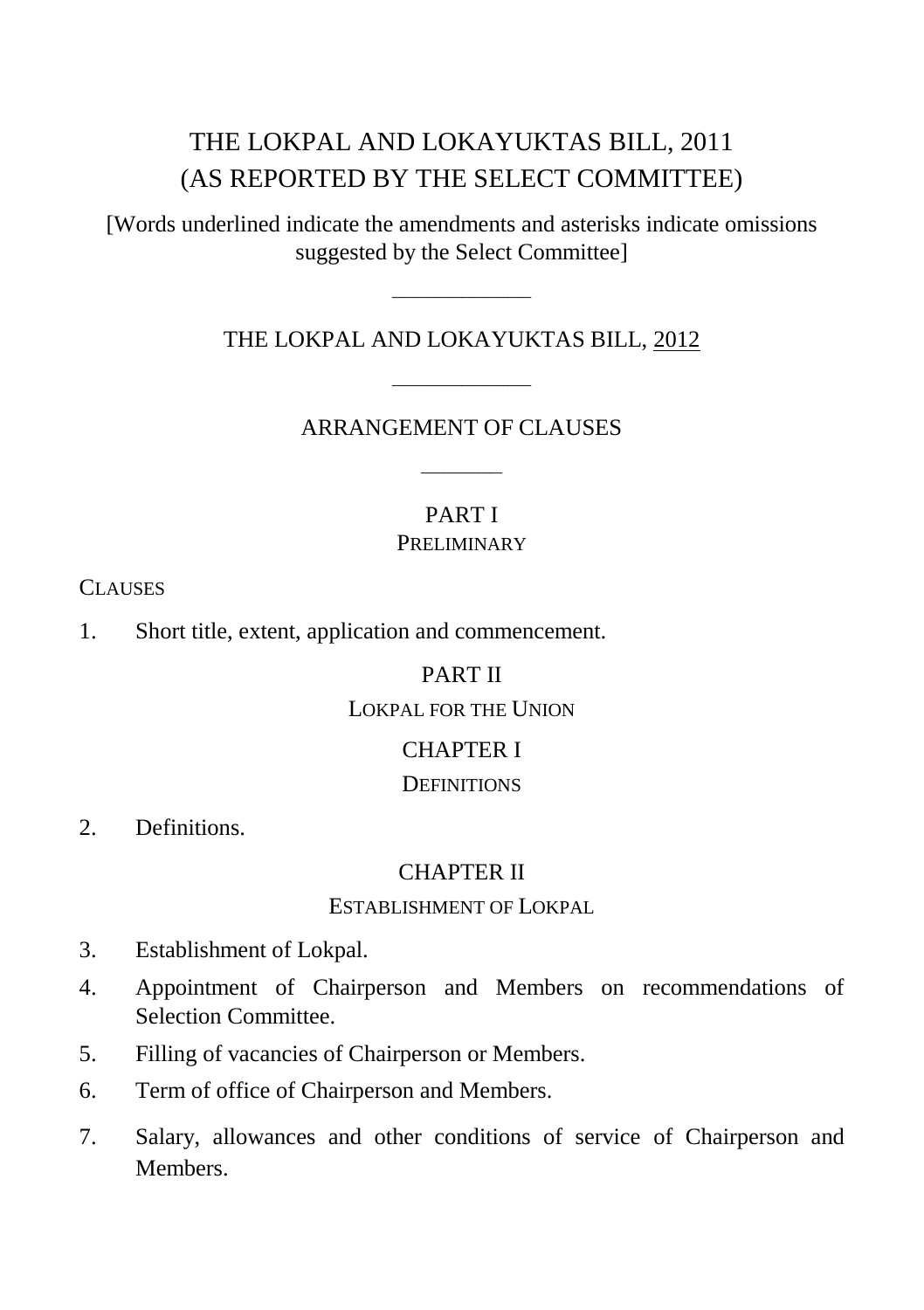# THE LOKPAL AND LOKAYUKTAS BILL, 2011
# (AS REPORTED BY THE SELECT COMMITTEE)

[Words underlined indicate the amendments and asterisks indicate omissions suggested by the Select Committee]

---

## THE LOKPAL AND LOKAYUKTAS BILL, <u>2012</u>

---

## ARRANGEMENT OF CLAUSES

---

### PART I
### PRELIMINARY

CLAUSES

1. Short title, extent, application and commencement.

### PART II
### LOKPAL FOR THE UNION

### CHAPTER I
### DEFINITIONS

2. Definitions.

### CHAPTER II
### ESTABLISHMENT OF LOKPAL

3. Establishment of Lokpal.
4. Appointment of Chairperson and Members on recommendations of Selection Committee.
5. Filling of vacancies of Chairperson or Members.
6. Term of office of Chairperson and Members.
7. Salary, allowances and other conditions of service of Chairperson and Members.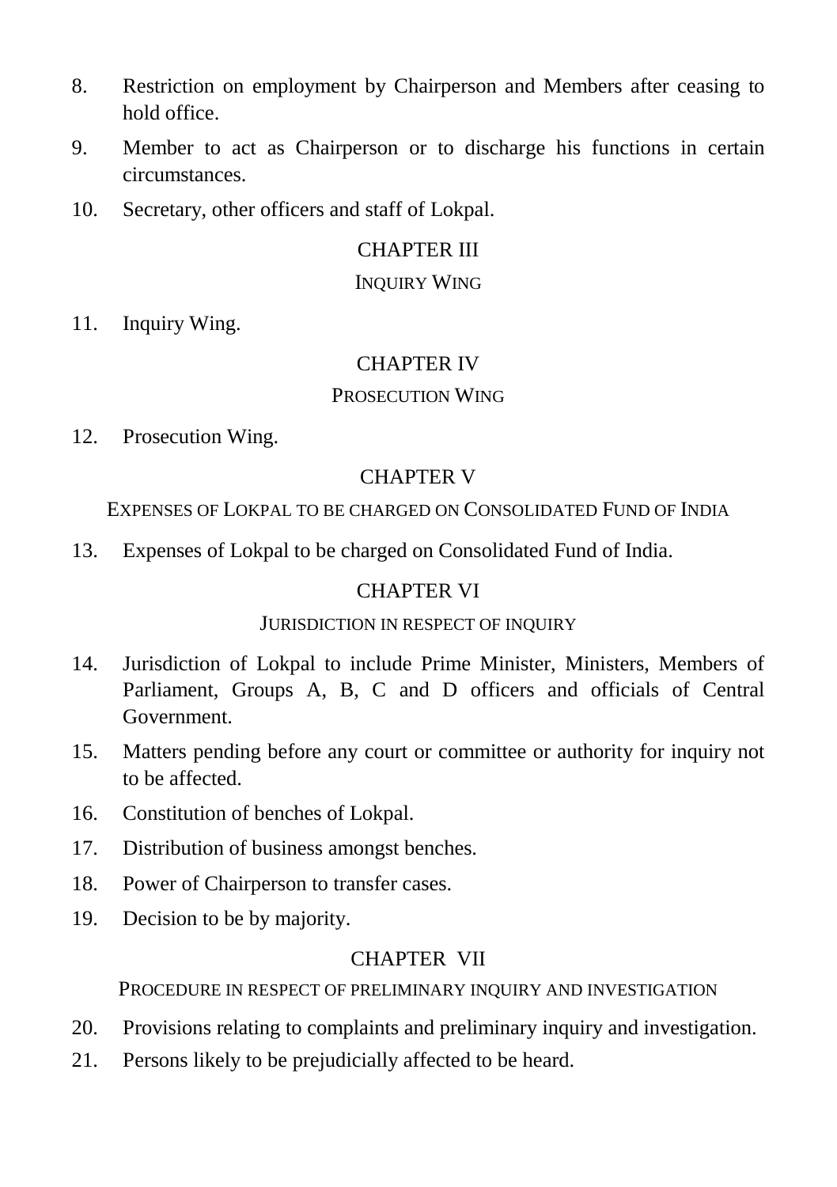8. Restriction on employment by Chairperson and Members after ceasing to hold office.
9. Member to act as Chairperson or to discharge his functions in certain circumstances.
10. Secretary, other officers and staff of Lokpal.

## CHAPTER III

### INQUIRY WING

11. Inquiry Wing.

## CHAPTER IV

### PROSECUTION WING

12. Prosecution Wing.

## CHAPTER V

### EXPENSES OF LOKPAL TO BE CHARGED ON CONSOLIDATED FUND OF INDIA

13. Expenses of Lokpal to be charged on Consolidated Fund of India.

## CHAPTER VI

### JURISDICTION IN RESPECT OF INQUIRY

14. Jurisdiction of Lokpal to include Prime Minister, Ministers, Members of Parliament, Groups A, B, C and D officers and officials of Central Government.
15. Matters pending before any court or committee or authority for inquiry not to be affected.
16. Constitution of benches of Lokpal.
17. Distribution of business amongst benches.
18. Power of Chairperson to transfer cases.
19. Decision to be by majority.

## CHAPTER VII

### PROCEDURE IN RESPECT OF PRELIMINARY INQUIRY AND INVESTIGATION

20. Provisions relating to complaints and preliminary inquiry and investigation.
21. Persons likely to be prejudicially affected to be heard.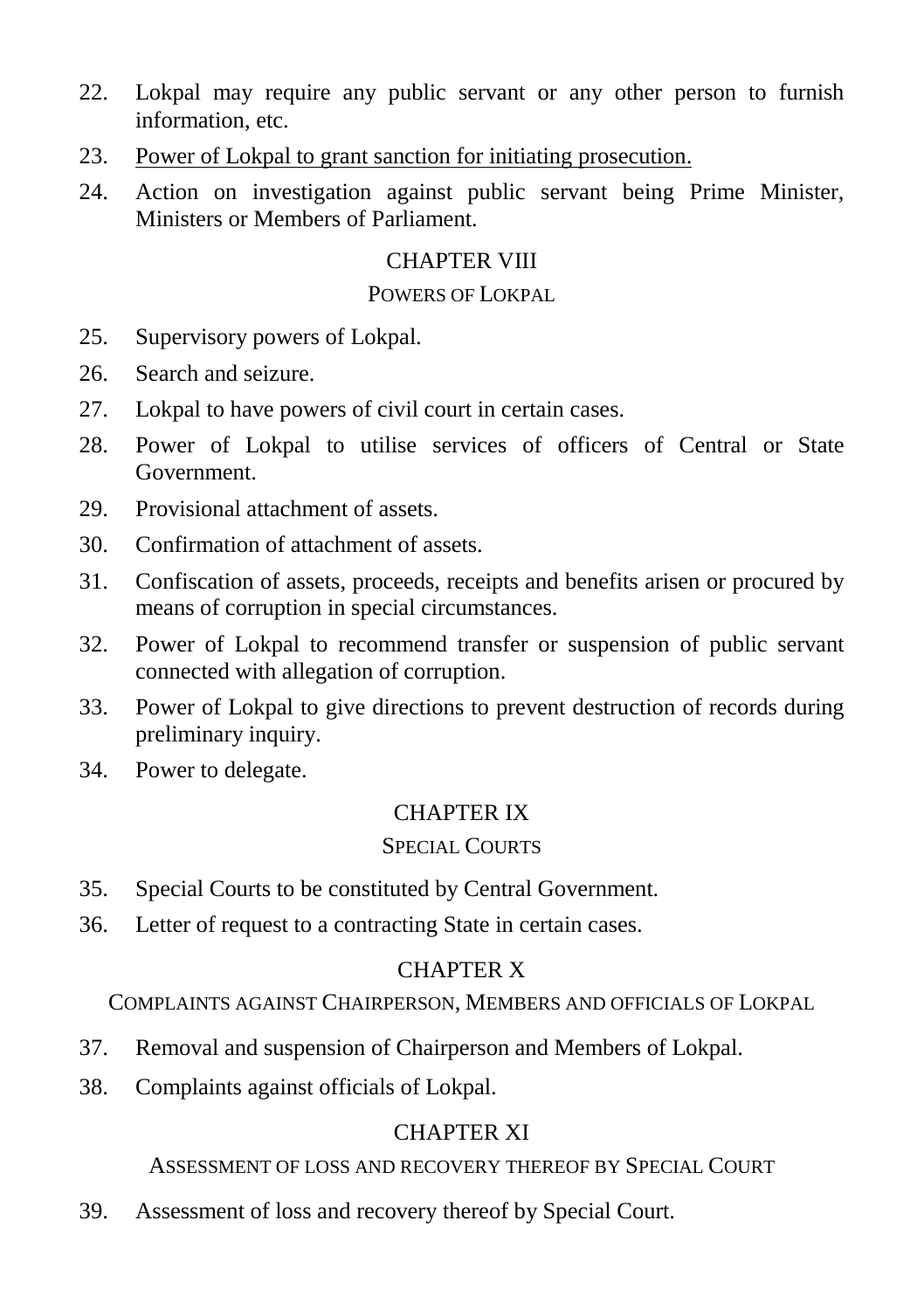22. Lokpal may require any public servant or any other person to furnish information, etc.

23. Power of Lokpal to grant sanction for initiating prosecution.

24. Action on investigation against public servant being Prime Minister, Ministers or Members of Parliament.

## CHAPTER VIII

### POWERS OF LOKPAL

25. Supervisory powers of Lokpal.

26. Search and seizure.

27. Lokpal to have powers of civil court in certain cases.

28. Power of Lokpal to utilise services of officers of Central or State Government.

29. Provisional attachment of assets.

30. Confirmation of attachment of assets.

31. Confiscation of assets, proceeds, receipts and benefits arisen or procured by means of corruption in special circumstances.

32. Power of Lokpal to recommend transfer or suspension of public servant connected with allegation of corruption.

33. Power of Lokpal to give directions to prevent destruction of records during preliminary inquiry.

34. Power to delegate.

## CHAPTER IX

### SPECIAL COURTS

35. Special Courts to be constituted by Central Government.

36. Letter of request to a contracting State in certain cases.

## CHAPTER X

### COMPLAINTS AGAINST CHAIRPERSON, MEMBERS AND OFFICIALS OF LOKPAL

37. Removal and suspension of Chairperson and Members of Lokpal.

38. Complaints against officials of Lokpal.

## CHAPTER XI

### ASSESSMENT OF LOSS AND RECOVERY THEREOF BY SPECIAL COURT

39. Assessment of loss and recovery thereof by Special Court.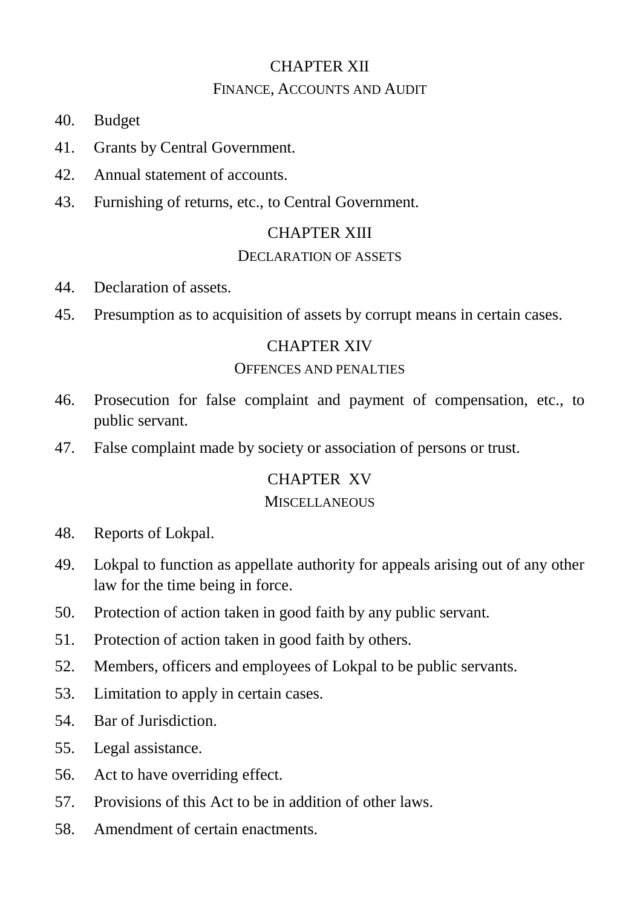## CHAPTER XII

### FINANCE, ACCOUNTS AND AUDIT

40. Budget

41. Grants by Central Government.

42. Annual statement of accounts.

43. Furnishing of returns, etc., to Central Government.

## CHAPTER XIII

### DECLARATION OF ASSETS

44. Declaration of assets.

45. Presumption as to acquisition of assets by corrupt means in certain cases.

## CHAPTER XIV

### OFFENCES AND PENALTIES

46. Prosecution for false complaint and payment of compensation, etc., to public servant.

47. False complaint made by society or association of persons or trust.

## CHAPTER XV

### MISCELLANEOUS

48. Reports of Lokpal.

49. Lokpal to function as appellate authority for appeals arising out of any other law for the time being in force.

50. Protection of action taken in good faith by any public servant.

51. Protection of action taken in good faith by others.

52. Members, officers and employees of Lokpal to be public servants.

53. Limitation to apply in certain cases.

54. Bar of Jurisdiction.

55. Legal assistance.

56. Act to have overriding effect.

57. Provisions of this Act to be in addition of other laws.

58. Amendment of certain enactments.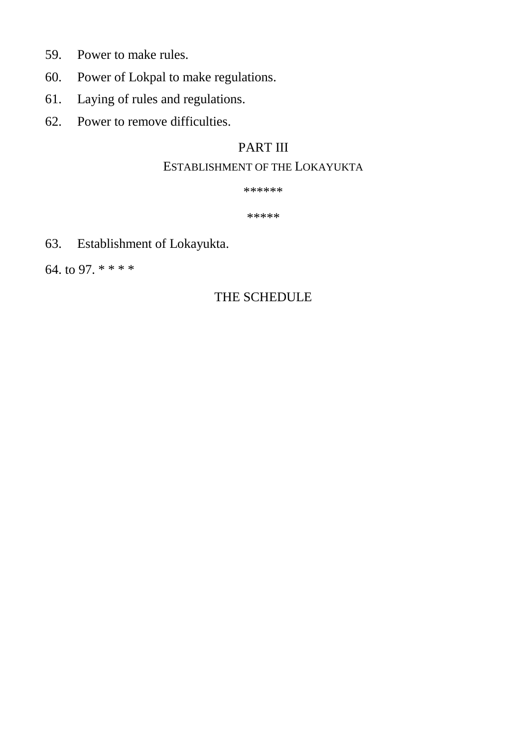59. Power to make rules.

60. Power of Lokpal to make regulations.

61. Laying of rules and regulations.

62. Power to remove difficulties.

## PART III

### ESTABLISHMENT OF THE LOKAYUKTA

******

*****

63. Establishment of Lokayukta.

64. to 97. * * * *

## THE SCHEDULE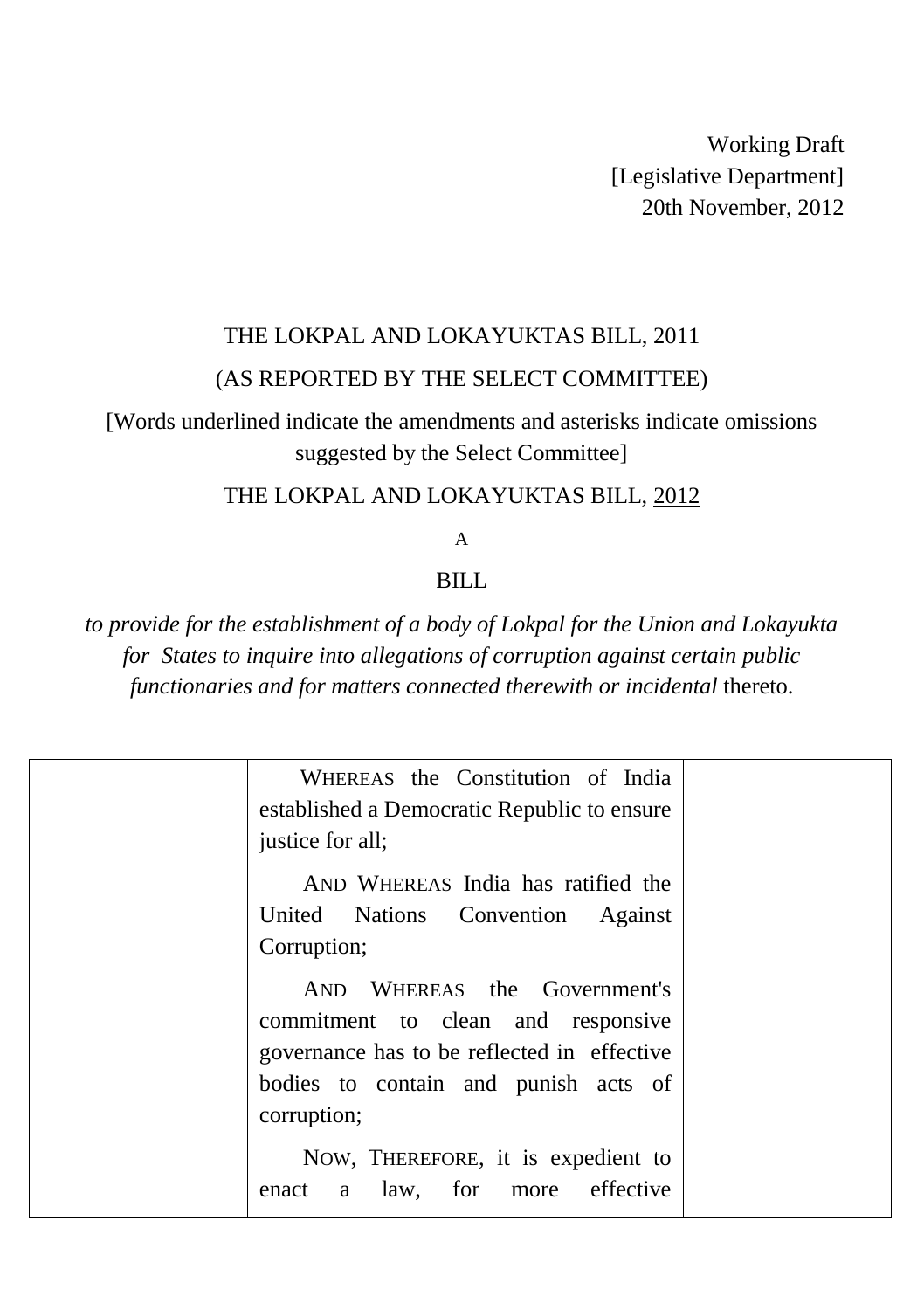Working Draft
[Legislative Department]
20th November, 2012

THE LOKPAL AND LOKAYUKTAS BILL, 2011

(AS REPORTED BY THE SELECT COMMITTEE)

[Words underlined indicate the amendments and asterisks indicate omissions suggested by the Select Committee]

THE LOKPAL AND LOKAYUKTAS BILL, <u>2012</u>

A

BILL

*to provide for the establishment of a body of Lokpal for the Union and Lokayukta for States to inquire into allegations of corruption against certain public functionaries and for matters connected therewith or incidental* thereto.

| | | |
|---|---|---|
| | WHEREAS the Constitution of India established a Democratic Republic to ensure justice for all;<br><br>AND WHEREAS India has ratified the United Nations Convention Against Corruption;<br><br>AND WHEREAS the Government's commitment to clean and responsive governance has to be reflected in effective bodies to contain and punish acts of corruption;<br><br>NOW, THEREFORE, it is expedient to enact a law, for more effective | |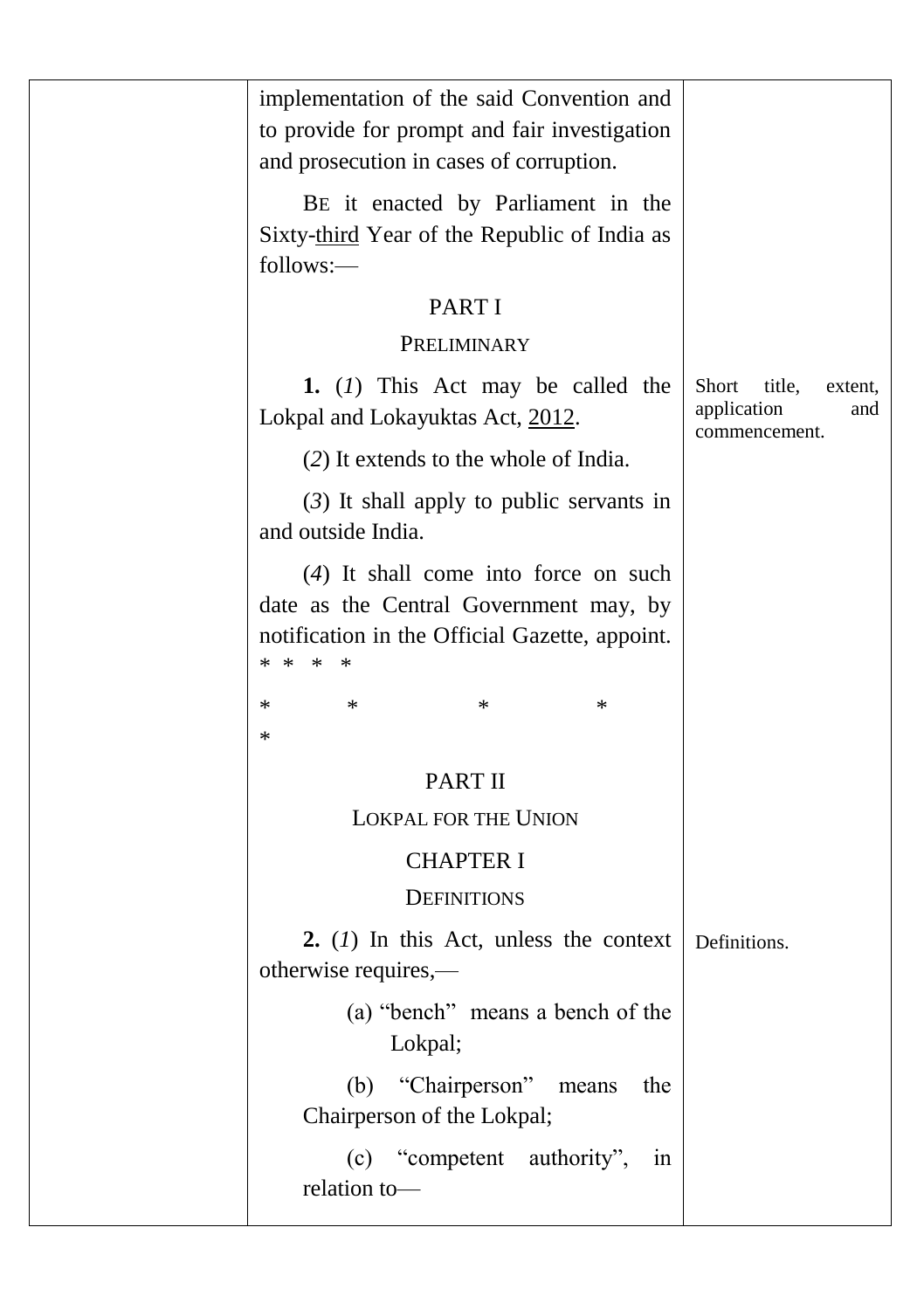implementation of the said Convention and to provide for prompt and fair investigation and prosecution in cases of corruption.

BE it enacted by Parliament in the Sixty-<u>third</u> Year of the Republic of India as follows:—

## PART I

### PRELIMINARY

Short title, extent, application and commencement.

**1.** (*1*) This Act may be called the Lokpal and Lokayuktas Act, <u>2012</u>.

(*2*) It extends to the whole of India.

(*3*) It shall apply to public servants in and outside India.

(*4*) It shall come into force on such date as the Central Government may, by notification in the Official Gazette, appoint.

\* \* \* \*

\* \* \* \* \*

## PART II

### LOKPAL FOR THE UNION

### CHAPTER I

### DEFINITIONS

Definitions.

**2.** (*1*) In this Act, unless the context otherwise requires,—

(a) "bench" means a bench of the Lokpal;

(b) "Chairperson" means the Chairperson of the Lokpal;

(c) "competent authority", in relation to—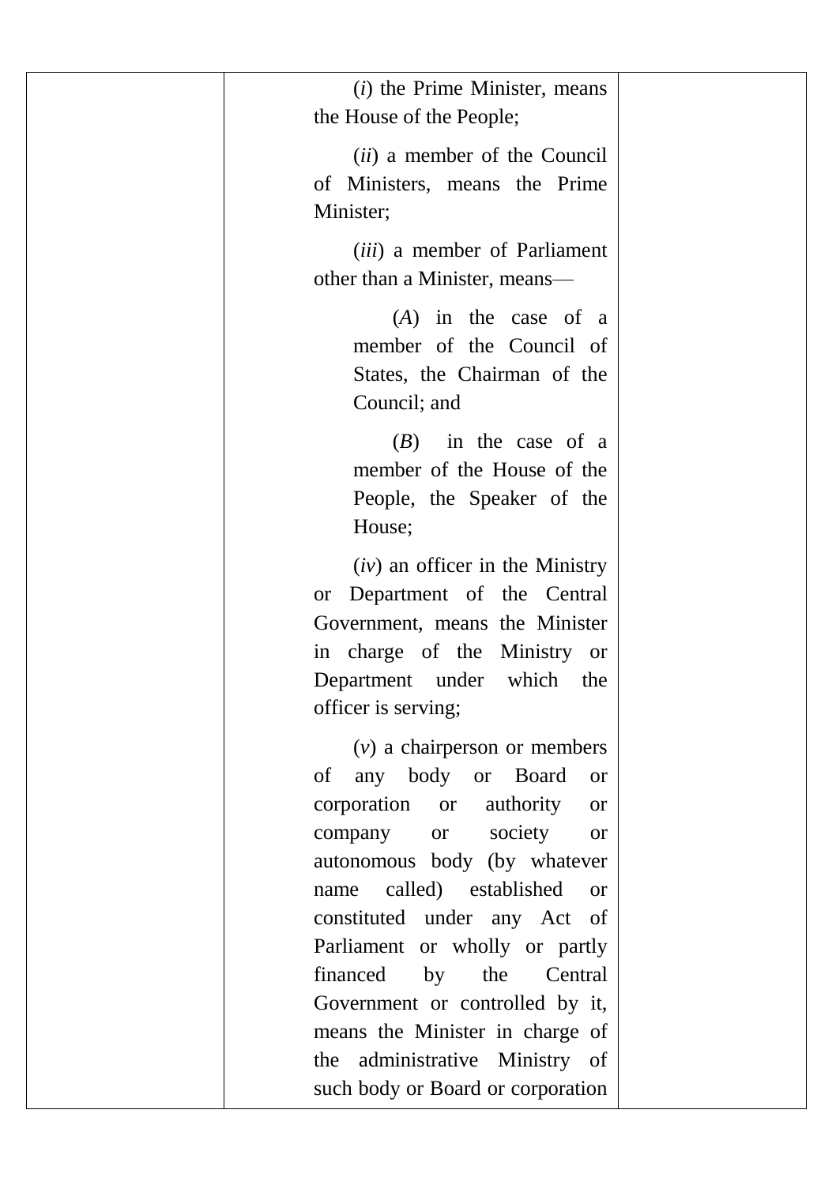| | | |
|---|---|---|
| | (*i*) the Prime Minister, means the House of the People;<br><br>(*ii*) a member of the Council of Ministers, means the Prime Minister;<br><br>(*iii*) a member of Parliament other than a Minister, means—<br><br>(*A*) in the case of a member of the Council of States, the Chairman of the Council; and<br><br>(*B*) in the case of a member of the House of the People, the Speaker of the House;<br><br>(*iv*) an officer in the Ministry or Department of the Central Government, means the Minister in charge of the Ministry or Department under which the officer is serving;<br><br>(*v*) a chairperson or members of any body or Board or corporation or authority or company or society or autonomous body (by whatever name called) established or constituted under any Act of Parliament or wholly or partly financed by the Central Government or controlled by it, means the Minister in charge of the administrative Ministry of such body or Board or corporation | |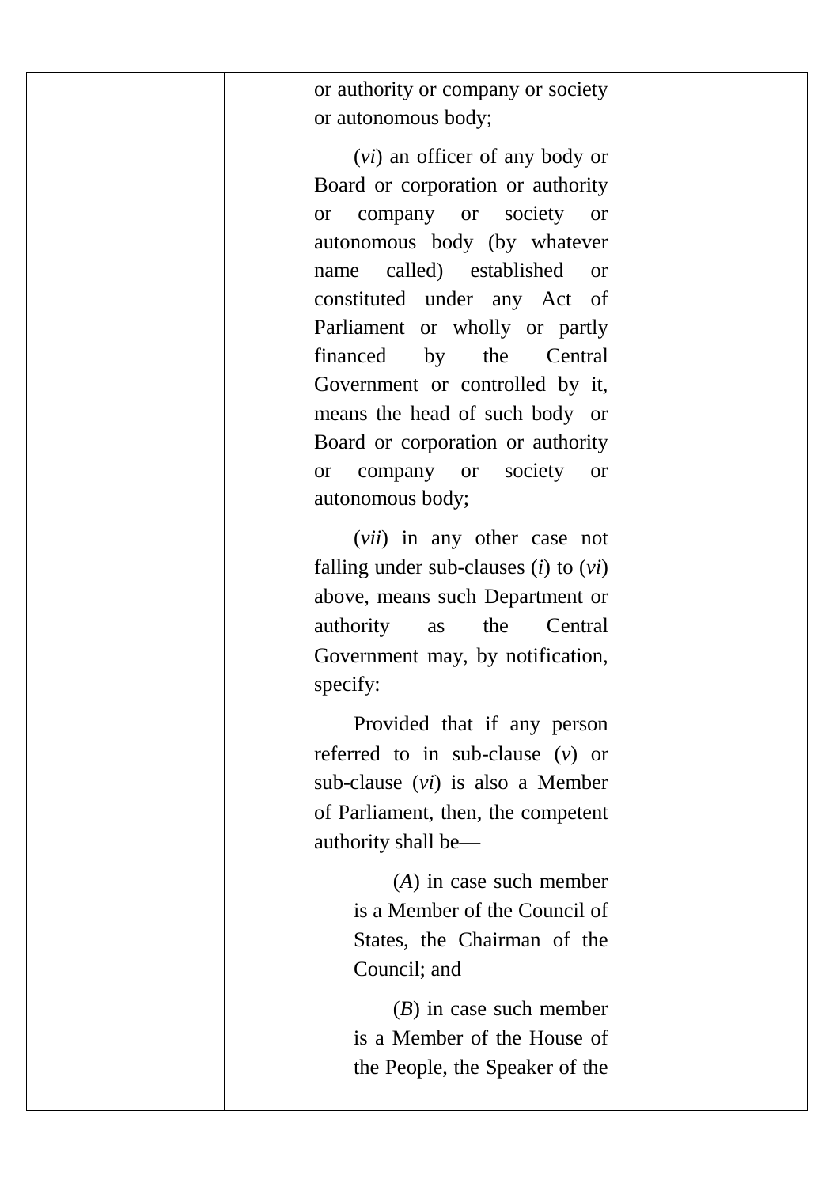| | | |
|---|---|---|
| | or authority or company or society or autonomous body;<br><br>(*vi*) an officer of any body or Board or corporation or authority or company or society or autonomous body (by whatever name called) established or constituted under any Act of Parliament or wholly or partly financed by the Central Government or controlled by it, means the head of such body or Board or corporation or authority or company or society or autonomous body;<br><br>(*vii*) in any other case not falling under sub-clauses (*i*) to (*vi*) above, means such Department or authority as the Central Government may, by notification, specify:<br><br>Provided that if any person referred to in sub-clause (*v*) or sub-clause (*vi*) is also a Member of Parliament, then, the competent authority shall be—<br><br>(*A*) in case such member is a Member of the Council of States, the Chairman of the Council; and<br><br>(*B*) in case such member is a Member of the House of the People, the Speaker of the | |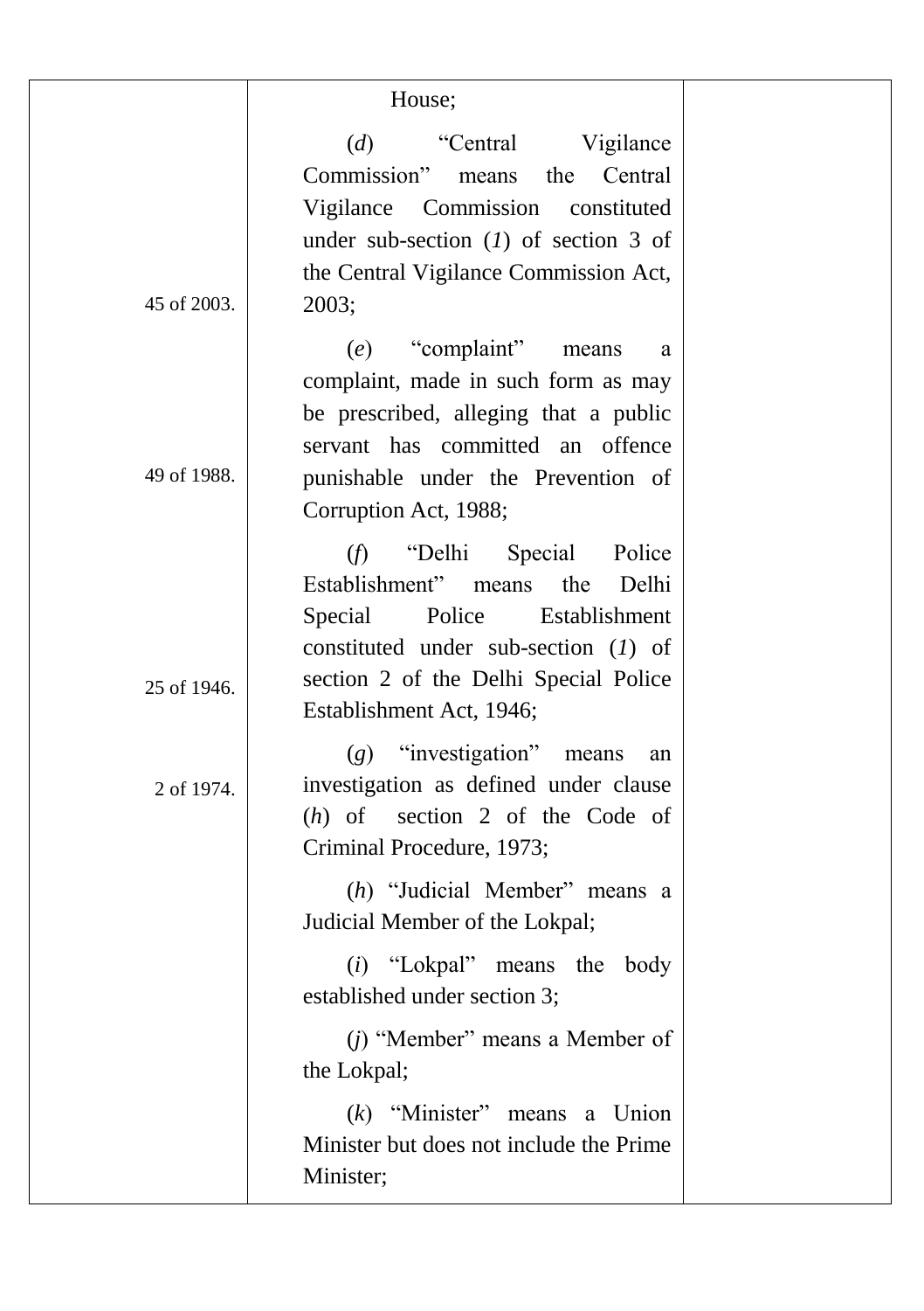House;

(*d*) "Central Vigilance Commission" means the Central Vigilance Commission constituted under sub-section (*1*) of section 3 of the Central Vigilance Commission Act, 2003; — 45 of 2003.

(*e*) "complaint" means a complaint, made in such form as may be prescribed, alleging that a public servant has committed an offence punishable under the Prevention of Corruption Act, 1988; — 49 of 1988.

(*f*) "Delhi Special Police Establishment" means the Delhi Special Police Establishment constituted under sub-section (*1*) of section 2 of the Delhi Special Police Establishment Act, 1946; — 25 of 1946.

(*g*) "investigation" means an investigation as defined under clause (*h*) of section 2 of the Code of Criminal Procedure, 1973; — 2 of 1974.

(*h*) "Judicial Member" means a Judicial Member of the Lokpal;

(*i*) "Lokpal" means the body established under section 3;

(*j*) "Member" means a Member of the Lokpal;

(*k*) "Minister" means a Union Minister but does not include the Prime Minister;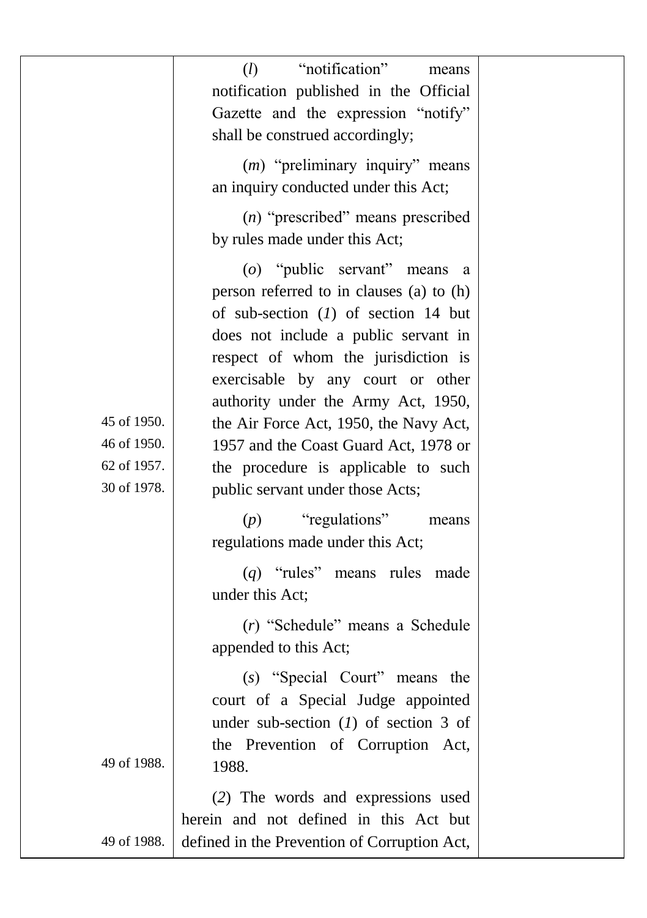(*l*) "notification" means notification published in the Official Gazette and the expression "notify" shall be construed accordingly;

(*m*) "preliminary inquiry" means an inquiry conducted under this Act;

(*n*) "prescribed" means prescribed by rules made under this Act;

(*o*) "public servant" means a person referred to in clauses (a) to (h) of sub-section (*1*) of section 14 but does not include a public servant in respect of whom the jurisdiction is exercisable by any court or other authority under the Army Act, 1950, the Air Force Act, 1950, the Navy Act, 1957 and the Coast Guard Act, 1978 or the procedure is applicable to such public servant under those Acts;

45 of 1950.
46 of 1950.
62 of 1957.
30 of 1978.

(*p*) "regulations" means regulations made under this Act;

(*q*) "rules" means rules made under this Act;

(*r*) "Schedule" means a Schedule appended to this Act;

(*s*) "Special Court" means the court of a Special Judge appointed under sub-section (*1*) of section 3 of the Prevention of Corruption Act, 1988.

49 of 1988.

(*2*) The words and expressions used herein and not defined in this Act but defined in the Prevention of Corruption Act,

49 of 1988.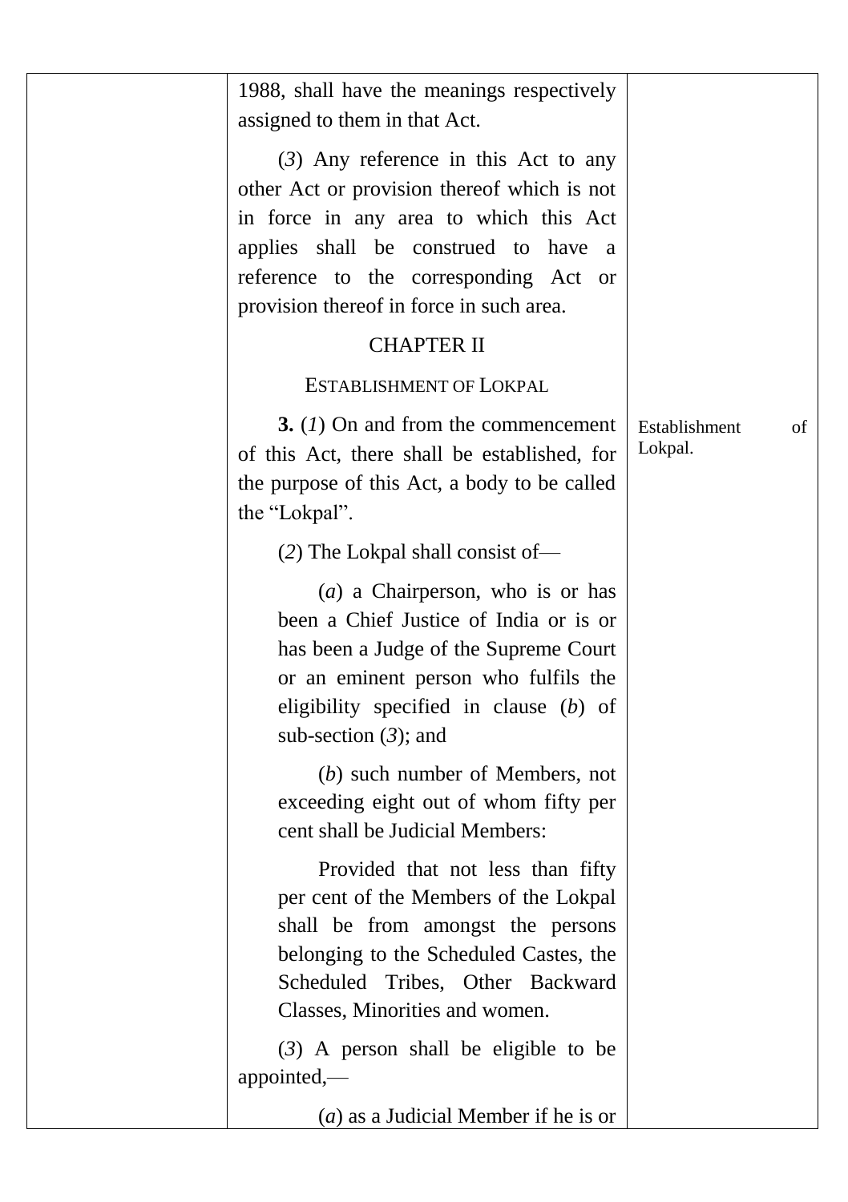1988, shall have the meanings respectively assigned to them in that Act.

(*3*) Any reference in this Act to any other Act or provision thereof which is not in force in any area to which this Act applies shall be construed to have a reference to the corresponding Act or provision thereof in force in such area.

## CHAPTER II

### ESTABLISHMENT OF LOKPAL

Establishment of Lokpal.

**3.** (*1*) On and from the commencement of this Act, there shall be established, for the purpose of this Act, a body to be called the "Lokpal".

(*2*) The Lokpal shall consist of—

(*a*) a Chairperson, who is or has been a Chief Justice of India or is or has been a Judge of the Supreme Court or an eminent person who fulfils the eligibility specified in clause (*b*) of sub-section (*3*); and

(*b*) such number of Members, not exceeding eight out of whom fifty per cent shall be Judicial Members:

Provided that not less than fifty per cent of the Members of the Lokpal shall be from amongst the persons belonging to the Scheduled Castes, the Scheduled Tribes, Other Backward Classes, Minorities and women.

(*3*) A person shall be eligible to be appointed,—

(*a*) as a Judicial Member if he is or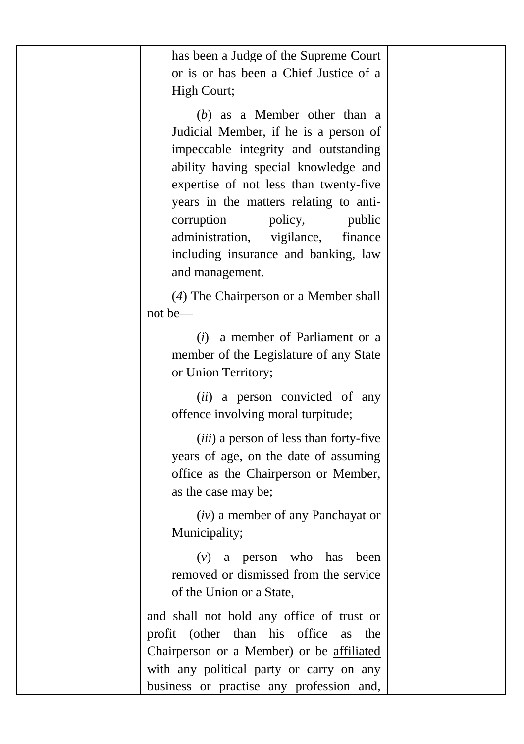| | has been a Judge of the Supreme Court or is or has been a Chief Justice of a High Court;<br><br>(*b*) as a Member other than a Judicial Member, if he is a person of impeccable integrity and outstanding ability having special knowledge and expertise of not less than twenty-five years in the matters relating to anti-corruption policy, public administration, vigilance, finance including insurance and banking, law and management.<br><br>(*4*) The Chairperson or a Member shall not be—<br><br>(*i*) a member of Parliament or a member of the Legislature of any State or Union Territory;<br><br>(*ii*) a person convicted of any offence involving moral turpitude;<br><br>(*iii*) a person of less than forty-five years of age, on the date of assuming office as the Chairperson or Member, as the case may be;<br><br>(*iv*) a member of any Panchayat or Municipality;<br><br>(*v*) a person who has been removed or dismissed from the service of the Union or a State,<br><br>and shall not hold any office of trust or profit (other than his office as the Chairperson or a Member) or be <u>affiliated</u> with any political party or carry on any business or practise any profession and, | |
|---|---|---|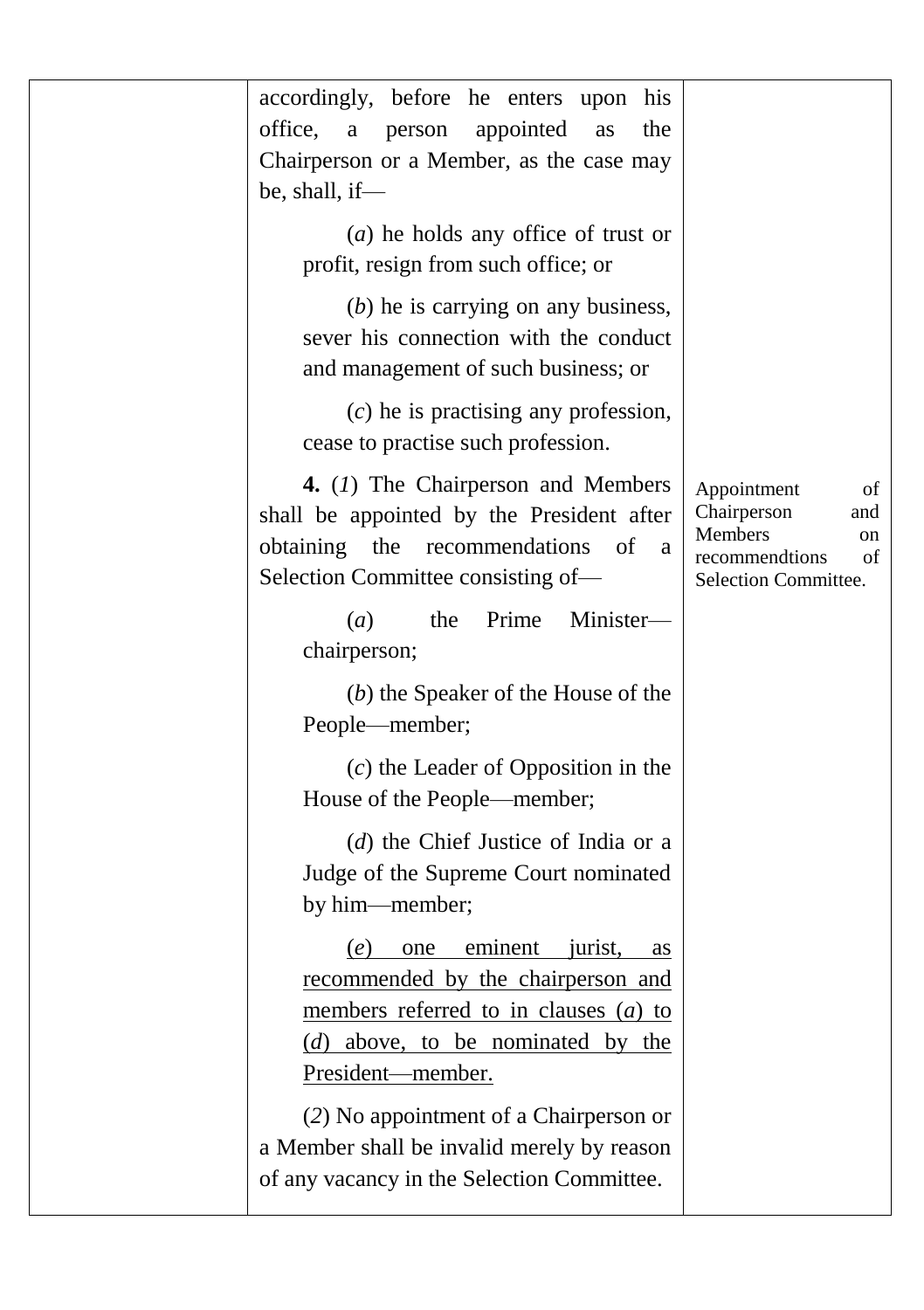accordingly, before he enters upon his office, a person appointed as the Chairperson or a Member, as the case may be, shall, if—

(*a*) he holds any office of trust or profit, resign from such office; or

(*b*) he is carrying on any business, sever his connection with the conduct and management of such business; or

(*c*) he is practising any profession, cease to practise such profession.

Appointment of Chairperson and Members on recommendtions of Selection Committee.

**4.** (*1*) The Chairperson and Members shall be appointed by the President after obtaining the recommendations of a Selection Committee consisting of—

(*a*) the Prime Minister—chairperson;

(*b*) the Speaker of the House of the People—member;

(*c*) the Leader of Opposition in the House of the People—member;

(*d*) the Chief Justice of India or a Judge of the Supreme Court nominated by him—member;

<u>(*e*) one eminent jurist, as recommended by the chairperson and members referred to in clauses (*a*) to (*d*) above, to be nominated by the President—member.</u>

(*2*) No appointment of a Chairperson or a Member shall be invalid merely by reason of any vacancy in the Selection Committee.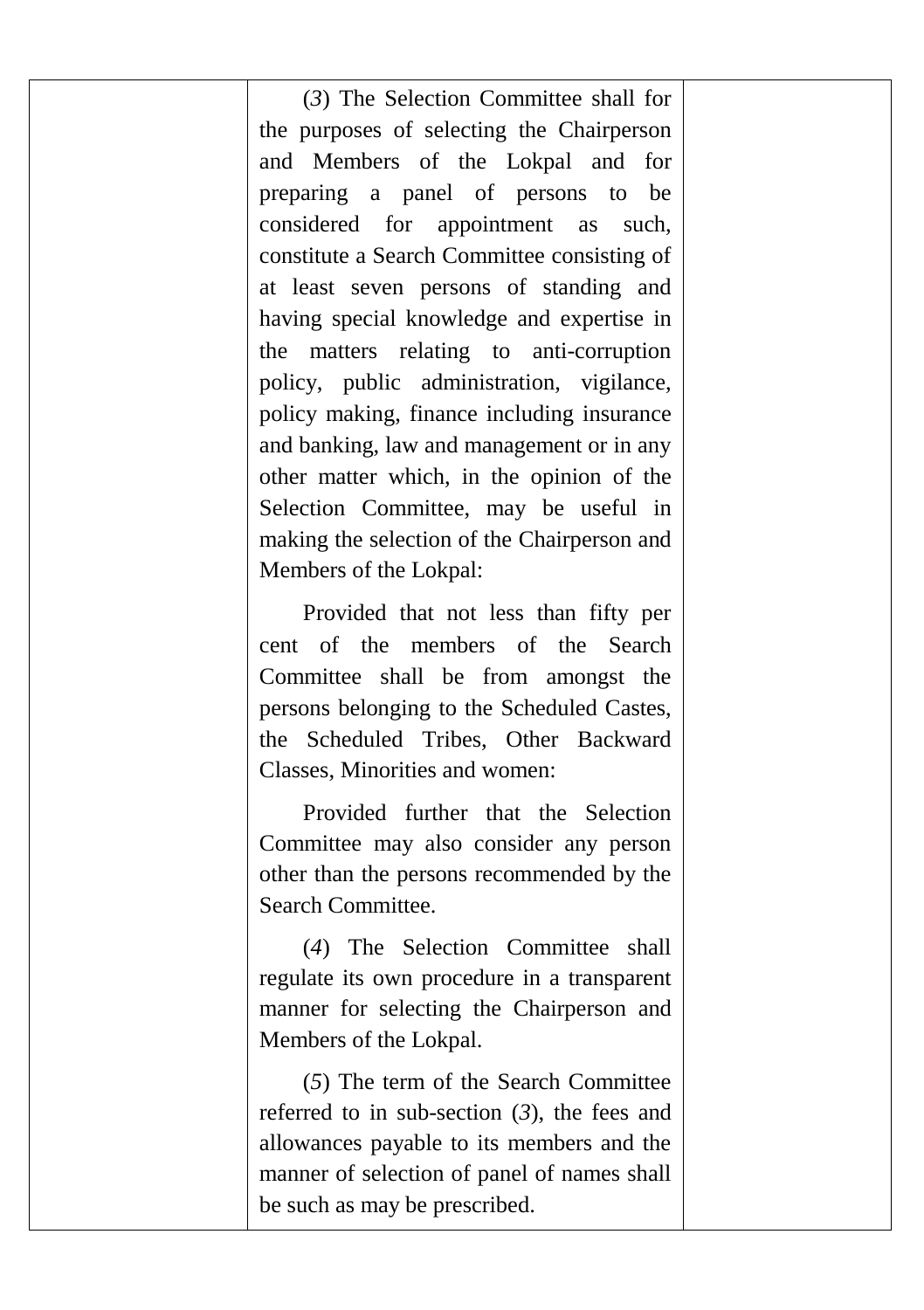| | | |
|---|---|---|
| | (*3*) The Selection Committee shall for the purposes of selecting the Chairperson and Members of the Lokpal and for preparing a panel of persons to be considered for appointment as such, constitute a Search Committee consisting of at least seven persons of standing and having special knowledge and expertise in the matters relating to anti-corruption policy, public administration, vigilance, policy making, finance including insurance and banking, law and management or in any other matter which, in the opinion of the Selection Committee, may be useful in making the selection of the Chairperson and Members of the Lokpal:<br><br>Provided that not less than fifty per cent of the members of the Search Committee shall be from amongst the persons belonging to the Scheduled Castes, the Scheduled Tribes, Other Backward Classes, Minorities and women:<br><br>Provided further that the Selection Committee may also consider any person other than the persons recommended by the Search Committee.<br><br>(*4*) The Selection Committee shall regulate its own procedure in a transparent manner for selecting the Chairperson and Members of the Lokpal.<br><br>(*5*) The term of the Search Committee referred to in sub-section (*3*), the fees and allowances payable to its members and the manner of selection of panel of names shall be such as may be prescribed. | |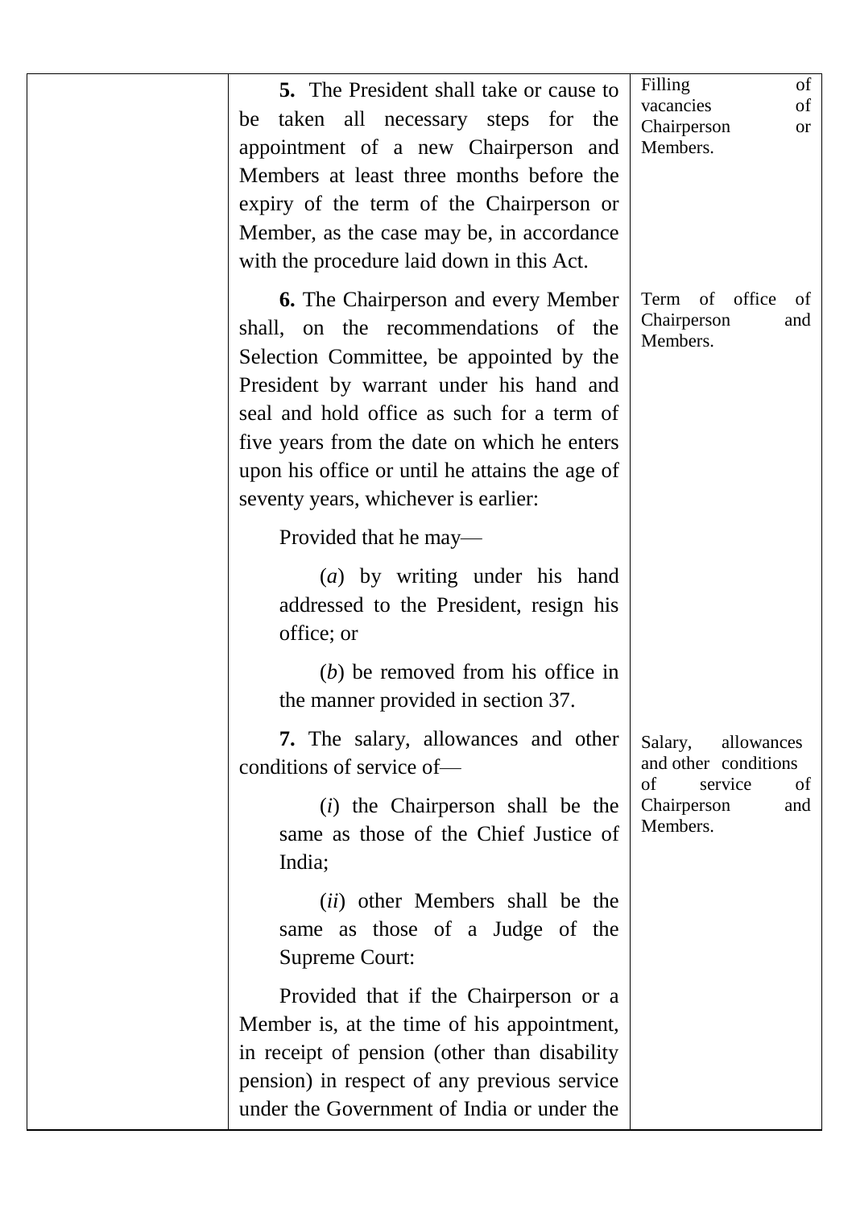**5.** The President shall take or cause to be taken all necessary steps for the appointment of a new Chairperson and Members at least three months before the expiry of the term of the Chairperson or Member, as the case may be, in accordance with the procedure laid down in this Act.

*Filling of vacancies of Chairperson or Members.*

**6.** The Chairperson and every Member shall, on the recommendations of the Selection Committee, be appointed by the President by warrant under his hand and seal and hold office as such for a term of five years from the date on which he enters upon his office or until he attains the age of seventy years, whichever is earlier:

*Term of office of Chairperson and Members.*

Provided that he may—

(*a*) by writing under his hand addressed to the President, resign his office; or

(*b*) be removed from his office in the manner provided in section 37.

**7.** The salary, allowances and other conditions of service of—

*Salary, allowances and other conditions of service of Chairperson and Members.*

(*i*) the Chairperson shall be the same as those of the Chief Justice of India;

(*ii*) other Members shall be the same as those of a Judge of the Supreme Court:

Provided that if the Chairperson or a Member is, at the time of his appointment, in receipt of pension (other than disability pension) in respect of any previous service under the Government of India or under the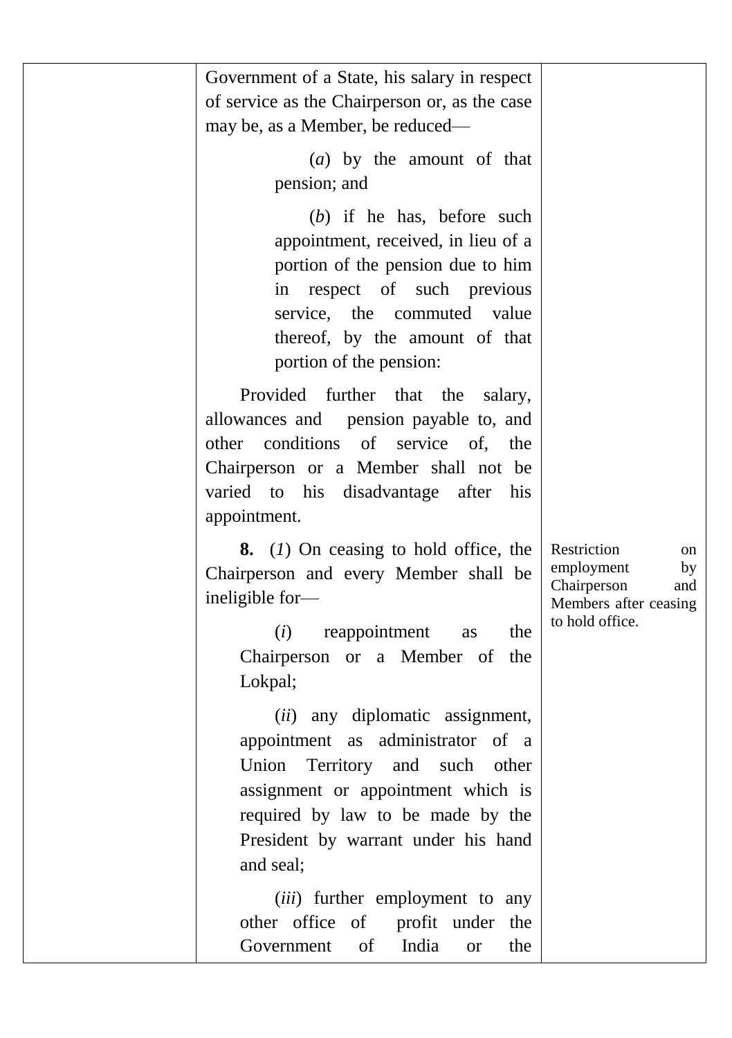Government of a State, his salary in respect of service as the Chairperson or, as the case may be, as a Member, be reduced—

(*a*) by the amount of that pension; and

(*b*) if he has, before such appointment, received, in lieu of a portion of the pension due to him in respect of such previous service, the commuted value thereof, by the amount of that portion of the pension:

Provided further that the salary, allowances and pension payable to, and other conditions of service of, the Chairperson or a Member shall not be varied to his disadvantage after his appointment.

*Restriction on employment by Chairperson and Members after ceasing to hold office.*

**8.** (*1*) On ceasing to hold office, the Chairperson and every Member shall be ineligible for—

(*i*) reappointment as the Chairperson or a Member of the Lokpal;

(*ii*) any diplomatic assignment, appointment as administrator of a Union Territory and such other assignment or appointment which is required by law to be made by the President by warrant under his hand and seal;

(*iii*) further employment to any other office of profit under the Government of India or the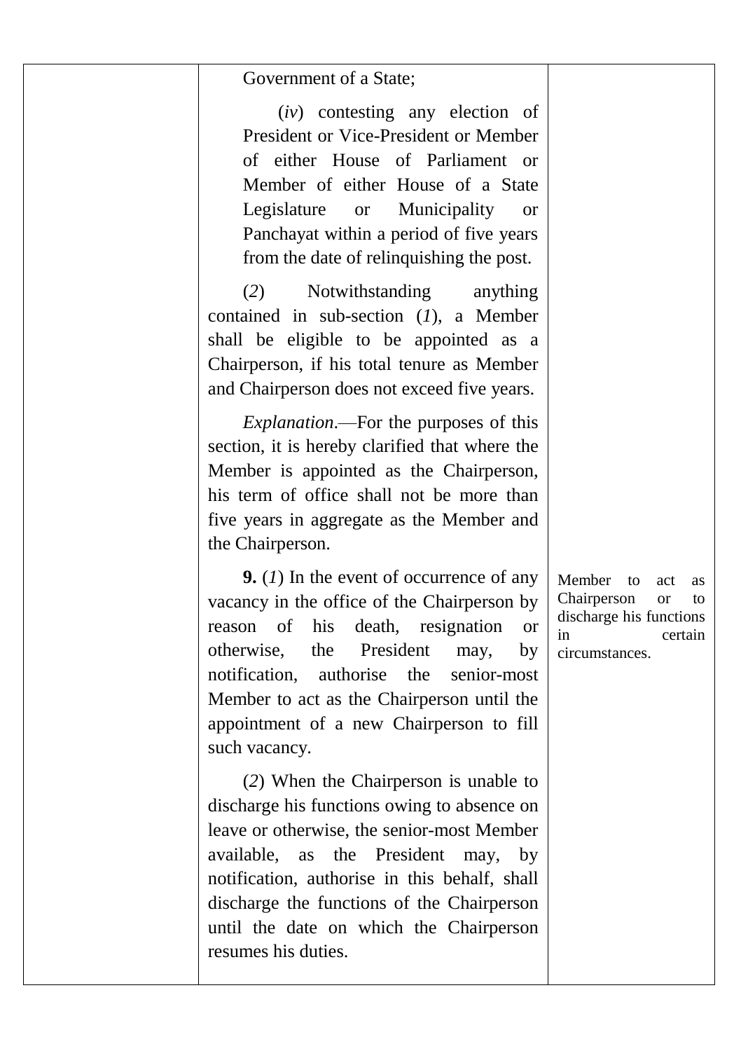Government of a State;

(*iv*) contesting any election of President or Vice-President or Member of either House of Parliament or Member of either House of a State Legislature or Municipality or Panchayat within a period of five years from the date of relinquishing the post.

(*2*) Notwithstanding anything contained in sub-section (*1*), a Member shall be eligible to be appointed as a Chairperson, if his total tenure as Member and Chairperson does not exceed five years.

*Explanation*.—For the purposes of this section, it is hereby clarified that where the Member is appointed as the Chairperson, his term of office shall not be more than five years in aggregate as the Member and the Chairperson.

Member to act as Chairperson or to discharge his functions in certain circumstances.

**9.** (*1*) In the event of occurrence of any vacancy in the office of the Chairperson by reason of his death, resignation or otherwise, the President may, by notification, authorise the senior-most Member to act as the Chairperson until the appointment of a new Chairperson to fill such vacancy.

(*2*) When the Chairperson is unable to discharge his functions owing to absence on leave or otherwise, the senior-most Member available, as the President may, by notification, authorise in this behalf, shall discharge the functions of the Chairperson until the date on which the Chairperson resumes his duties.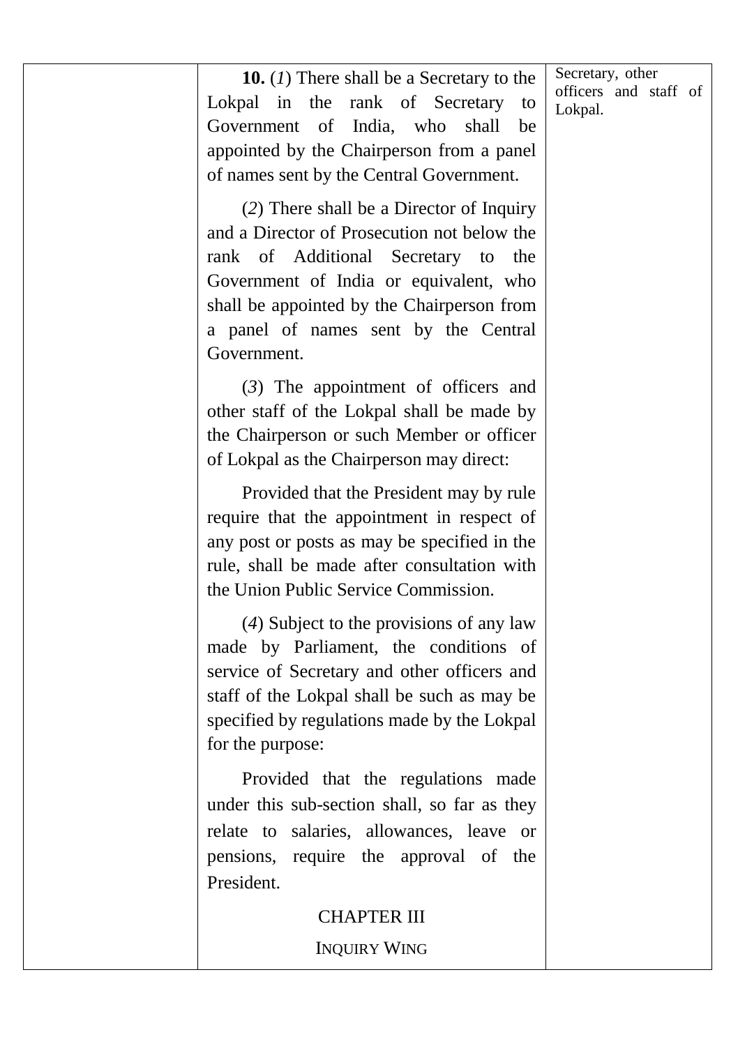Secretary, other officers and staff of Lokpal.

**10.** (*1*) There shall be a Secretary to the Lokpal in the rank of Secretary to Government of India, who shall be appointed by the Chairperson from a panel of names sent by the Central Government.

(*2*) There shall be a Director of Inquiry and a Director of Prosecution not below the rank of Additional Secretary to the Government of India or equivalent, who shall be appointed by the Chairperson from a panel of names sent by the Central Government.

(*3*) The appointment of officers and other staff of the Lokpal shall be made by the Chairperson or such Member or officer of Lokpal as the Chairperson may direct:

Provided that the President may by rule require that the appointment in respect of any post or posts as may be specified in the rule, shall be made after consultation with the Union Public Service Commission.

(*4*) Subject to the provisions of any law made by Parliament, the conditions of service of Secretary and other officers and staff of the Lokpal shall be such as may be specified by regulations made by the Lokpal for the purpose:

Provided that the regulations made under this sub-section shall, so far as they relate to salaries, allowances, leave or pensions, require the approval of the President.

## CHAPTER III

## INQUIRY WING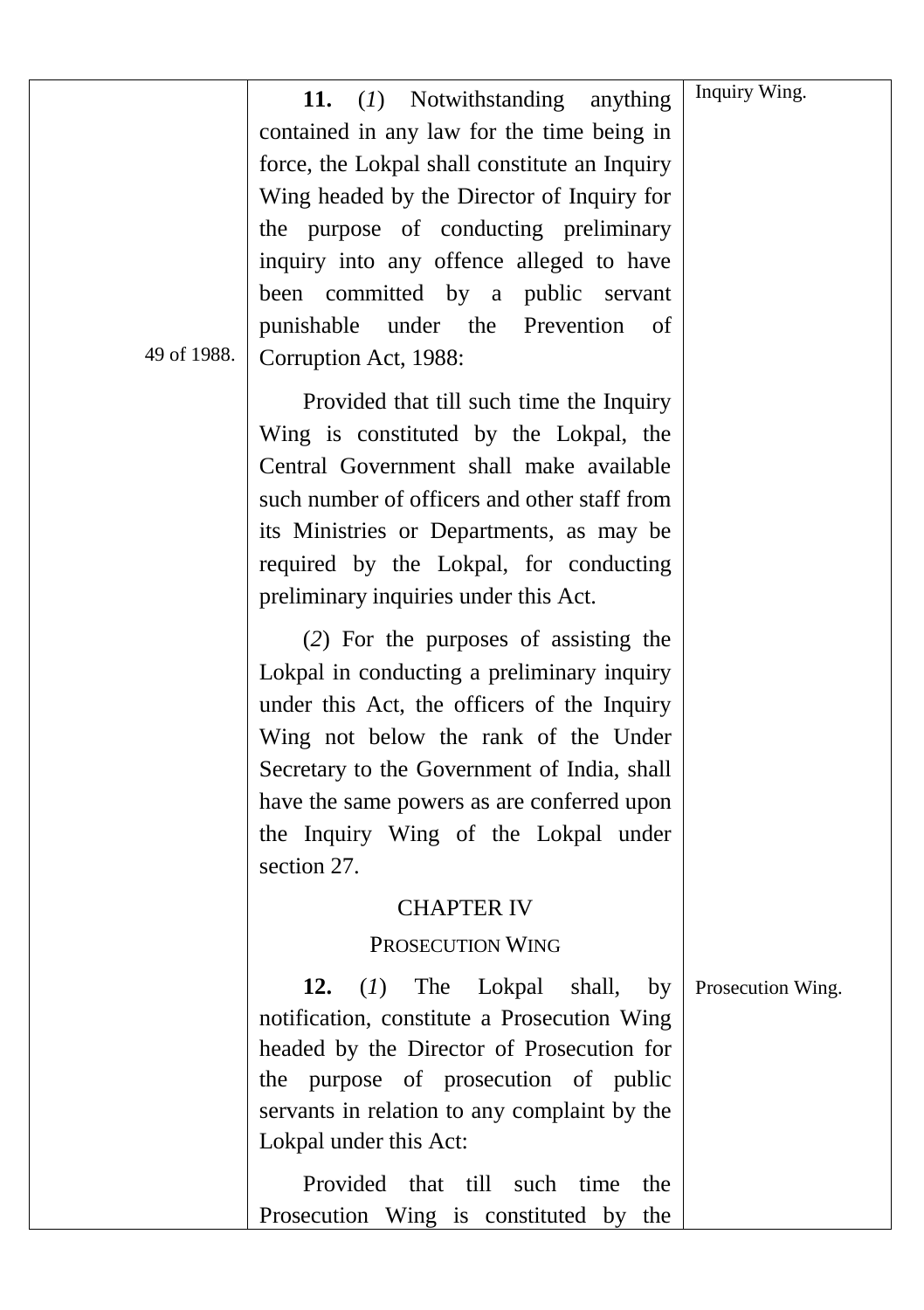Inquiry Wing.

**11.** (*1*) Notwithstanding anything contained in any law for the time being in force, the Lokpal shall constitute an Inquiry Wing headed by the Director of Inquiry for the purpose of conducting preliminary inquiry into any offence alleged to have been committed by a public servant punishable under the Prevention of Corruption Act, 1988:

49 of 1988.

Provided that till such time the Inquiry Wing is constituted by the Lokpal, the Central Government shall make available such number of officers and other staff from its Ministries or Departments, as may be required by the Lokpal, for conducting preliminary inquiries under this Act.

(*2*) For the purposes of assisting the Lokpal in conducting a preliminary inquiry under this Act, the officers of the Inquiry Wing not below the rank of the Under Secretary to the Government of India, shall have the same powers as are conferred upon the Inquiry Wing of the Lokpal under section 27.

## CHAPTER IV

### PROSECUTION WING

Prosecution Wing.

**12.** (*1*) The Lokpal shall, by notification, constitute a Prosecution Wing headed by the Director of Prosecution for the purpose of prosecution of public servants in relation to any complaint by the Lokpal under this Act:

Provided that till such time the Prosecution Wing is constituted by the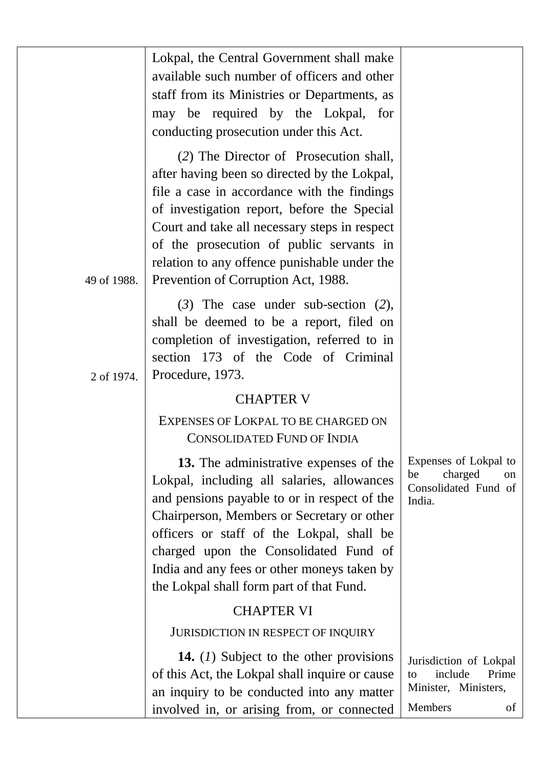Lokpal, the Central Government shall make available such number of officers and other staff from its Ministries or Departments, as may be required by the Lokpal, for conducting prosecution under this Act.

(*2*) The Director of Prosecution shall, after having been so directed by the Lokpal, file a case in accordance with the findings of investigation report, before the Special Court and take all necessary steps in respect of the prosecution of public servants in relation to any offence punishable under the Prevention of Corruption Act, 1988. (49 of 1988.)

(*3*) The case under sub-section (*2*), shall be deemed to be a report, filed on completion of investigation, referred to in section 173 of the Code of Criminal Procedure, 1973. (2 of 1974.)

## CHAPTER V

### EXPENSES OF LOKPAL TO BE CHARGED ON CONSOLIDATED FUND OF INDIA

*Expenses of Lokpal to be charged on Consolidated Fund of India.*

**13.** The administrative expenses of the Lokpal, including all salaries, allowances and pensions payable to or in respect of the Chairperson, Members or Secretary or other officers or staff of the Lokpal, shall be charged upon the Consolidated Fund of India and any fees or other moneys taken by the Lokpal shall form part of that Fund.

## CHAPTER VI

### JURISDICTION IN RESPECT OF INQUIRY

*Jurisdiction of Lokpal to include Prime Minister, Ministers, Members of*

**14.** (*1*) Subject to the other provisions of this Act, the Lokpal shall inquire or cause an inquiry to be conducted into any matter involved in, or arising from, or connected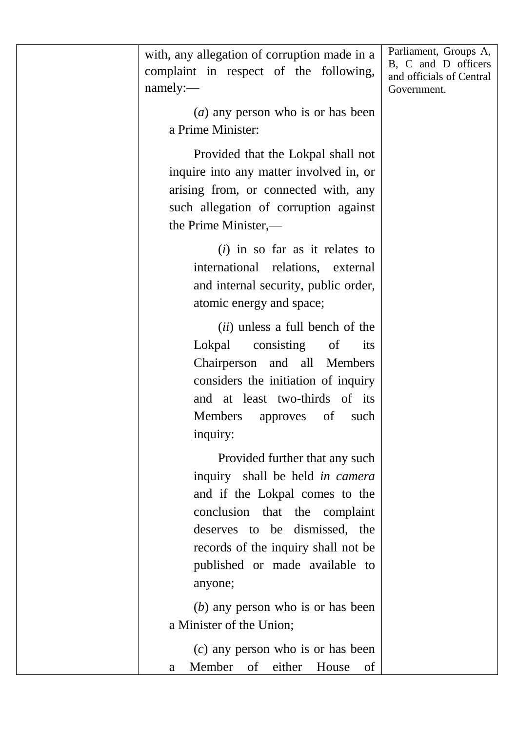| | | |
|---|---|---|
| | with, any allegation of corruption made in a complaint in respect of the following, namely:—<br><br>(*a*) any person who is or has been a Prime Minister:<br><br>Provided that the Lokpal shall not inquire into any matter involved in, or arising from, or connected with, any such allegation of corruption against the Prime Minister,—<br><br>(*i*) in so far as it relates to international relations, external and internal security, public order, atomic energy and space;<br><br>(*ii*) unless a full bench of the Lokpal consisting of its Chairperson and all Members considers the initiation of inquiry and at least two-thirds of its Members approves of such inquiry:<br><br>Provided further that any such inquiry shall be held *in camera* and if the Lokpal comes to the conclusion that the complaint deserves to be dismissed, the records of the inquiry shall not be published or made available to anyone;<br><br>(*b*) any person who is or has been a Minister of the Union;<br><br>(*c*) any person who is or has been a Member of either House of | Parliament, Groups A, B, C and D officers and officials of Central Government. |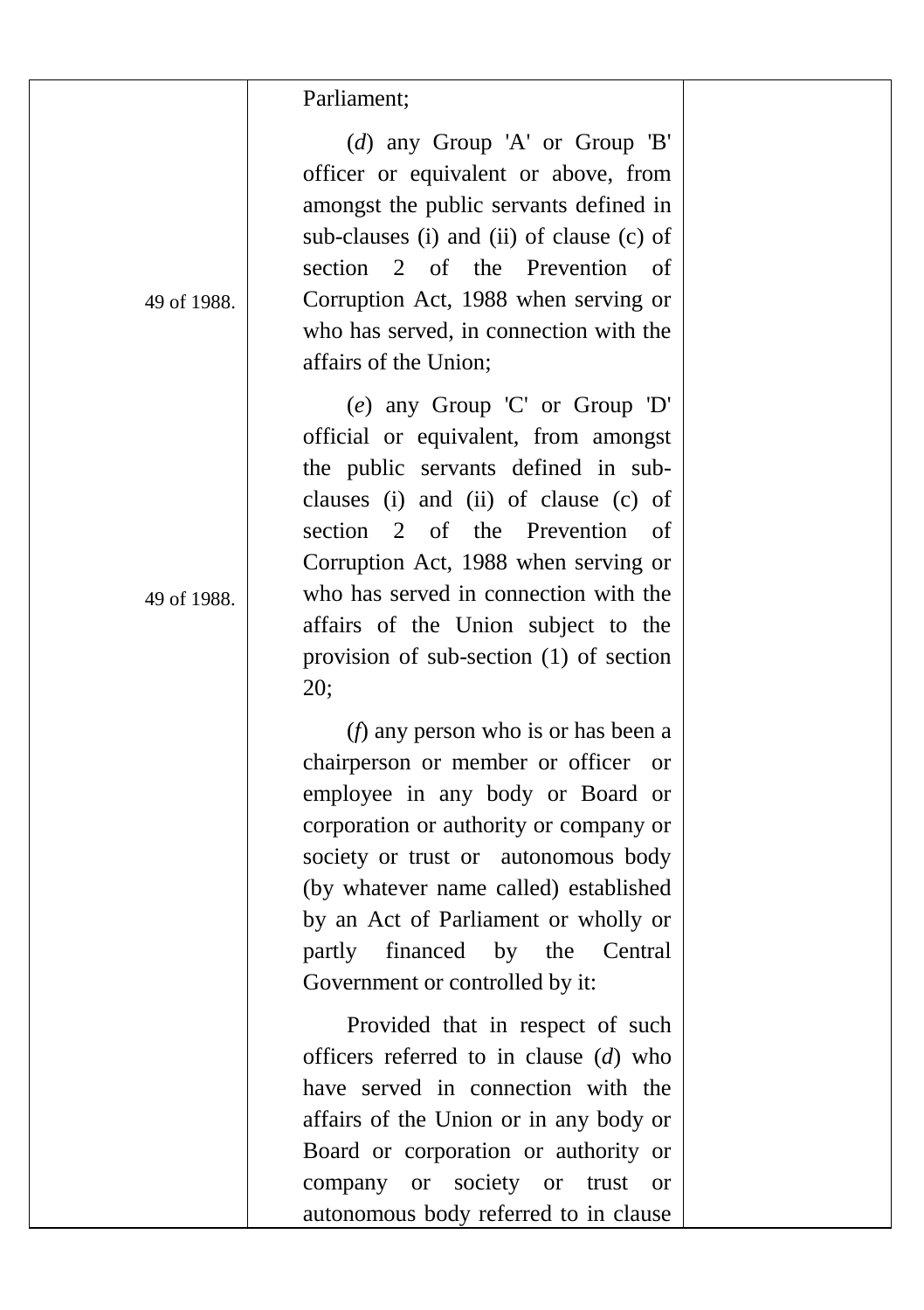| | | |
|---|---|---|
| | Parliament; | |
| 49 of 1988. | (*d*) any Group 'A' or Group 'B' officer or equivalent or above, from amongst the public servants defined in sub-clauses (i) and (ii) of clause (c) of section 2 of the Prevention of Corruption Act, 1988 when serving or who has served, in connection with the affairs of the Union; | |
| 49 of 1988. | (*e*) any Group 'C' or Group 'D' official or equivalent, from amongst the public servants defined in sub-clauses (i) and (ii) of clause (c) of section 2 of the Prevention of Corruption Act, 1988 when serving or who has served in connection with the affairs of the Union subject to the provision of sub-section (1) of section 20; | |
| | (*f*) any person who is or has been a chairperson or member or officer or employee in any body or Board or corporation or authority or company or society or trust or autonomous body (by whatever name called) established by an Act of Parliament or wholly or partly financed by the Central Government or controlled by it: | |
| | Provided that in respect of such officers referred to in clause (*d*) who have served in connection with the affairs of the Union or in any body or Board or corporation or authority or company or society or trust or autonomous body referred to in clause | |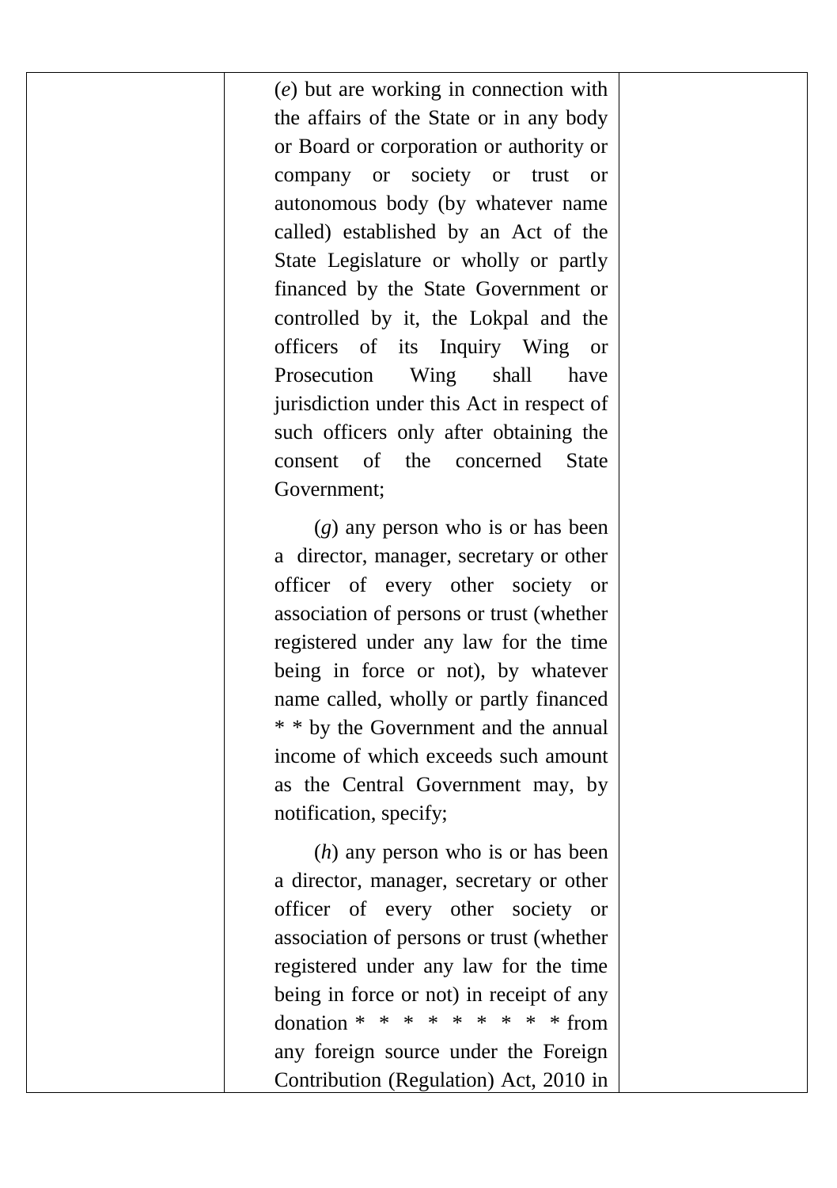|  | (*e*) but are working in connection with the affairs of the State or in any body or Board or corporation or authority or company or society or trust or autonomous body (by whatever name called) established by an Act of the State Legislature or wholly or partly financed by the State Government or controlled by it, the Lokpal and the officers of its Inquiry Wing or Prosecution Wing shall have jurisdiction under this Act in respect of such officers only after obtaining the consent of the concerned State Government;<br><br>(*g*) any person who is or has been a director, manager, secretary or other officer of every other society or association of persons or trust (whether registered under any law for the time being in force or not), by whatever name called, wholly or partly financed * * by the Government and the annual income of which exceeds such amount as the Central Government may, by notification, specify;<br><br>(*h*) any person who is or has been a director, manager, secretary or other officer of every other society or association of persons or trust (whether registered under any law for the time being in force or not) in receipt of any donation * * * * * * * * * from any foreign source under the Foreign Contribution (Regulation) Act, 2010 in |  |
|---|---|---|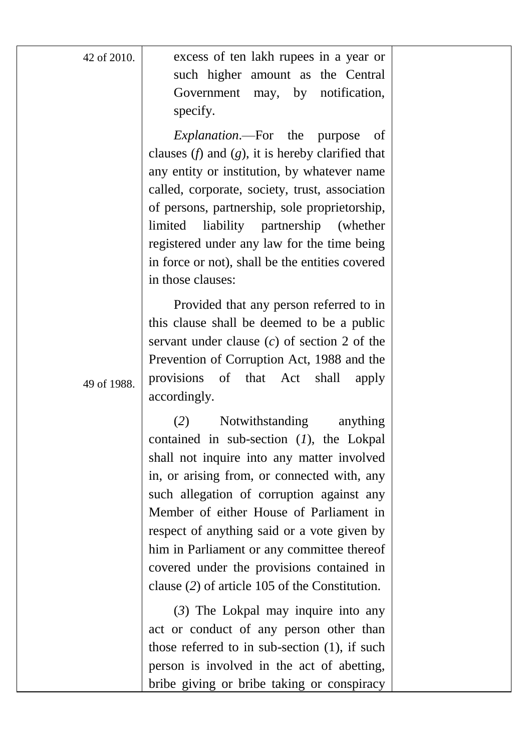| | | |
|---|---|---|
| 42 of 2010. | excess of ten lakh rupees in a year or such higher amount as the Central Government may, by notification, specify. | |
| | *Explanation*.—For the purpose of clauses (*f*) and (*g*), it is hereby clarified that any entity or institution, by whatever name called, corporate, society, trust, association of persons, partnership, sole proprietorship, limited liability partnership (whether registered under any law for the time being in force or not), shall be the entities covered in those clauses: | |
| 49 of 1988. | Provided that any person referred to in this clause shall be deemed to be a public servant under clause (*c*) of section 2 of the Prevention of Corruption Act, 1988 and the provisions of that Act shall apply accordingly. | |
| | (*2*) Notwithstanding anything contained in sub-section (*1*), the Lokpal shall not inquire into any matter involved in, or arising from, or connected with, any such allegation of corruption against any Member of either House of Parliament in respect of anything said or a vote given by him in Parliament or any committee thereof covered under the provisions contained in clause (*2*) of article 105 of the Constitution. | |
| | (*3*) The Lokpal may inquire into any act or conduct of any person other than those referred to in sub-section (1), if such person is involved in the act of abetting, bribe giving or bribe taking or conspiracy | |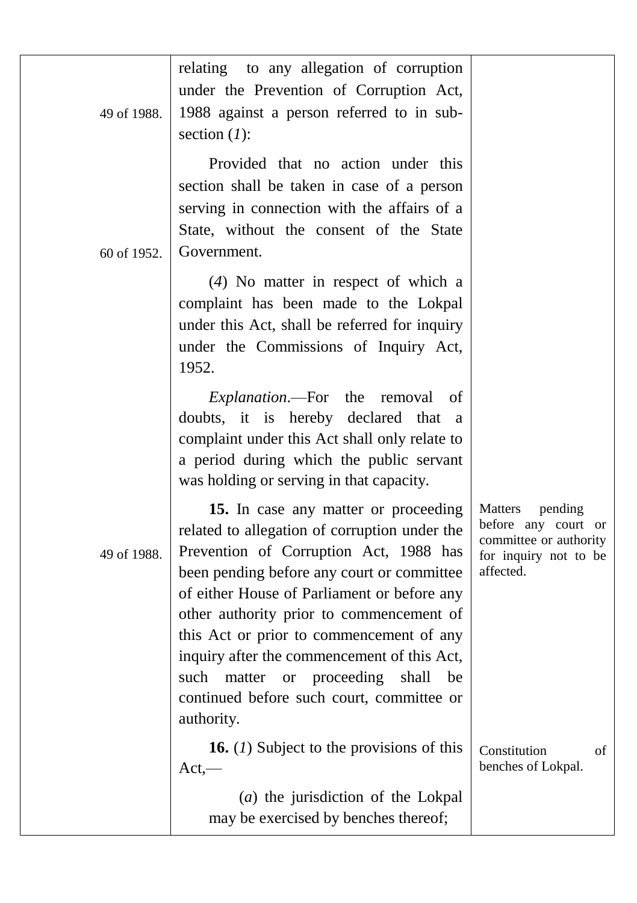relating to any allegation of corruption under the Prevention of Corruption Act, 1988 against a person referred to in sub-section (*1*): *(49 of 1988.)*

Provided that no action under this section shall be taken in case of a person serving in connection with the affairs of a State, without the consent of the State Government.

(*4*) No matter in respect of which a complaint has been made to the Lokpal under this Act, shall be referred for inquiry under the Commissions of Inquiry Act, 1952. *(60 of 1952.)*

*Explanation*.—For the removal of doubts, it is hereby declared that a complaint under this Act shall only relate to a period during which the public servant was holding or serving in that capacity.

*Matters pending before any court or committee or authority for inquiry not to be affected.*

**15.** In case any matter or proceeding related to allegation of corruption under the Prevention of Corruption Act, 1988 has been pending before any court or committee of either House of Parliament or before any other authority prior to commencement of this Act or prior to commencement of any inquiry after the commencement of this Act, such matter or proceeding shall be continued before such court, committee or authority. *(49 of 1988.)*

*Constitution of benches of Lokpal.*

**16.** (*1*) Subject to the provisions of this Act,—

(*a*) the jurisdiction of the Lokpal may be exercised by benches thereof;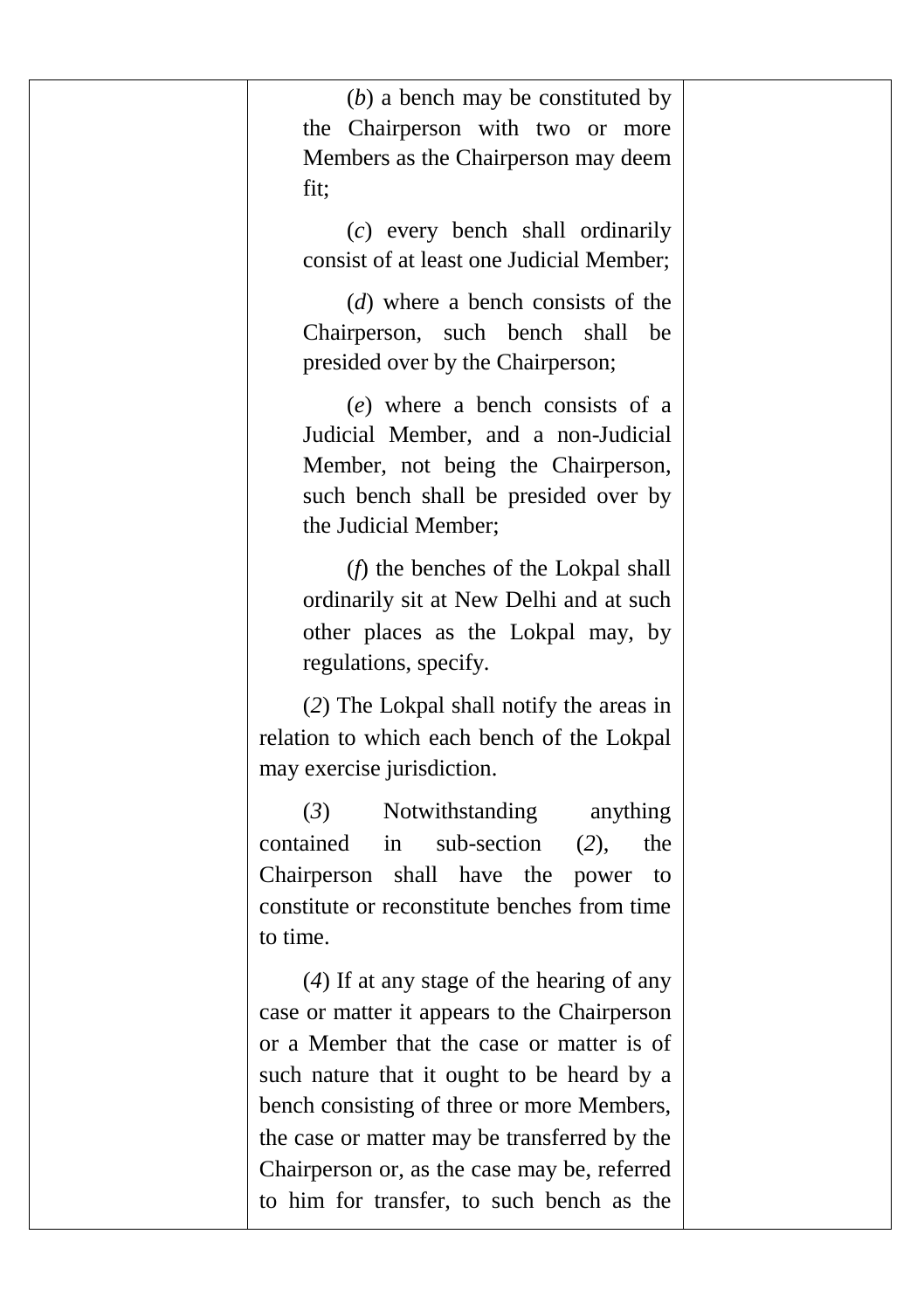| | | |
|---|---|---|
| | (*b*) a bench may be constituted by the Chairperson with two or more Members as the Chairperson may deem fit;<br><br>(*c*) every bench shall ordinarily consist of at least one Judicial Member;<br><br>(*d*) where a bench consists of the Chairperson, such bench shall be presided over by the Chairperson;<br><br>(*e*) where a bench consists of a Judicial Member, and a non-Judicial Member, not being the Chairperson, such bench shall be presided over by the Judicial Member;<br><br>(*f*) the benches of the Lokpal shall ordinarily sit at New Delhi and at such other places as the Lokpal may, by regulations, specify.<br><br>(*2*) The Lokpal shall notify the areas in relation to which each bench of the Lokpal may exercise jurisdiction.<br><br>(*3*) Notwithstanding anything contained in sub-section (*2*), the Chairperson shall have the power to constitute or reconstitute benches from time to time.<br><br>(*4*) If at any stage of the hearing of any case or matter it appears to the Chairperson or a Member that the case or matter is of such nature that it ought to be heard by a bench consisting of three or more Members, the case or matter may be transferred by the Chairperson or, as the case may be, referred to him for transfer, to such bench as the | |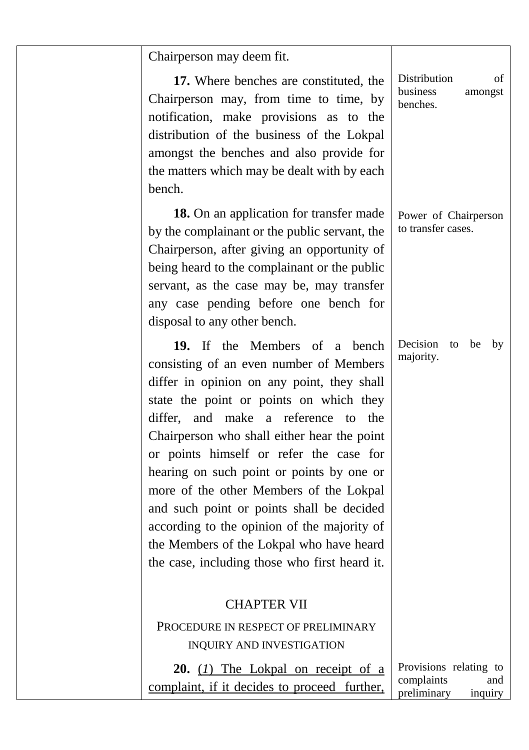Chairperson may deem fit.

**17.** Where benches are constituted, the Chairperson may, from time to time, by notification, make provisions as to the distribution of the business of the Lokpal amongst the benches and also provide for the matters which may be dealt with by each bench.

*Distribution of business amongst benches.*

**18.** On an application for transfer made by the complainant or the public servant, the Chairperson, after giving an opportunity of being heard to the complainant or the public servant, as the case may be, may transfer any case pending before one bench for disposal to any other bench.

*Power of Chairperson to transfer cases.*

**19.** If the Members of a bench consisting of an even number of Members differ in opinion on any point, they shall state the point or points on which they differ, and make a reference to the Chairperson who shall either hear the point or points himself or refer the case for hearing on such point or points by one or more of the other Members of the Lokpal and such point or points shall be decided according to the opinion of the majority of the Members of the Lokpal who have heard the case, including those who first heard it.

*Decision to be by majority.*

## CHAPTER VII

### PROCEDURE IN RESPECT OF PRELIMINARY INQUIRY AND INVESTIGATION

**20.** (*1*) <u>The Lokpal on receipt of a complaint, if it decides to proceed further,</u>

*Provisions relating to complaints and preliminary inquiry*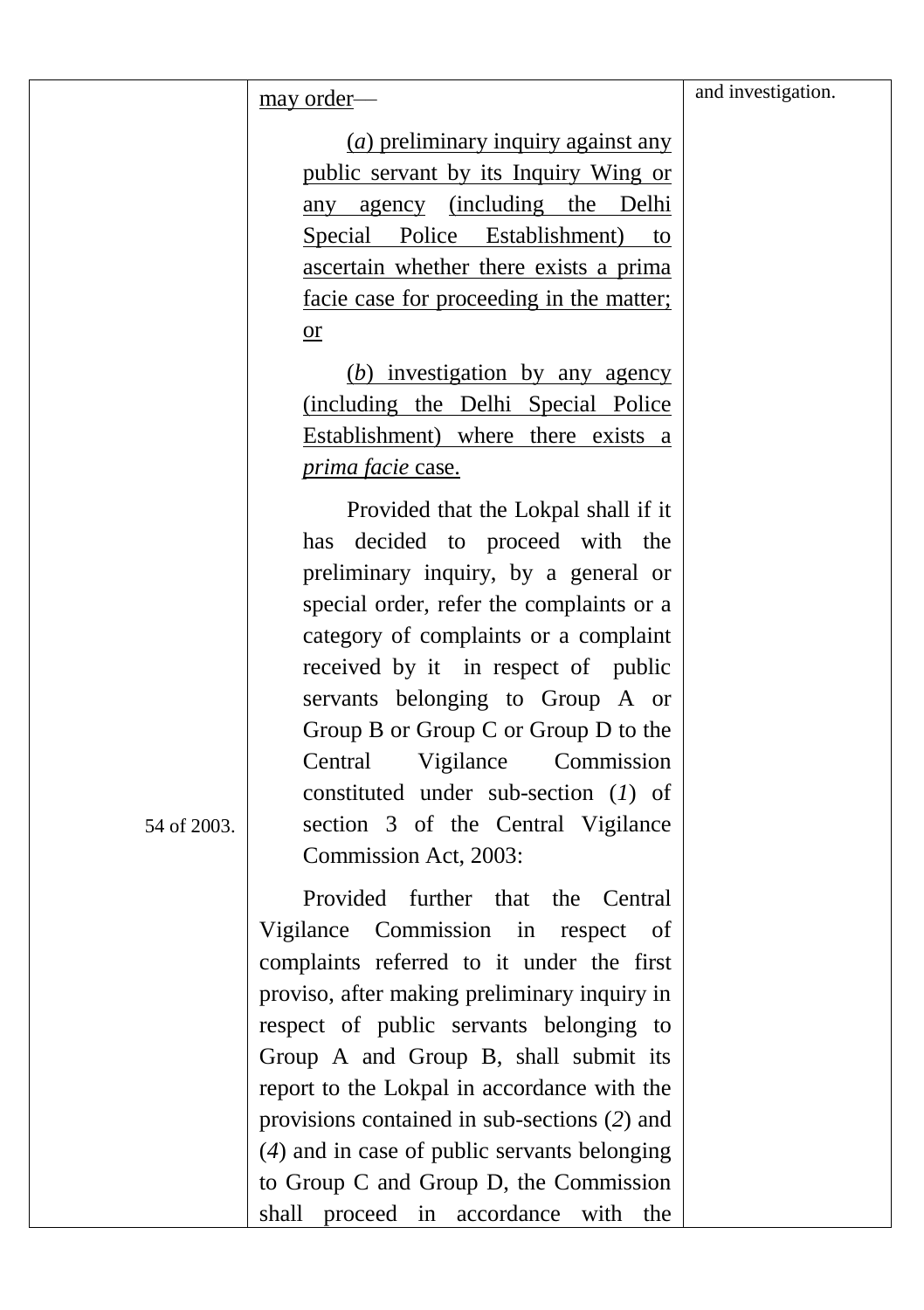| | | |
|---|---|---|
| | may order— | and investigation. |
| | (*a*) preliminary inquiry against any public servant by its Inquiry Wing or any agency (including the Delhi Special Police Establishment) to ascertain whether there exists a prima facie case for proceeding in the matter; or | |
| | (*b*) investigation by any agency (including the Delhi Special Police Establishment) where there exists a *prima facie* case. | |
| 54 of 2003. | Provided that the Lokpal shall if it has decided to proceed with the preliminary inquiry, by a general or special order, refer the complaints or a category of complaints or a complaint received by it in respect of public servants belonging to Group A or Group B or Group C or Group D to the Central Vigilance Commission constituted under sub-section (*1*) of section 3 of the Central Vigilance Commission Act, 2003: | |
| | Provided further that the Central Vigilance Commission in respect of complaints referred to it under the first proviso, after making preliminary inquiry in respect of public servants belonging to Group A and Group B, shall submit its report to the Lokpal in accordance with the provisions contained in sub-sections (*2*) and (*4*) and in case of public servants belonging to Group C and Group D, the Commission shall proceed in accordance with the | |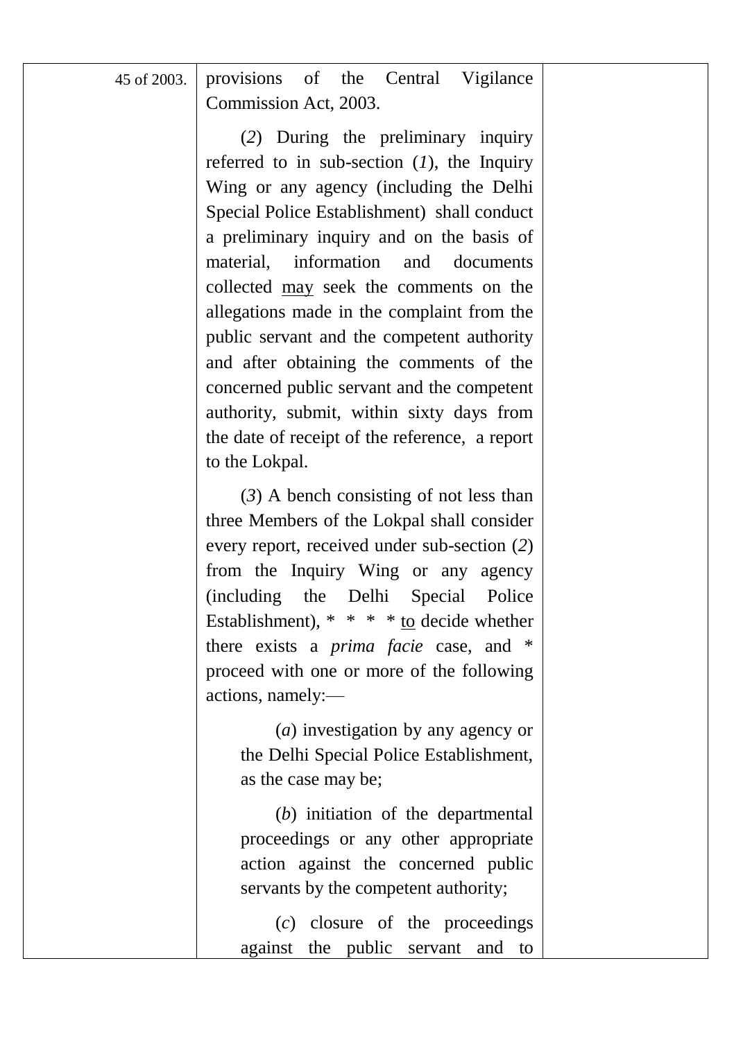| | | |
|---|---|---|
| 45 of 2003. | provisions of the Central Vigilance Commission Act, 2003.<br><br>(*2*) During the preliminary inquiry referred to in sub-section (*1*), the Inquiry Wing or any agency (including the Delhi Special Police Establishment) shall conduct a preliminary inquiry and on the basis of material, information and documents collected <u>may</u> seek the comments on the allegations made in the complaint from the public servant and the competent authority and after obtaining the comments of the concerned public servant and the competent authority, submit, within sixty days from the date of receipt of the reference, a report to the Lokpal.<br><br>(*3*) A bench consisting of not less than three Members of the Lokpal shall consider every report, received under sub-section (*2*) from the Inquiry Wing or any agency (including the Delhi Special Police Establishment), * * * * <u>to</u> decide whether there exists a *prima facie* case, and * proceed with one or more of the following actions, namely:—<br><br>(*a*) investigation by any agency or the Delhi Special Police Establishment, as the case may be;<br><br>(*b*) initiation of the departmental proceedings or any other appropriate action against the concerned public servants by the competent authority;<br><br>(*c*) closure of the proceedings against the public servant and to | |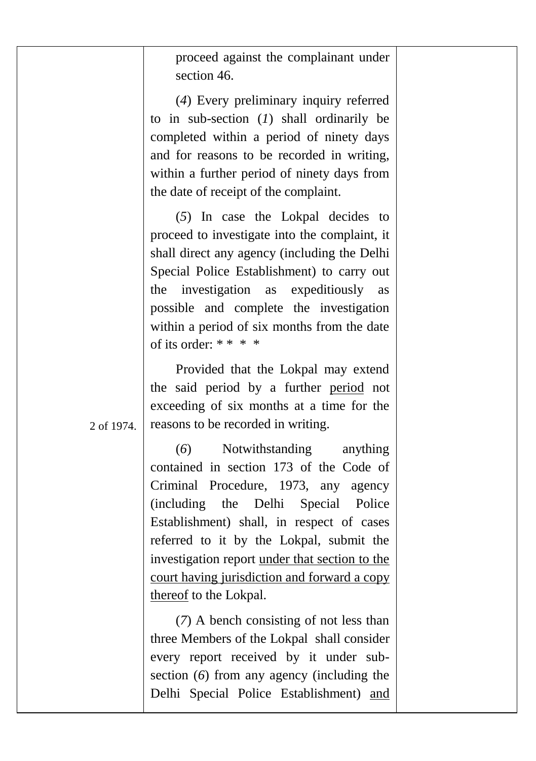| | | |
|---|---|---|
| 2 of 1974. | proceed against the complainant under section 46.<br><br>(*4*) Every preliminary inquiry referred to in sub-section (*1*) shall ordinarily be completed within a period of ninety days and for reasons to be recorded in writing, within a further period of ninety days from the date of receipt of the complaint.<br><br>(*5*) In case the Lokpal decides to proceed to investigate into the complaint, it shall direct any agency (including the Delhi Special Police Establishment) to carry out the investigation as expeditiously as possible and complete the investigation within a period of six months from the date of its order: * * * *<br><br>Provided that the Lokpal may extend the said period by a further <u>period</u> not exceeding of six months at a time for the reasons to be recorded in writing.<br><br>(*6*) Notwithstanding anything contained in section 173 of the Code of Criminal Procedure, 1973, any agency (including the Delhi Special Police Establishment) shall, in respect of cases referred to it by the Lokpal, submit the investigation report <u>under that section to the court having jurisdiction and forward a copy thereof</u> to the Lokpal.<br><br>(*7*) A bench consisting of not less than three Members of the Lokpal shall consider every report received by it under sub-section (*6*) from any agency (including the Delhi Special Police Establishment) <u>and</u> | |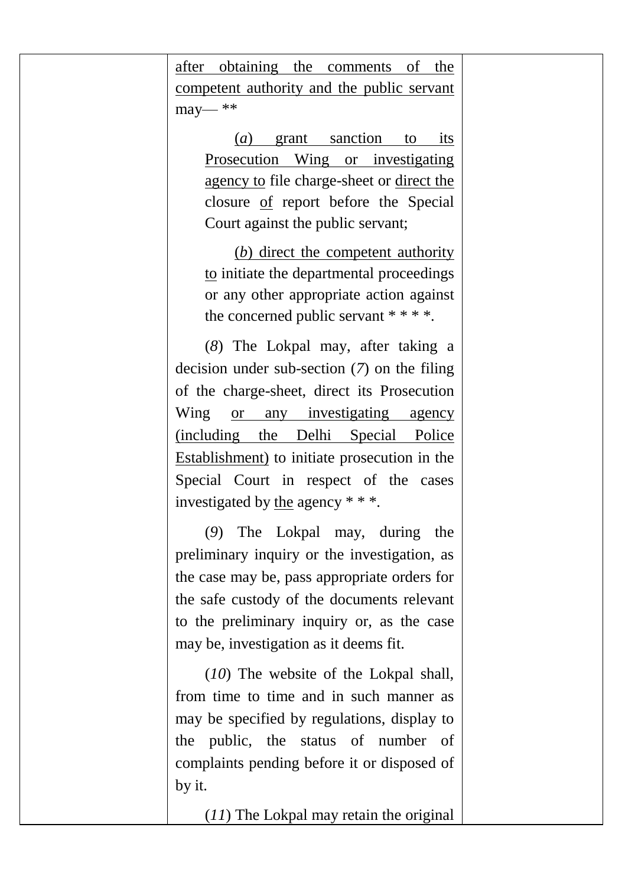| | after obtaining the comments of the competent authority and the public servant may— **<br><br>(*a*) grant sanction to its Prosecution Wing or investigating agency to file charge-sheet or direct the closure of report before the Special Court against the public servant;<br><br>(*b*) direct the competent authority to initiate the departmental proceedings or any other appropriate action against the concerned public servant * * * *.<br><br>(*8*) The Lokpal may, after taking a decision under sub-section (*7*) on the filing of the charge-sheet, direct its Prosecution Wing or any investigating agency (including the Delhi Special Police Establishment) to initiate prosecution in the Special Court in respect of the cases investigated by the agency * * *.<br><br>(*9*) The Lokpal may, during the preliminary inquiry or the investigation, as the case may be, pass appropriate orders for the safe custody of the documents relevant to the preliminary inquiry or, as the case may be, investigation as it deems fit.<br><br>(*10*) The website of the Lokpal shall, from time to time and in such manner as may be specified by regulations, display to the public, the status of number of complaints pending before it or disposed of by it.<br><br>(*11*) The Lokpal may retain the original | |
|---|---|---|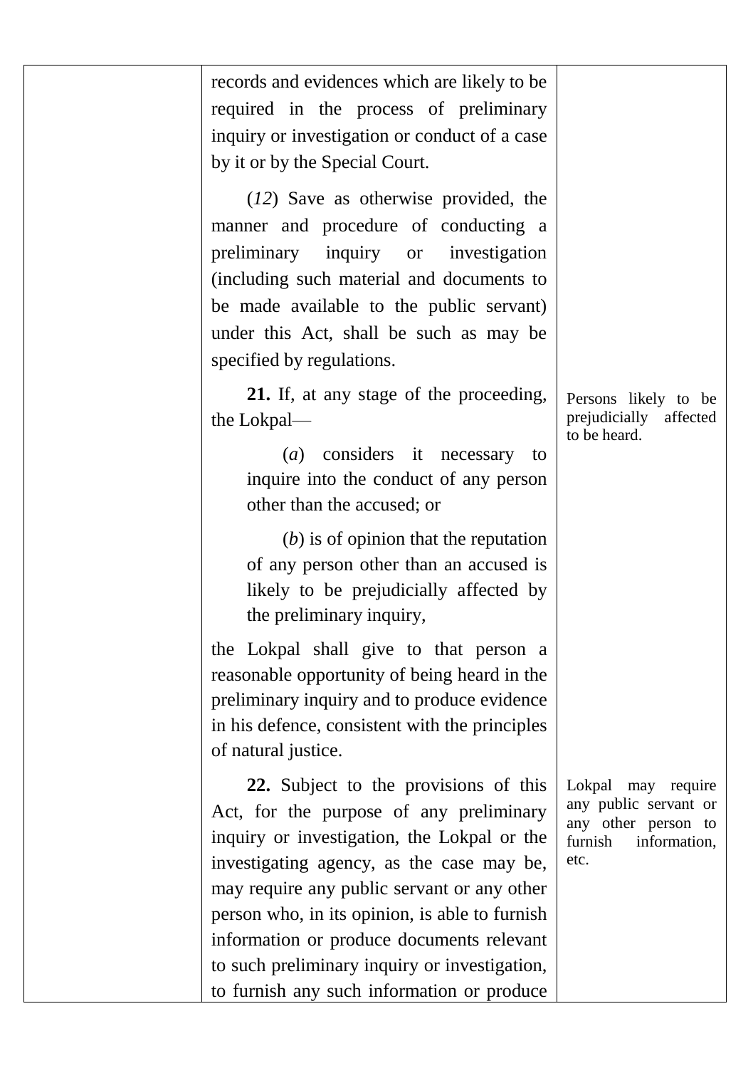records and evidences which are likely to be required in the process of preliminary inquiry or investigation or conduct of a case by it or by the Special Court.

(*12*) Save as otherwise provided, the manner and procedure of conducting a preliminary inquiry or investigation (including such material and documents to be made available to the public servant) under this Act, shall be such as may be specified by regulations.

*Persons likely to be prejudicially affected to be heard.*

**21.** If, at any stage of the proceeding, the Lokpal—

> (*a*) considers it necessary to inquire into the conduct of any person other than the accused; or
>
> (*b*) is of opinion that the reputation of any person other than an accused is likely to be prejudicially affected by the preliminary inquiry,

the Lokpal shall give to that person a reasonable opportunity of being heard in the preliminary inquiry and to produce evidence in his defence, consistent with the principles of natural justice.

*Lokpal may require any public servant or any other person to furnish information, etc.*

**22.** Subject to the provisions of this Act, for the purpose of any preliminary inquiry or investigation, the Lokpal or the investigating agency, as the case may be, may require any public servant or any other person who, in its opinion, is able to furnish information or produce documents relevant to such preliminary inquiry or investigation, to furnish any such information or produce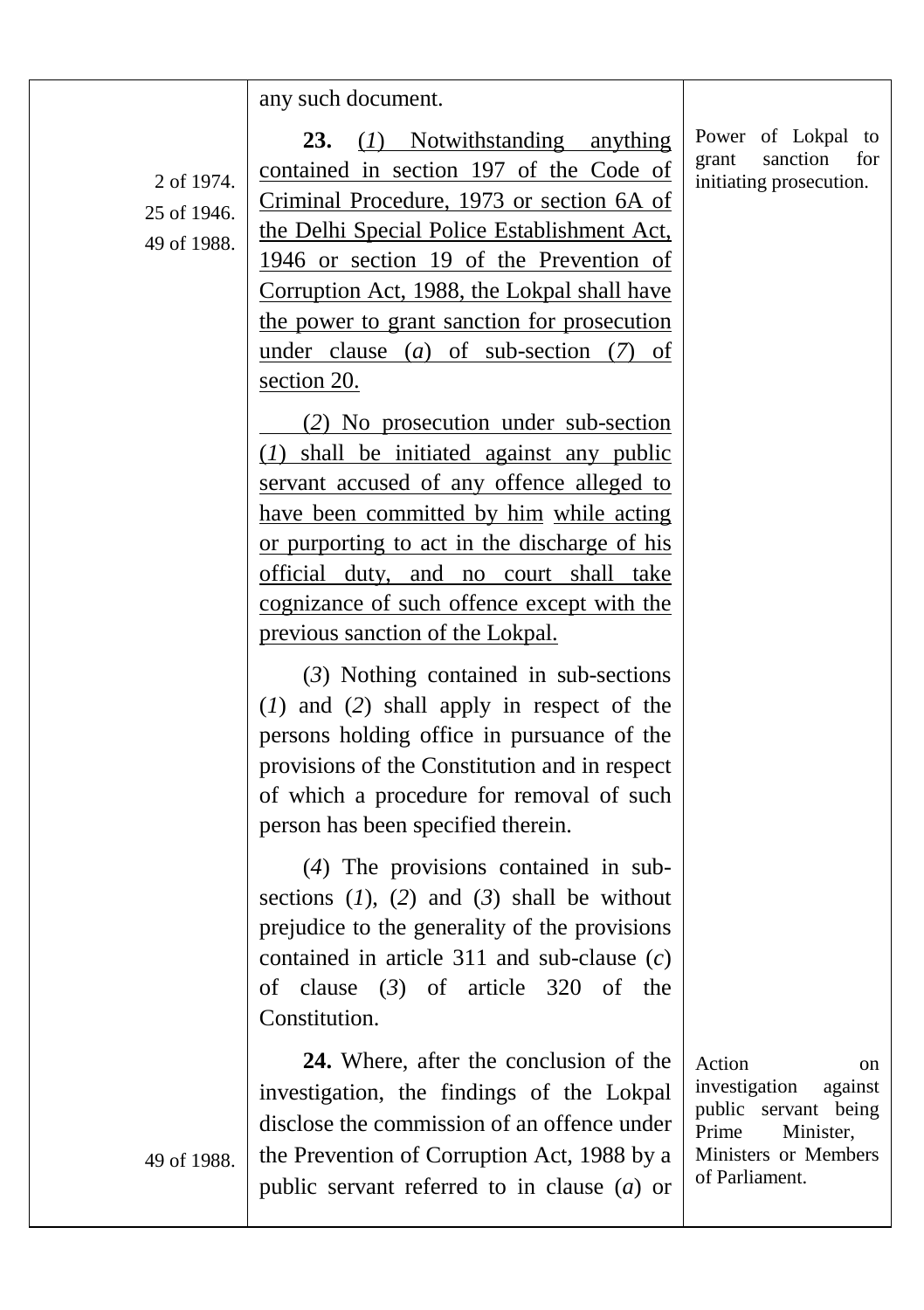any such document.

| | | |
|---|---|---|
| 2 of 1974.<br>25 of 1946.<br>49 of 1988. | **23.** (*1*) Notwithstanding anything contained in section 197 of the Code of Criminal Procedure, 1973 or section 6A of the Delhi Special Police Establishment Act, 1946 or section 19 of the Prevention of Corruption Act, 1988, the Lokpal shall have the power to grant sanction for prosecution under clause (*a*) of sub-section (*7*) of section 20. | Power of Lokpal to grant sanction for initiating prosecution. |
| | (*2*) No prosecution under sub-section (*1*) shall be initiated against any public servant accused of any offence alleged to have been committed by him while acting or purporting to act in the discharge of his official duty, and no court shall take cognizance of such offence except with the previous sanction of the Lokpal. | |
| | (*3*) Nothing contained in sub-sections (*1*) and (*2*) shall apply in respect of the persons holding office in pursuance of the provisions of the Constitution and in respect of which a procedure for removal of such person has been specified therein. | |
| | (*4*) The provisions contained in sub-sections (*1*), (*2*) and (*3*) shall be without prejudice to the generality of the provisions contained in article 311 and sub-clause (*c*) of clause (*3*) of article 320 of the Constitution. | |
| 49 of 1988. | **24.** Where, after the conclusion of the investigation, the findings of the Lokpal disclose the commission of an offence under the Prevention of Corruption Act, 1988 by a public servant referred to in clause (*a*) or | Action on investigation against public servant being Prime Minister, Ministers or Members of Parliament. |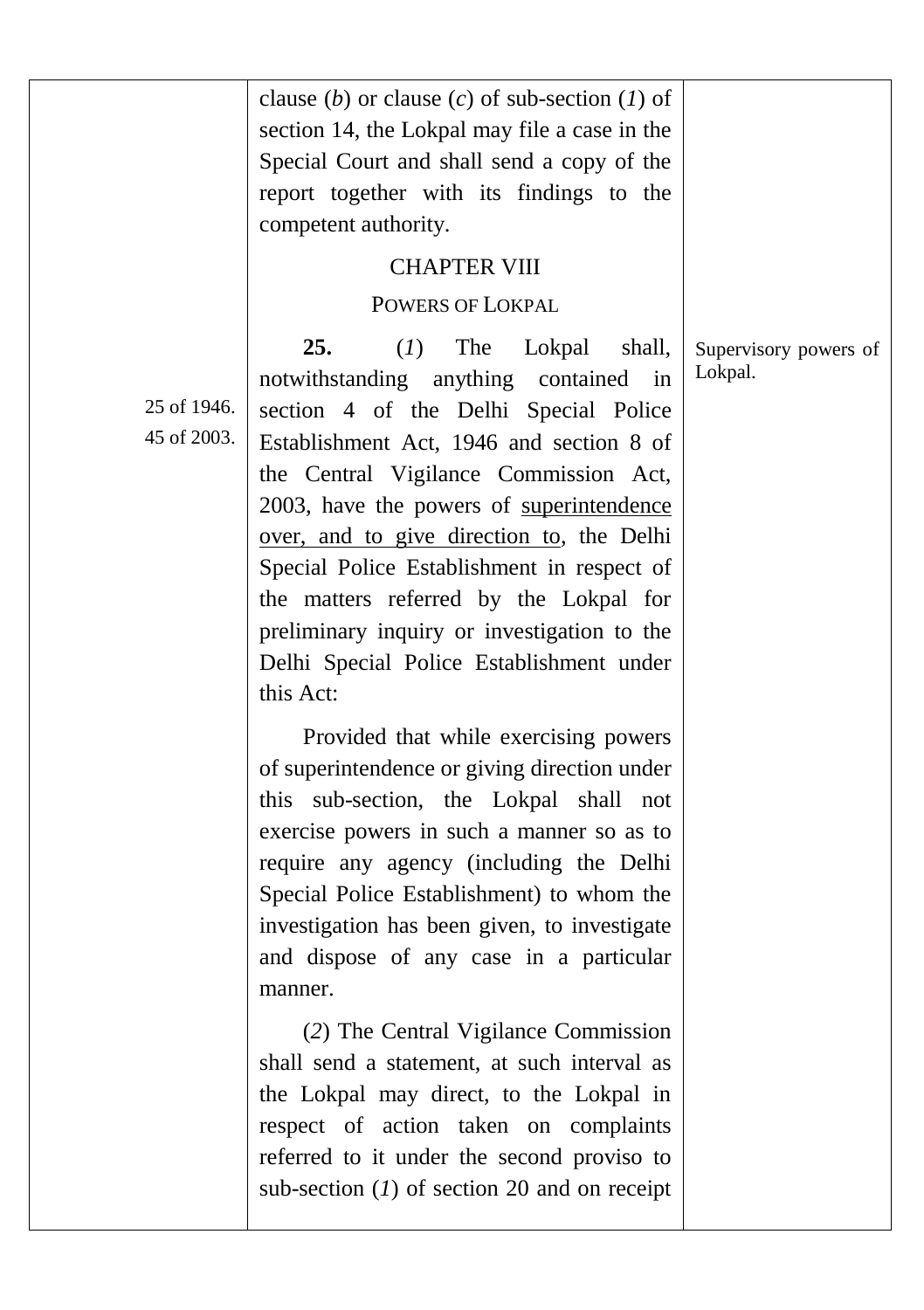clause (*b*) or clause (*c*) of sub-section (*1*) of section 14, the Lokpal may file a case in the Special Court and shall send a copy of the report together with its findings to the competent authority.

## CHAPTER VIII

### POWERS OF LOKPAL

Supervisory powers of Lokpal.

**25.** (*1*) The Lokpal shall, notwithstanding anything contained in section 4 of the Delhi Special Police Establishment Act, 1946 and section 8 of the Central Vigilance Commission Act, 2003, have the powers of superintendence over, and to give direction to, the Delhi Special Police Establishment in respect of the matters referred by the Lokpal for preliminary inquiry or investigation to the Delhi Special Police Establishment under this Act:

25 of 1946.
45 of 2003.

Provided that while exercising powers of superintendence or giving direction under this sub-section, the Lokpal shall not exercise powers in such a manner so as to require any agency (including the Delhi Special Police Establishment) to whom the investigation has been given, to investigate and dispose of any case in a particular manner.

(*2*) The Central Vigilance Commission shall send a statement, at such interval as the Lokpal may direct, to the Lokpal in respect of action taken on complaints referred to it under the second proviso to sub-section (*1*) of section 20 and on receipt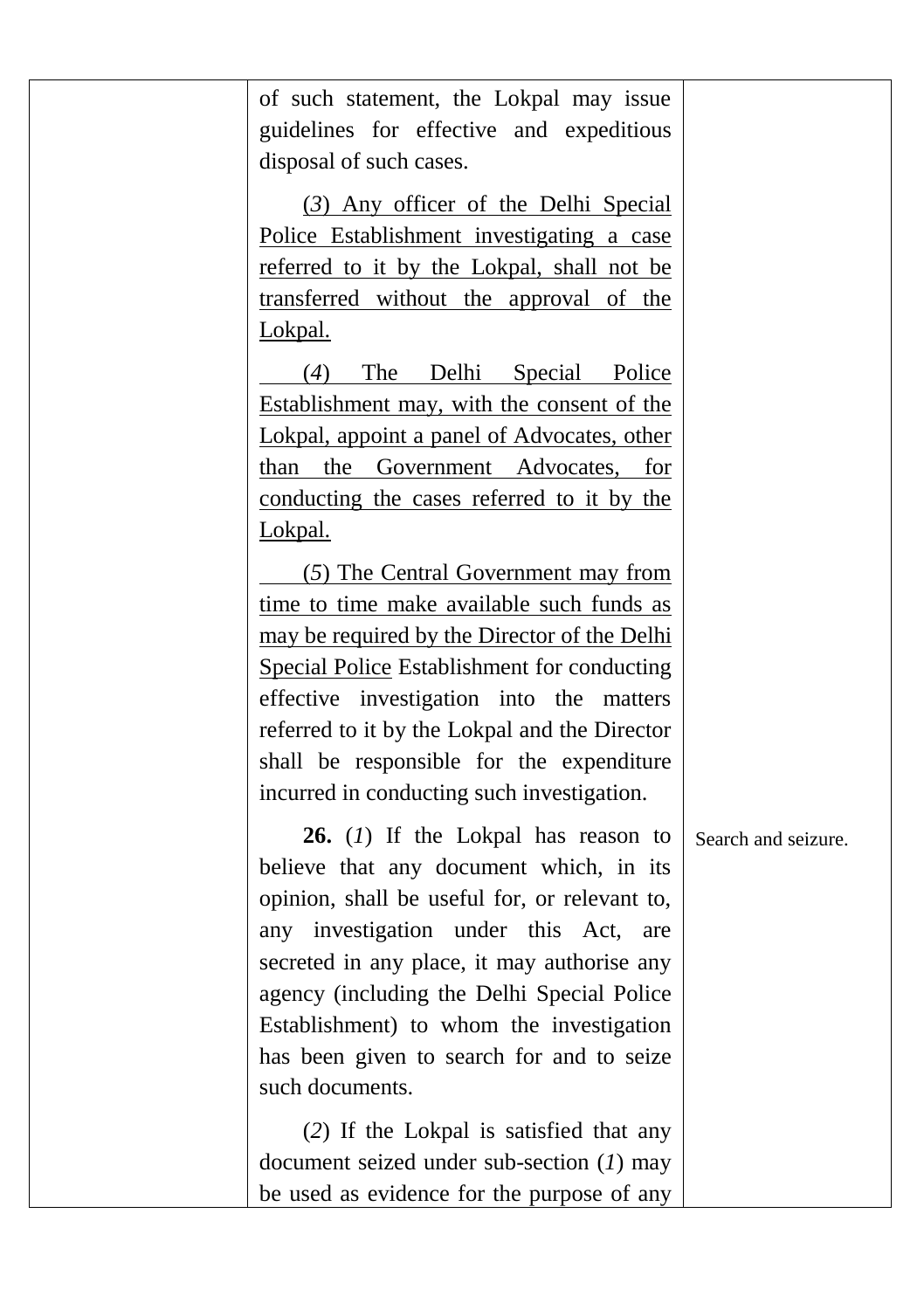| | | |
|---|---|---|
| | of such statement, the Lokpal may issue guidelines for effective and expeditious disposal of such cases.<br><br>(*3*) Any officer of the Delhi Special Police Establishment investigating a case referred to it by the Lokpal, shall not be transferred without the approval of the Lokpal.<br><br>(*4*) The Delhi Special Police Establishment may, with the consent of the Lokpal, appoint a panel of Advocates, other than the Government Advocates, for conducting the cases referred to it by the Lokpal.<br><br>(*5*) The Central Government may from time to time make available such funds as may be required by the Director of the Delhi Special Police Establishment for conducting effective investigation into the matters referred to it by the Lokpal and the Director shall be responsible for the expenditure incurred in conducting such investigation. | |
| | **26.** (*1*) If the Lokpal has reason to believe that any document which, in its opinion, shall be useful for, or relevant to, any investigation under this Act, are secreted in any place, it may authorise any agency (including the Delhi Special Police Establishment) to whom the investigation has been given to search for and to seize such documents.<br><br>(*2*) If the Lokpal is satisfied that any document seized under sub-section (*1*) may be used as evidence for the purpose of any | Search and seizure. |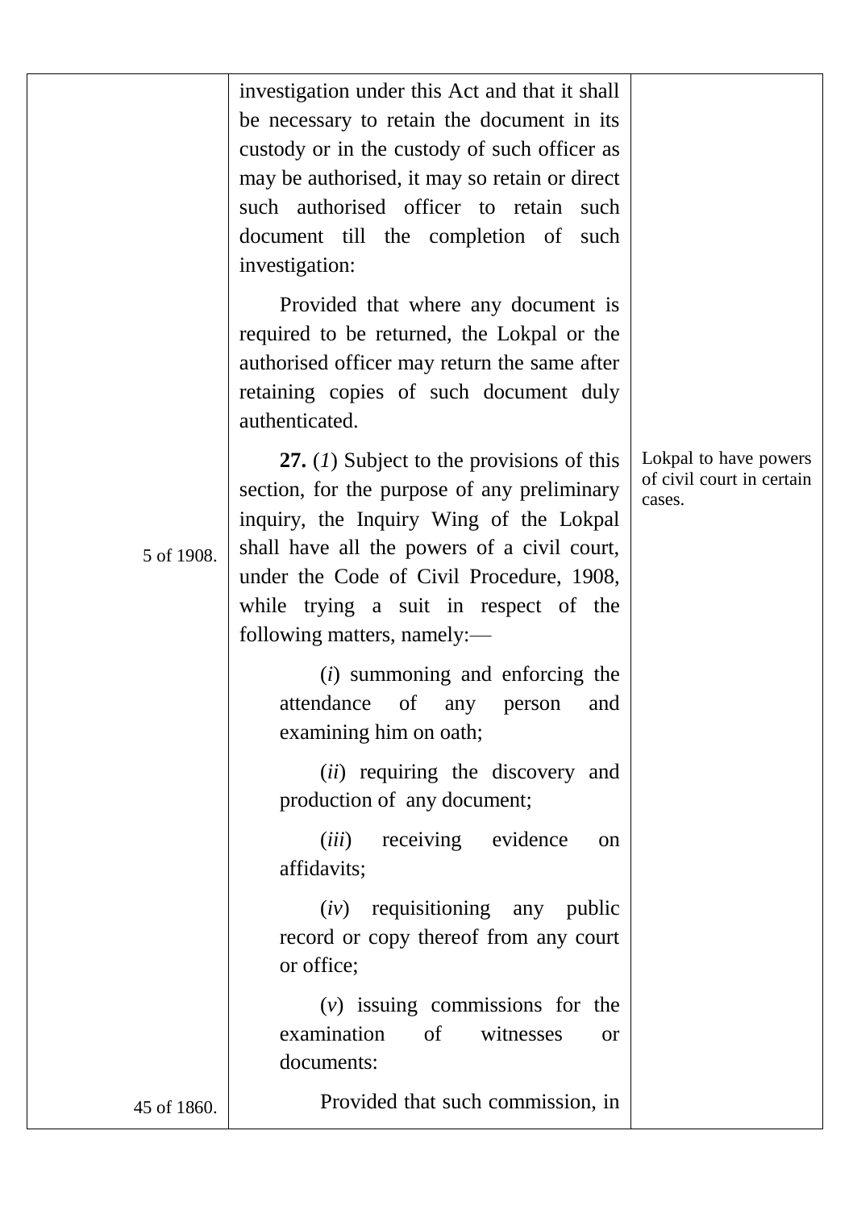investigation under this Act and that it shall be necessary to retain the document in its custody or in the custody of such officer as may be authorised, it may so retain or direct such authorised officer to retain such document till the completion of such investigation:

Provided that where any document is required to be returned, the Lokpal or the authorised officer may return the same after retaining copies of such document duly authenticated.

Lokpal to have powers of civil court in certain cases.

**27.** (*1*) Subject to the provisions of this section, for the purpose of any preliminary inquiry, the Inquiry Wing of the Lokpal shall have all the powers of a civil court, under the Code of Civil Procedure, 1908, while trying a suit in respect of the following matters, namely:—

5 of 1908.

(*i*) summoning and enforcing the attendance of any person and examining him on oath;

(*ii*) requiring the discovery and production of any document;

(*iii*) receiving evidence on affidavits;

(*iv*) requisitioning any public record or copy thereof from any court or office;

(*v*) issuing commissions for the examination of witnesses or documents:

45 of 1860.

Provided that such commission, in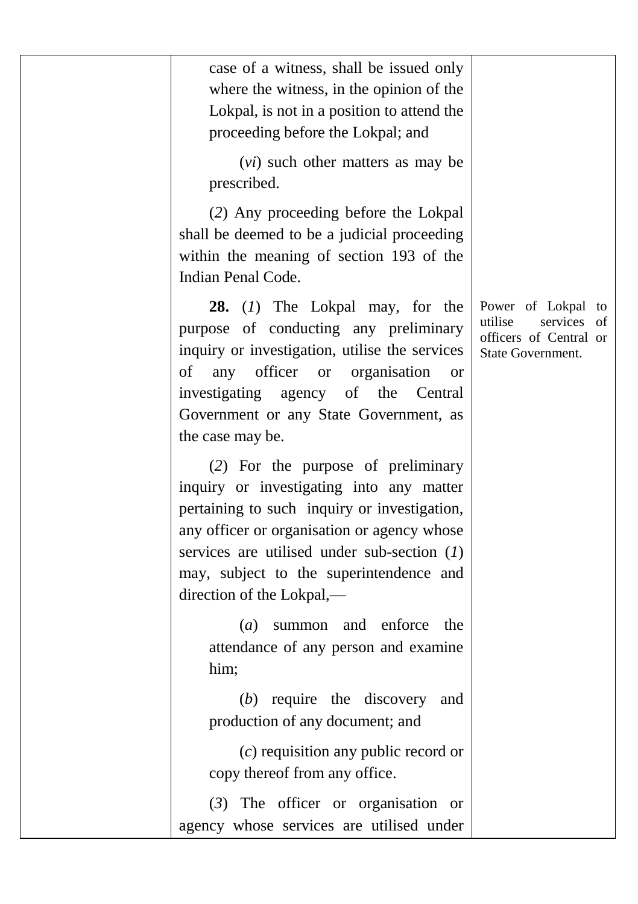case of a witness, shall be issued only where the witness, in the opinion of the Lokpal, is not in a position to attend the proceeding before the Lokpal; and

(*vi*) such other matters as may be prescribed.

(*2*) Any proceeding before the Lokpal shall be deemed to be a judicial proceeding within the meaning of section 193 of the Indian Penal Code.

Power of Lokpal to utilise services of officers of Central or State Government.

**28.** (*1*) The Lokpal may, for the purpose of conducting any preliminary inquiry or investigation, utilise the services of any officer or organisation or investigating agency of the Central Government or any State Government, as the case may be.

(*2*) For the purpose of preliminary inquiry or investigating into any matter pertaining to such inquiry or investigation, any officer or organisation or agency whose services are utilised under sub-section (*1*) may, subject to the superintendence and direction of the Lokpal,—

(*a*) summon and enforce the attendance of any person and examine him;

(*b*) require the discovery and production of any document; and

(*c*) requisition any public record or copy thereof from any office.

(*3*) The officer or organisation or agency whose services are utilised under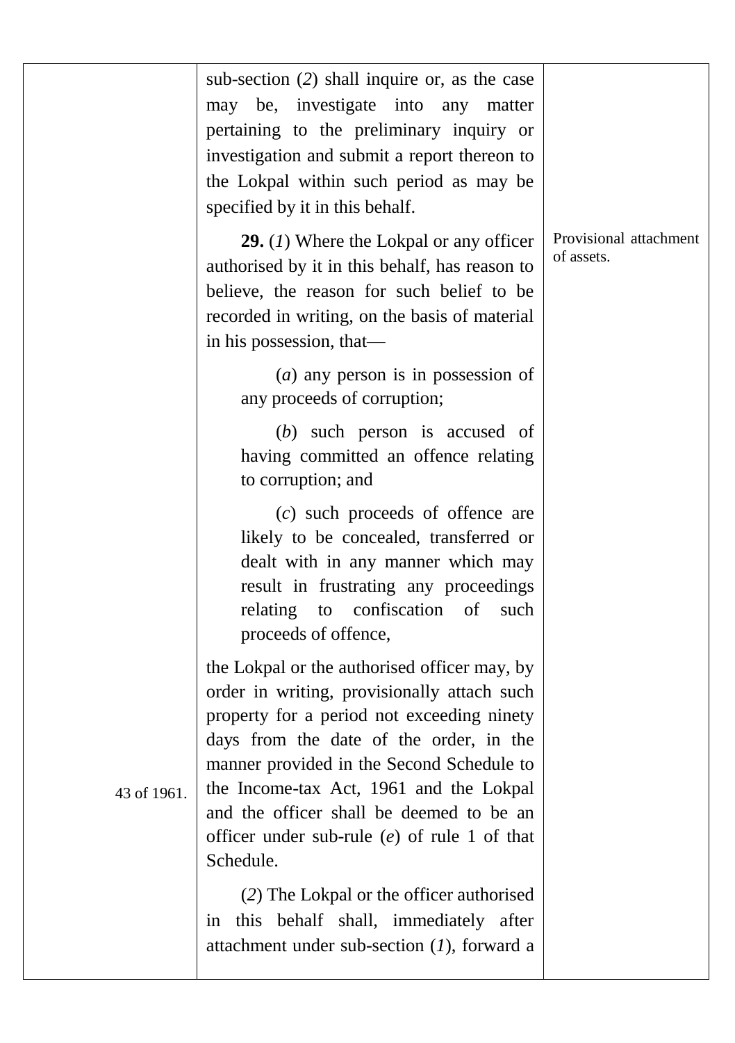sub-section (*2*) shall inquire or, as the case may be, investigate into any matter pertaining to the preliminary inquiry or investigation and submit a report thereon to the Lokpal within such period as may be specified by it in this behalf.

Provisional attachment of assets.

**29.** (*1*) Where the Lokpal or any officer authorised by it in this behalf, has reason to believe, the reason for such belief to be recorded in writing, on the basis of material in his possession, that—

(*a*) any person is in possession of any proceeds of corruption;

(*b*) such person is accused of having committed an offence relating to corruption; and

(*c*) such proceeds of offence are likely to be concealed, transferred or dealt with in any manner which may result in frustrating any proceedings relating to confiscation of such proceeds of offence,

the Lokpal or the authorised officer may, by order in writing, provisionally attach such property for a period not exceeding ninety days from the date of the order, in the manner provided in the Second Schedule to the Income-tax Act, 1961 and the Lokpal and the officer shall be deemed to be an officer under sub-rule (*e*) of rule 1 of that Schedule.

43 of 1961.

(*2*) The Lokpal or the officer authorised in this behalf shall, immediately after attachment under sub-section (*1*), forward a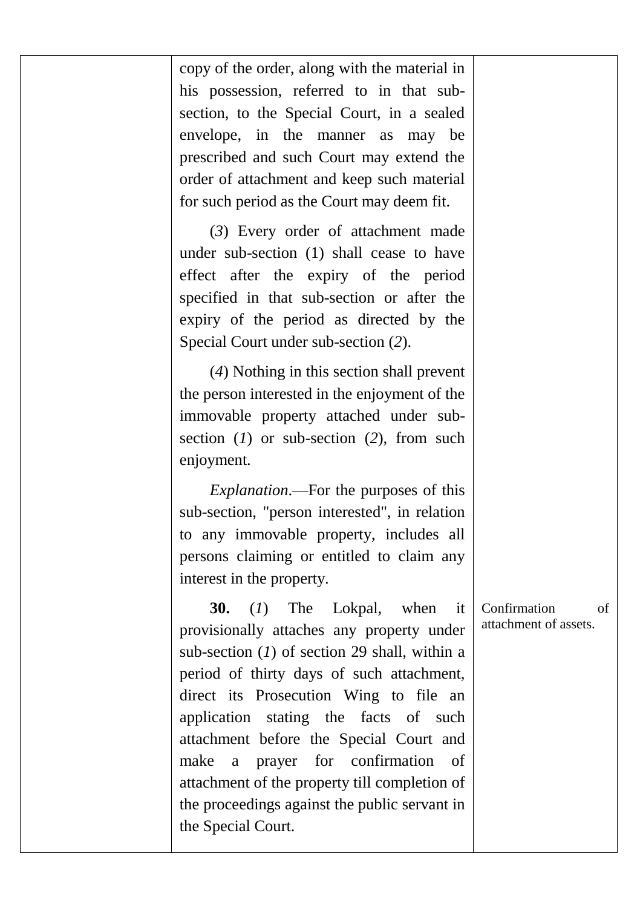copy of the order, along with the material in his possession, referred to in that sub-section, to the Special Court, in a sealed envelope, in the manner as may be prescribed and such Court may extend the order of attachment and keep such material for such period as the Court may deem fit.

(*3*) Every order of attachment made under sub-section (1) shall cease to have effect after the expiry of the period specified in that sub-section or after the expiry of the period as directed by the Special Court under sub-section (*2*).

(*4*) Nothing in this section shall prevent the person interested in the enjoyment of the immovable property attached under sub-section (*1*) or sub-section (*2*), from such enjoyment.

*Explanation*.—For the purposes of this sub-section, "person interested", in relation to any immovable property, includes all persons claiming or entitled to claim any interest in the property.

Confirmation of attachment of assets.

**30.** (*1*) The Lokpal, when it provisionally attaches any property under sub-section (*1*) of section 29 shall, within a period of thirty days of such attachment, direct its Prosecution Wing to file an application stating the facts of such attachment before the Special Court and make a prayer for confirmation of attachment of the property till completion of the proceedings against the public servant in the Special Court.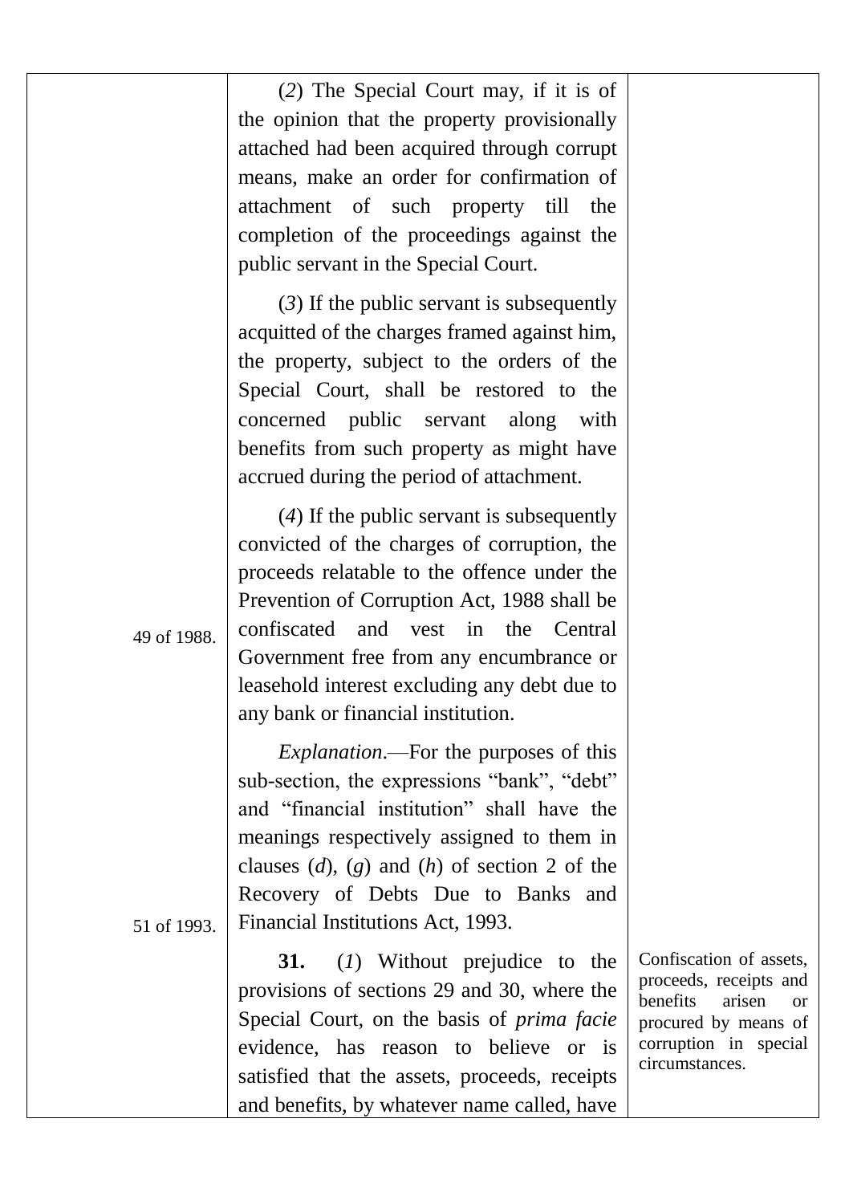(*2*) The Special Court may, if it is of the opinion that the property provisionally attached had been acquired through corrupt means, make an order for confirmation of attachment of such property till the completion of the proceedings against the public servant in the Special Court.

(*3*) If the public servant is subsequently acquitted of the charges framed against him, the property, subject to the orders of the Special Court, shall be restored to the concerned public servant along with benefits from such property as might have accrued during the period of attachment.

(*4*) If the public servant is subsequently convicted of the charges of corruption, the proceeds relatable to the offence under the Prevention of Corruption Act, 1988 shall be confiscated and vest in the Central Government free from any encumbrance or leasehold interest excluding any debt due to any bank or financial institution.

49 of 1988.

*Explanation*.—For the purposes of this sub-section, the expressions "bank", "debt" and "financial institution" shall have the meanings respectively assigned to them in clauses (*d*), (*g*) and (*h*) of section 2 of the Recovery of Debts Due to Banks and Financial Institutions Act, 1993.

51 of 1993.

Confiscation of assets, proceeds, receipts and benefits arisen or procured by means of corruption in special circumstances.

**31.** (*1*) Without prejudice to the provisions of sections 29 and 30, where the Special Court, on the basis of *prima facie* evidence, has reason to believe or is satisfied that the assets, proceeds, receipts and benefits, by whatever name called, have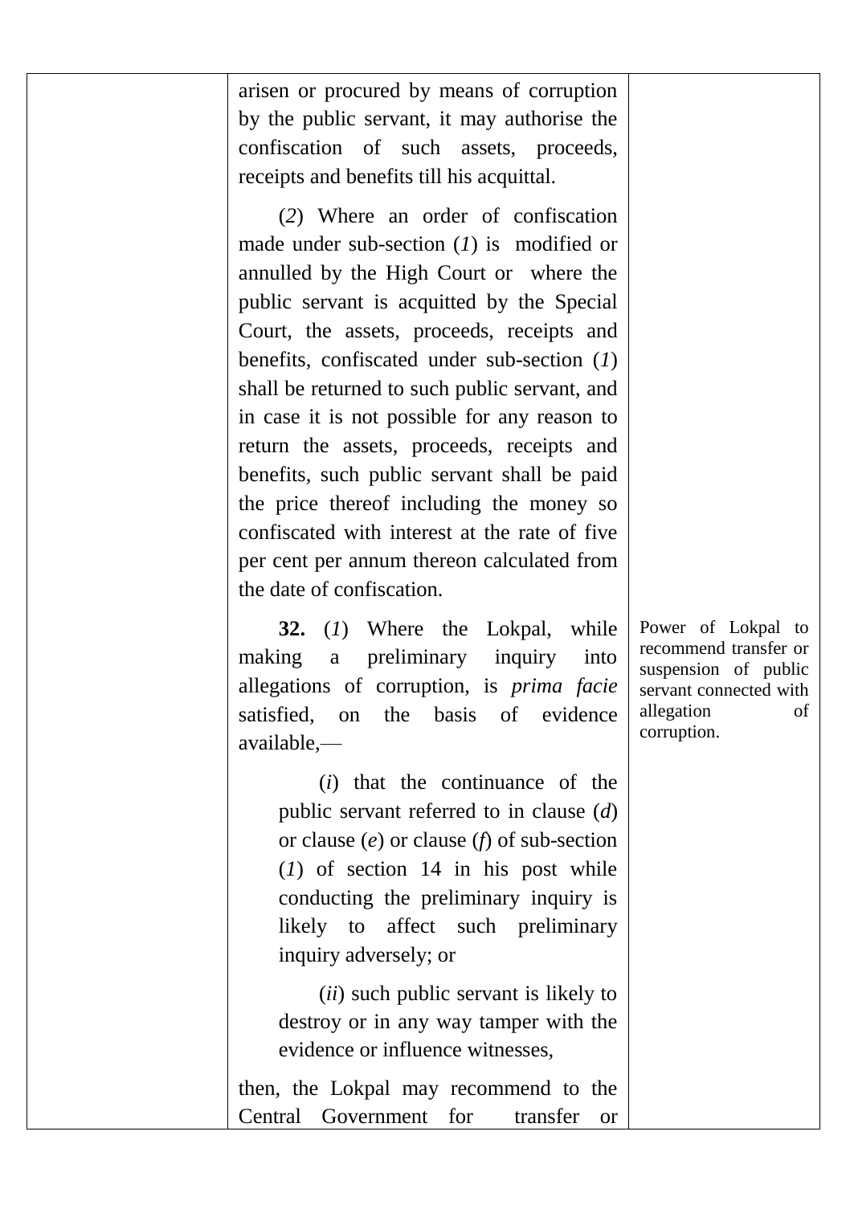arisen or procured by means of corruption by the public servant, it may authorise the confiscation of such assets, proceeds, receipts and benefits till his acquittal.

(*2*) Where an order of confiscation made under sub-section (*1*) is modified or annulled by the High Court or where the public servant is acquitted by the Special Court, the assets, proceeds, receipts and benefits, confiscated under sub-section (*1*) shall be returned to such public servant, and in case it is not possible for any reason to return the assets, proceeds, receipts and benefits, such public servant shall be paid the price thereof including the money so confiscated with interest at the rate of five per cent per annum thereon calculated from the date of confiscation.

*Power of Lokpal to recommend transfer or suspension of public servant connected with allegation of corruption.*

**32.** (*1*) Where the Lokpal, while making a preliminary inquiry into allegations of corruption, is *prima facie* satisfied, on the basis of evidence available,—

(*i*) that the continuance of the public servant referred to in clause (*d*) or clause (*e*) or clause (*f*) of sub-section (*1*) of section 14 in his post while conducting the preliminary inquiry is likely to affect such preliminary inquiry adversely; or

(*ii*) such public servant is likely to destroy or in any way tamper with the evidence or influence witnesses,

then, the Lokpal may recommend to the Central Government for transfer or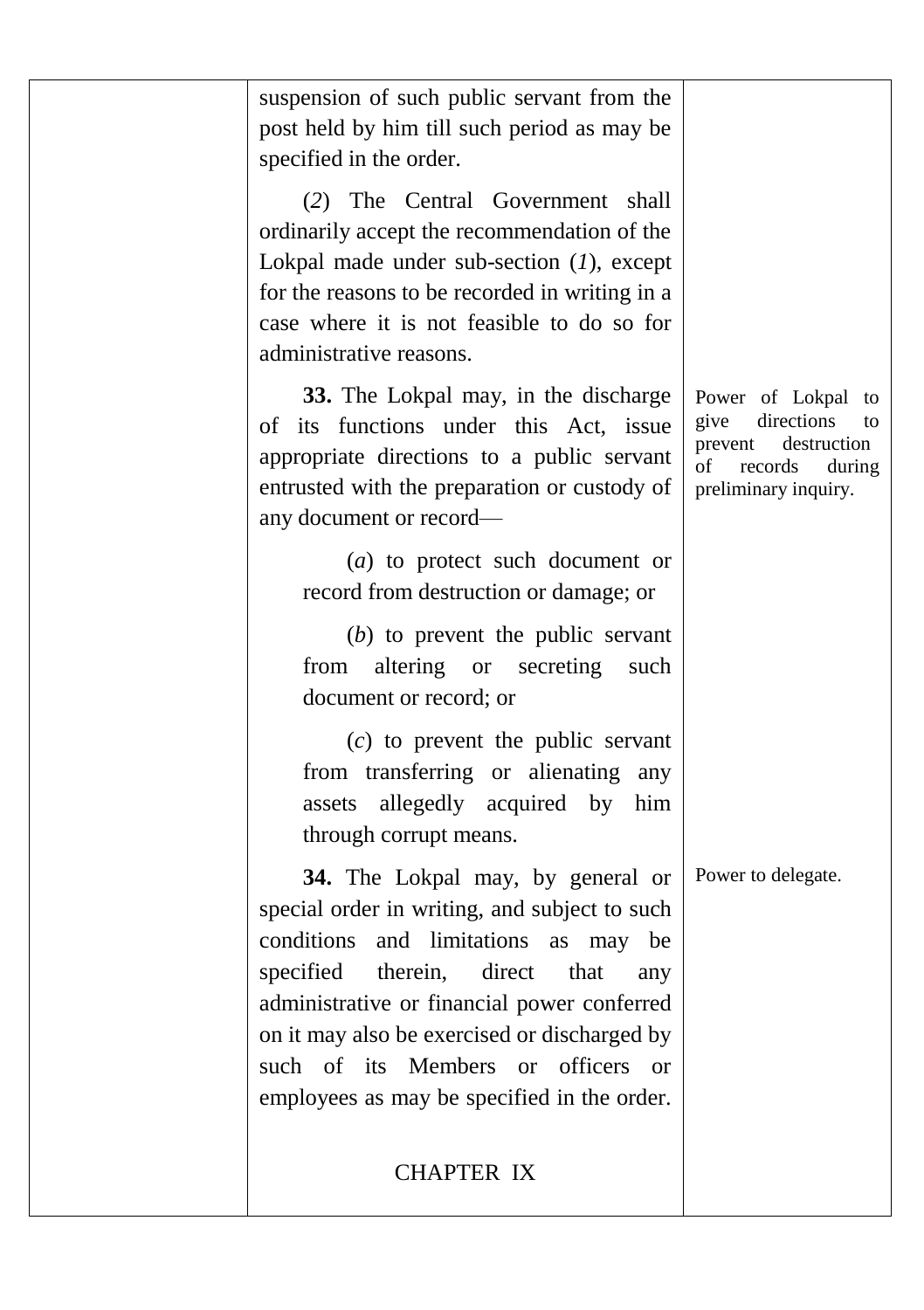suspension of such public servant from the post held by him till such period as may be specified in the order.

(*2*) The Central Government shall ordinarily accept the recommendation of the Lokpal made under sub-section (*1*), except for the reasons to be recorded in writing in a case where it is not feasible to do so for administrative reasons.

Power of Lokpal to give directions to prevent destruction of records during preliminary inquiry.

**33.** The Lokpal may, in the discharge of its functions under this Act, issue appropriate directions to a public servant entrusted with the preparation or custody of any document or record—

(*a*) to protect such document or record from destruction or damage; or

(*b*) to prevent the public servant from altering or secreting such document or record; or

(*c*) to prevent the public servant from transferring or alienating any assets allegedly acquired by him through corrupt means.

Power to delegate.

**34.** The Lokpal may, by general or special order in writing, and subject to such conditions and limitations as may be specified therein, direct that any administrative or financial power conferred on it may also be exercised or discharged by such of its Members or officers or employees as may be specified in the order.

## CHAPTER IX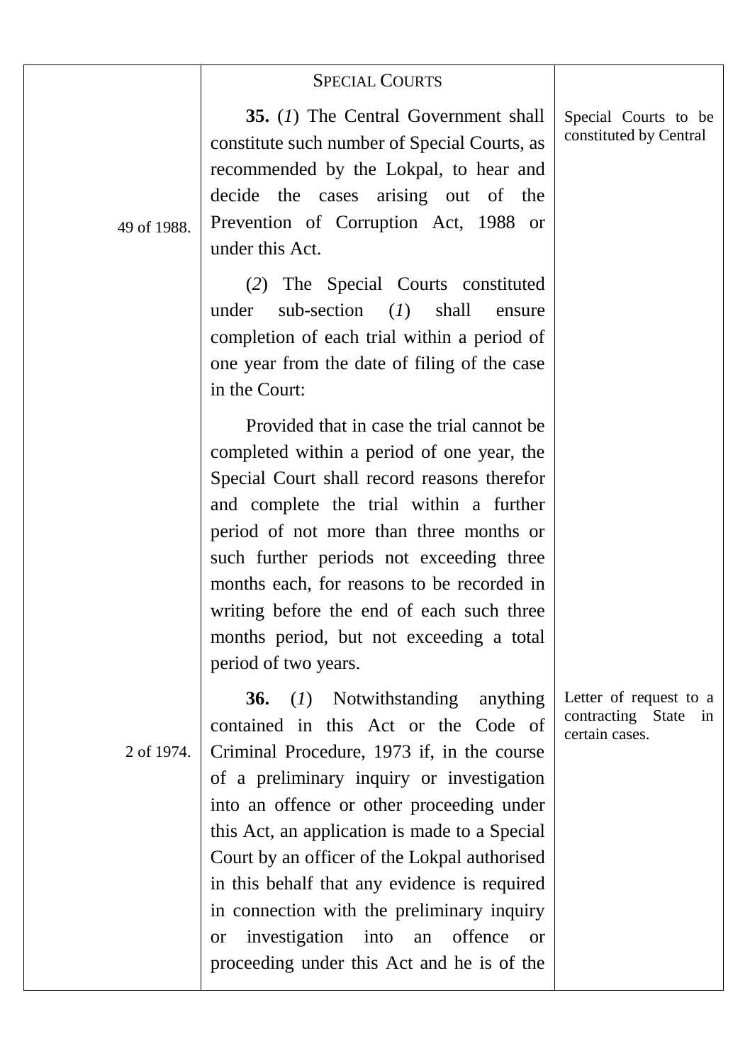## SPECIAL COURTS

*Special Courts to be constituted by Central*

**35.** (*1*) The Central Government shall constitute such number of Special Courts, as recommended by the Lokpal, to hear and decide the cases arising out of the Prevention of Corruption Act, 1988 or under this Act.

49 of 1988.

(*2*) The Special Courts constituted under sub-section (*1*) shall ensure completion of each trial within a period of one year from the date of filing of the case in the Court:

Provided that in case the trial cannot be completed within a period of one year, the Special Court shall record reasons therefor and complete the trial within a further period of not more than three months or such further periods not exceeding three months each, for reasons to be recorded in writing before the end of each such three months period, but not exceeding a total period of two years.

*Letter of request to a contracting State in certain cases.*

**36.** (*1*) Notwithstanding anything contained in this Act or the Code of Criminal Procedure, 1973 if, in the course of a preliminary inquiry or investigation into an offence or other proceeding under this Act, an application is made to a Special Court by an officer of the Lokpal authorised in this behalf that any evidence is required in connection with the preliminary inquiry or investigation into an offence or proceeding under this Act and he is of the

2 of 1974.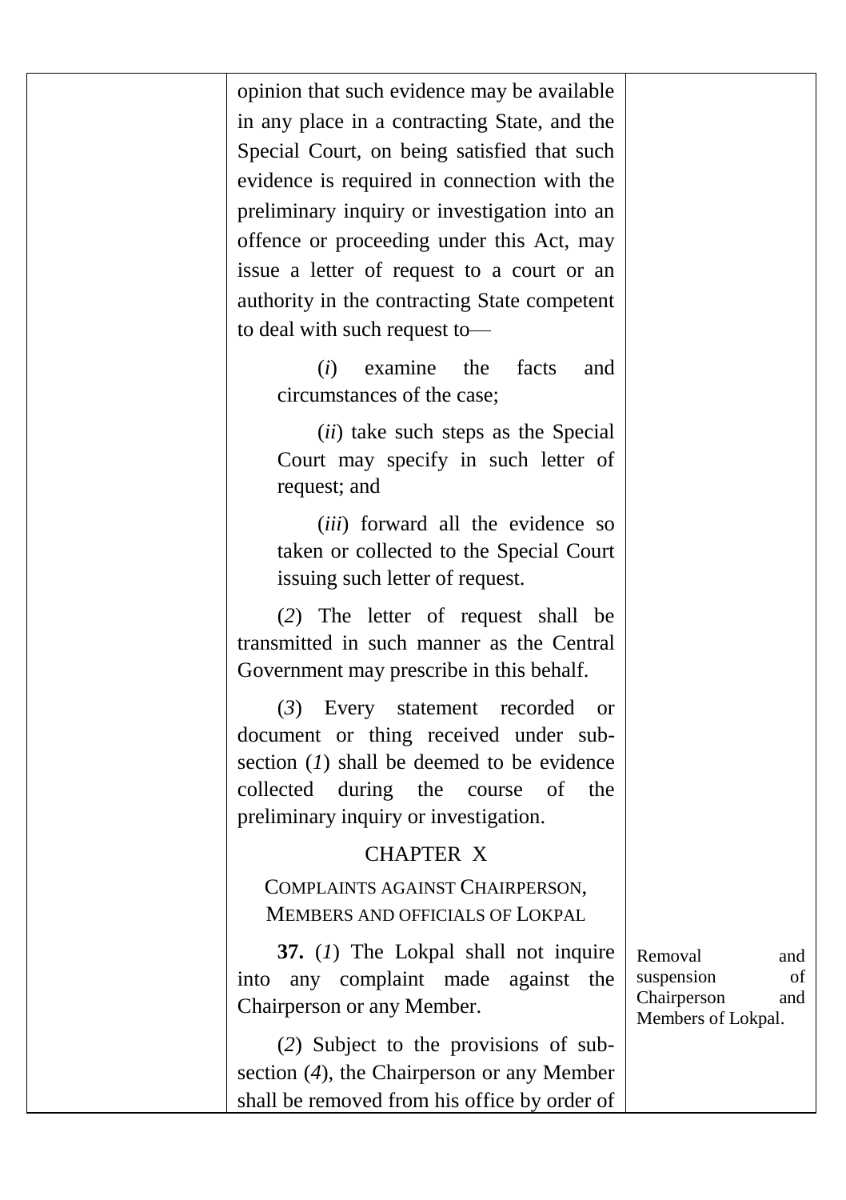opinion that such evidence may be available in any place in a contracting State, and the Special Court, on being satisfied that such evidence is required in connection with the preliminary inquiry or investigation into an offence or proceeding under this Act, may issue a letter of request to a court or an authority in the contracting State competent to deal with such request to—

(*i*) examine the facts and circumstances of the case;

(*ii*) take such steps as the Special Court may specify in such letter of request; and

(*iii*) forward all the evidence so taken or collected to the Special Court issuing such letter of request.

(*2*) The letter of request shall be transmitted in such manner as the Central Government may prescribe in this behalf.

(*3*) Every statement recorded or document or thing received under sub-section (*1*) shall be deemed to be evidence collected during the course of the preliminary inquiry or investigation.

## CHAPTER X

### COMPLAINTS AGAINST CHAIRPERSON, MEMBERS AND OFFICIALS OF LOKPAL

Removal and suspension of Chairperson and Members of Lokpal.

**37.** (*1*) The Lokpal shall not inquire into any complaint made against the Chairperson or any Member.

(*2*) Subject to the provisions of sub-section (*4*), the Chairperson or any Member shall be removed from his office by order of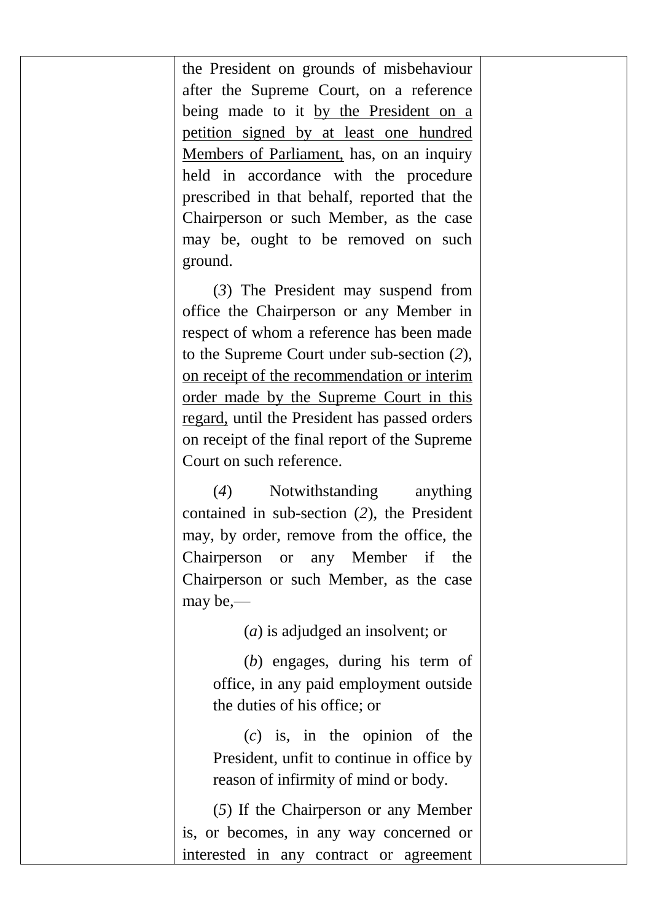| | | |
|---|---|---|
| | the President on grounds of misbehaviour after the Supreme Court, on a reference being made to it <u>by the President on a petition signed by at least one hundred Members of Parliament,</u> has, on an inquiry held in accordance with the procedure prescribed in that behalf, reported that the Chairperson or such Member, as the case may be, ought to be removed on such ground.<br><br>(*3*) The President may suspend from office the Chairperson or any Member in respect of whom a reference has been made to the Supreme Court under sub-section (*2*), <u>on receipt of the recommendation or interim order made by the Supreme Court in this regard,</u> until the President has passed orders on receipt of the final report of the Supreme Court on such reference.<br><br>(*4*) Notwithstanding anything contained in sub-section (*2*), the President may, by order, remove from the office, the Chairperson or any Member if the Chairperson or such Member, as the case may be,—<br><br>(*a*) is adjudged an insolvent; or<br><br>(*b*) engages, during his term of office, in any paid employment outside the duties of his office; or<br><br>(*c*) is, in the opinion of the President, unfit to continue in office by reason of infirmity of mind or body.<br><br>(*5*) If the Chairperson or any Member is, or becomes, in any way concerned or interested in any contract or agreement | |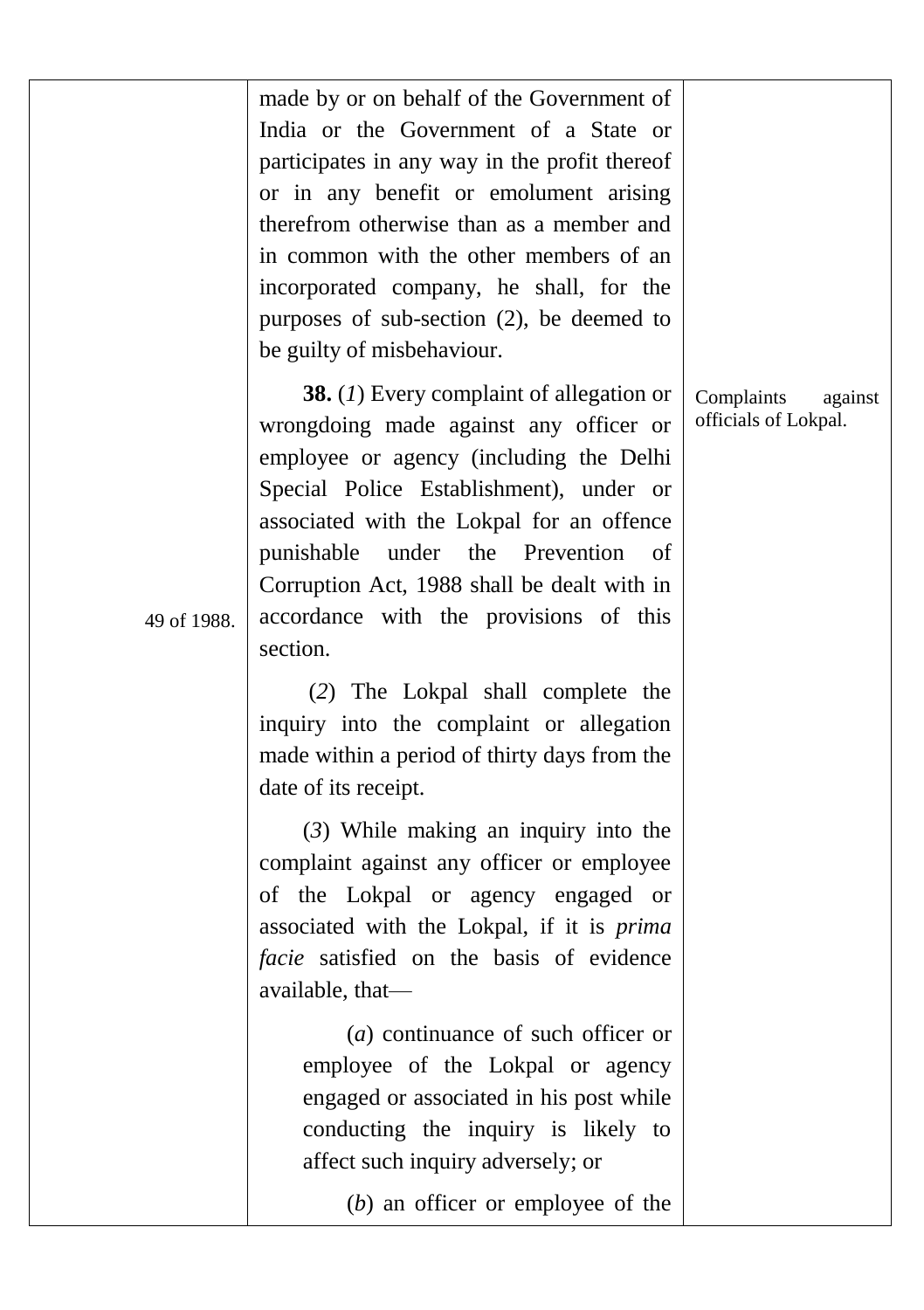made by or on behalf of the Government of India or the Government of a State or participates in any way in the profit thereof or in any benefit or emolument arising therefrom otherwise than as a member and in common with the other members of an incorporated company, he shall, for the purposes of sub-section (2), be deemed to be guilty of misbehaviour.

Complaints against officials of Lokpal.

**38.** (*1*) Every complaint of allegation or wrongdoing made against any officer or employee or agency (including the Delhi Special Police Establishment), under or associated with the Lokpal for an offence punishable under the Prevention of Corruption Act, 1988 shall be dealt with in accordance with the provisions of this section.

49 of 1988.

(*2*) The Lokpal shall complete the inquiry into the complaint or allegation made within a period of thirty days from the date of its receipt.

(*3*) While making an inquiry into the complaint against any officer or employee of the Lokpal or agency engaged or associated with the Lokpal, if it is *prima facie* satisfied on the basis of evidence available, that—

(*a*) continuance of such officer or employee of the Lokpal or agency engaged or associated in his post while conducting the inquiry is likely to affect such inquiry adversely; or

(*b*) an officer or employee of the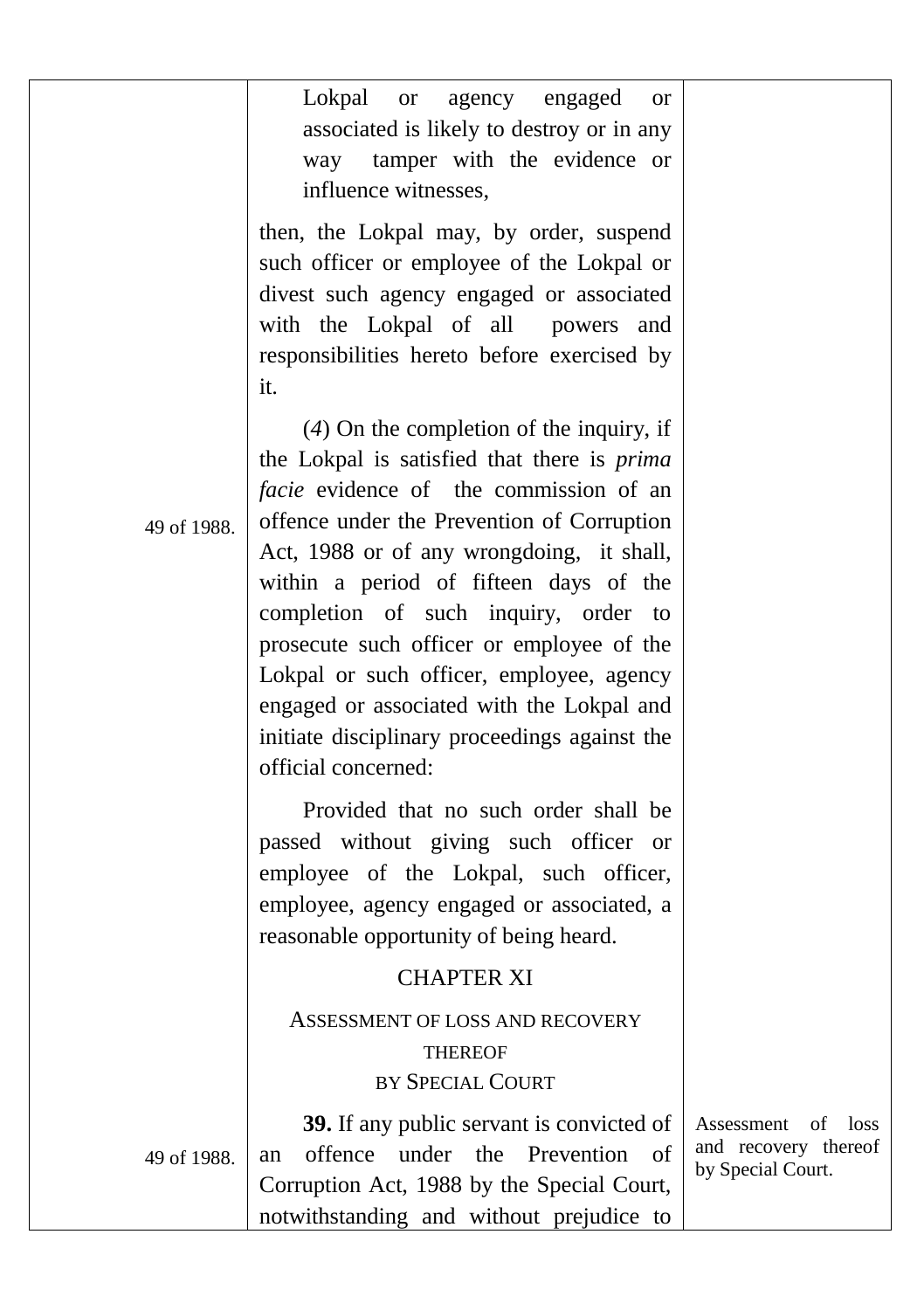Lokpal or agency engaged or associated is likely to destroy or in any way tamper with the evidence or influence witnesses,

then, the Lokpal may, by order, suspend such officer or employee of the Lokpal or divest such agency engaged or associated with the Lokpal of all powers and responsibilities hereto before exercised by it.

49 of 1988.

(*4*) On the completion of the inquiry, if the Lokpal is satisfied that there is *prima facie* evidence of the commission of an offence under the Prevention of Corruption Act, 1988 or of any wrongdoing, it shall, within a period of fifteen days of the completion of such inquiry, order to prosecute such officer or employee of the Lokpal or such officer, employee, agency engaged or associated with the Lokpal and initiate disciplinary proceedings against the official concerned:

Provided that no such order shall be passed without giving such officer or employee of the Lokpal, such officer, employee, agency engaged or associated, a reasonable opportunity of being heard.

## CHAPTER XI

### ASSESSMENT OF LOSS AND RECOVERY THEREOF BY SPECIAL COURT

Assessment of loss and recovery thereof by Special Court.

49 of 1988.

**39.** If any public servant is convicted of an offence under the Prevention of Corruption Act, 1988 by the Special Court, notwithstanding and without prejudice to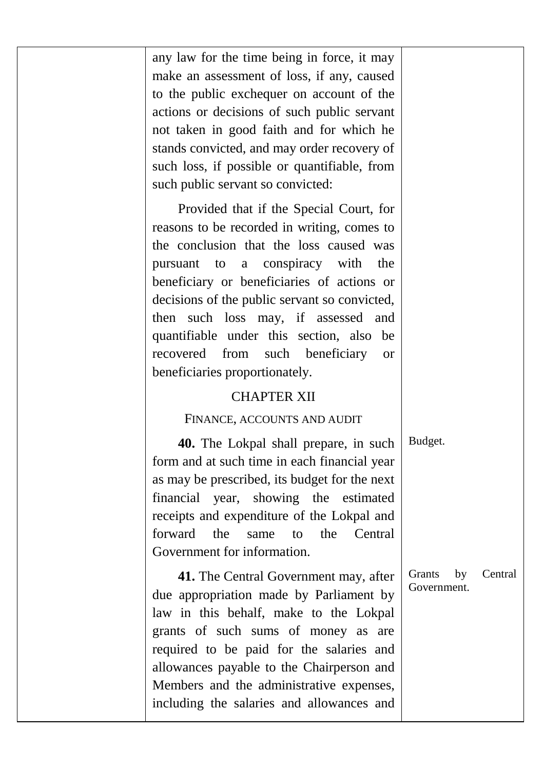any law for the time being in force, it may make an assessment of loss, if any, caused to the public exchequer on account of the actions or decisions of such public servant not taken in good faith and for which he stands convicted, and may order recovery of such loss, if possible or quantifiable, from such public servant so convicted:

Provided that if the Special Court, for reasons to be recorded in writing, comes to the conclusion that the loss caused was pursuant to a conspiracy with the beneficiary or beneficiaries of actions or decisions of the public servant so convicted, then such loss may, if assessed and quantifiable under this section, also be recovered from such beneficiary or beneficiaries proportionately.

## CHAPTER XII

### FINANCE, ACCOUNTS AND AUDIT

Budget.

**40.** The Lokpal shall prepare, in such form and at such time in each financial year as may be prescribed, its budget for the next financial year, showing the estimated receipts and expenditure of the Lokpal and forward the same to the Central Government for information.

Grants by Central Government.

**41.** The Central Government may, after due appropriation made by Parliament by law in this behalf, make to the Lokpal grants of such sums of money as are required to be paid for the salaries and allowances payable to the Chairperson and Members and the administrative expenses, including the salaries and allowances and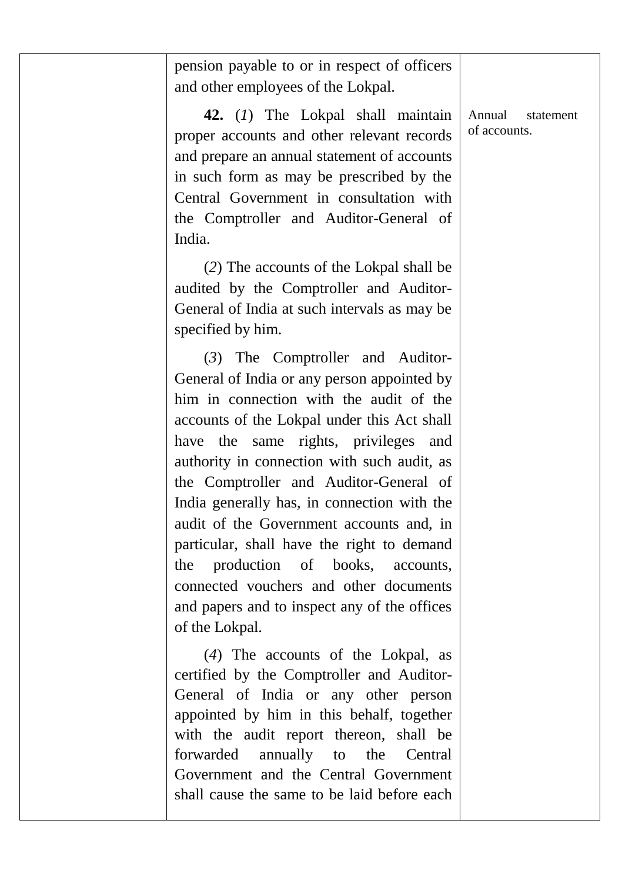pension payable to or in respect of officers and other employees of the Lokpal.

Annual statement of accounts.

**42.** (*1*) The Lokpal shall maintain proper accounts and other relevant records and prepare an annual statement of accounts in such form as may be prescribed by the Central Government in consultation with the Comptroller and Auditor-General of India.

(*2*) The accounts of the Lokpal shall be audited by the Comptroller and Auditor-General of India at such intervals as may be specified by him.

(*3*) The Comptroller and Auditor-General of India or any person appointed by him in connection with the audit of the accounts of the Lokpal under this Act shall have the same rights, privileges and authority in connection with such audit, as the Comptroller and Auditor-General of India generally has, in connection with the audit of the Government accounts and, in particular, shall have the right to demand the production of books, accounts, connected vouchers and other documents and papers and to inspect any of the offices of the Lokpal.

(*4*) The accounts of the Lokpal, as certified by the Comptroller and Auditor-General of India or any other person appointed by him in this behalf, together with the audit report thereon, shall be forwarded annually to the Central Government and the Central Government shall cause the same to be laid before each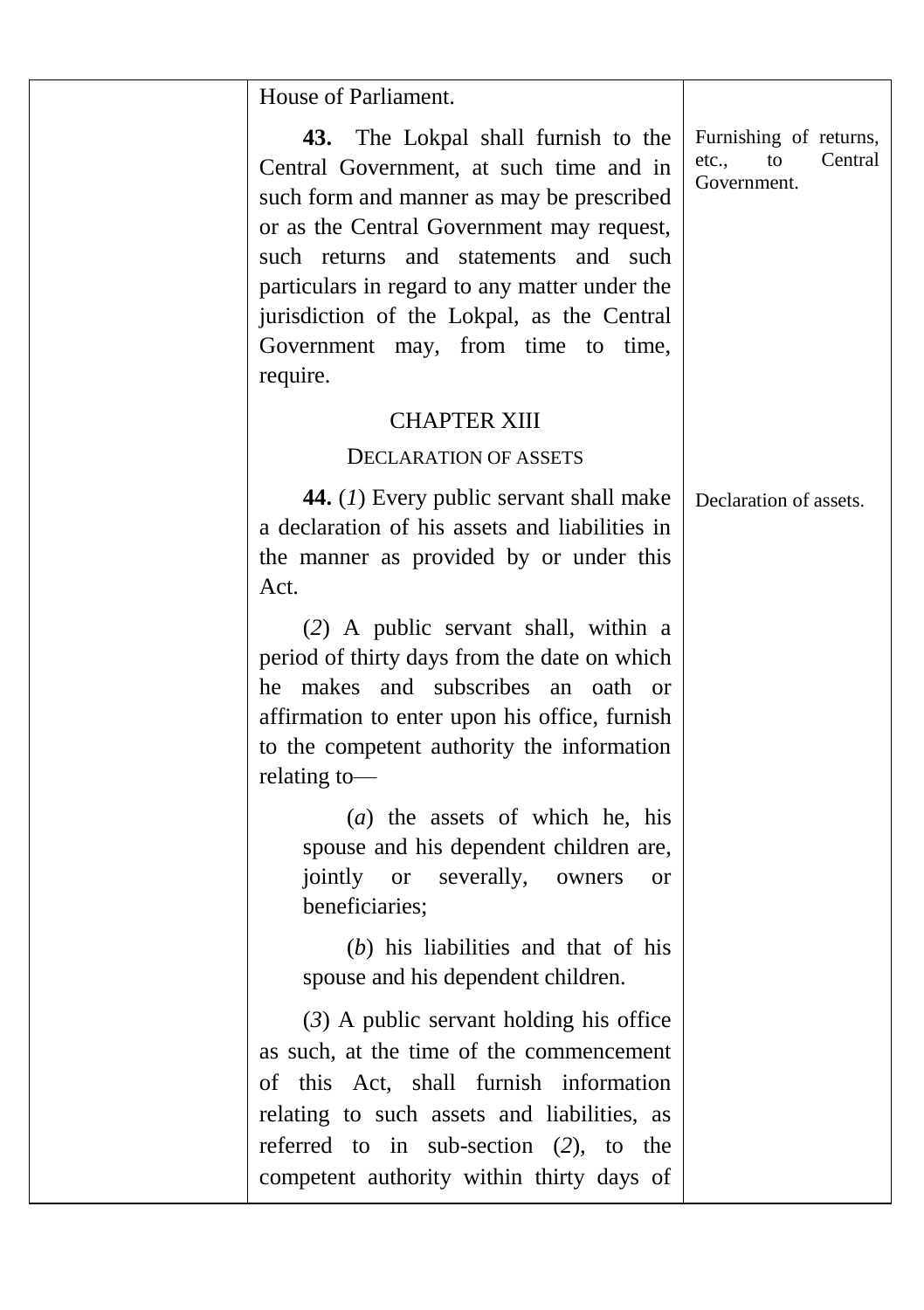House of Parliament.

**43.** The Lokpal shall furnish to the Central Government, at such time and in such form and manner as may be prescribed or as the Central Government may request, such returns and statements and such particulars in regard to any matter under the jurisdiction of the Lokpal, as the Central Government may, from time to time, require.

Furnishing of returns, etc., to Central Government.

## CHAPTER XIII

### DECLARATION OF ASSETS

**44.** (*1*) Every public servant shall make a declaration of his assets and liabilities in the manner as provided by or under this Act.

Declaration of assets.

(*2*) A public servant shall, within a period of thirty days from the date on which he makes and subscribes an oath or affirmation to enter upon his office, furnish to the competent authority the information relating to—

(*a*) the assets of which he, his spouse and his dependent children are, jointly or severally, owners or beneficiaries;

(*b*) his liabilities and that of his spouse and his dependent children.

(*3*) A public servant holding his office as such, at the time of the commencement of this Act, shall furnish information relating to such assets and liabilities, as referred to in sub-section (*2*), to the competent authority within thirty days of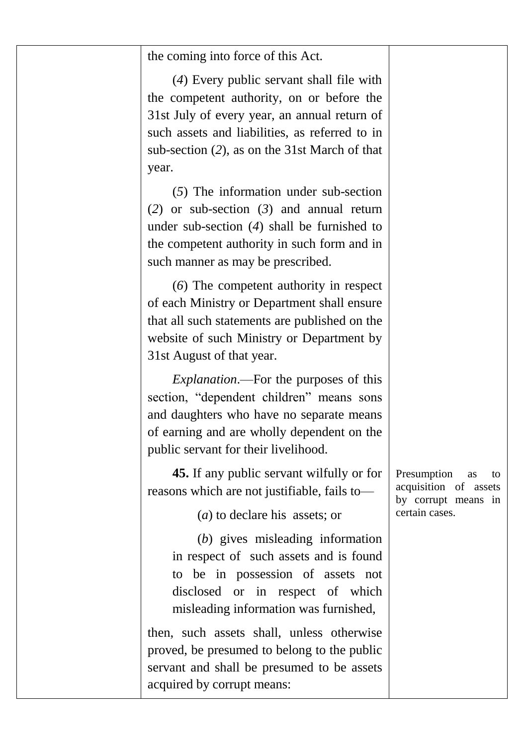the coming into force of this Act.

(*4*) Every public servant shall file with the competent authority, on or before the 31st July of every year, an annual return of such assets and liabilities, as referred to in sub-section (*2*), as on the 31st March of that year.

(*5*) The information under sub-section (*2*) or sub-section (*3*) and annual return under sub-section (*4*) shall be furnished to the competent authority in such form and in such manner as may be prescribed.

(*6*) The competent authority in respect of each Ministry or Department shall ensure that all such statements are published on the website of such Ministry or Department by 31st August of that year.

*Explanation*.—For the purposes of this section, "dependent children" means sons and daughters who have no separate means of earning and are wholly dependent on the public servant for their livelihood.

Presumption as to acquisition of assets by corrupt means in certain cases.

**45.** If any public servant wilfully or for reasons which are not justifiable, fails to—

(*a*) to declare his assets; or

(*b*) gives misleading information in respect of such assets and is found to be in possession of assets not disclosed or in respect of which misleading information was furnished,

then, such assets shall, unless otherwise proved, be presumed to belong to the public servant and shall be presumed to be assets acquired by corrupt means: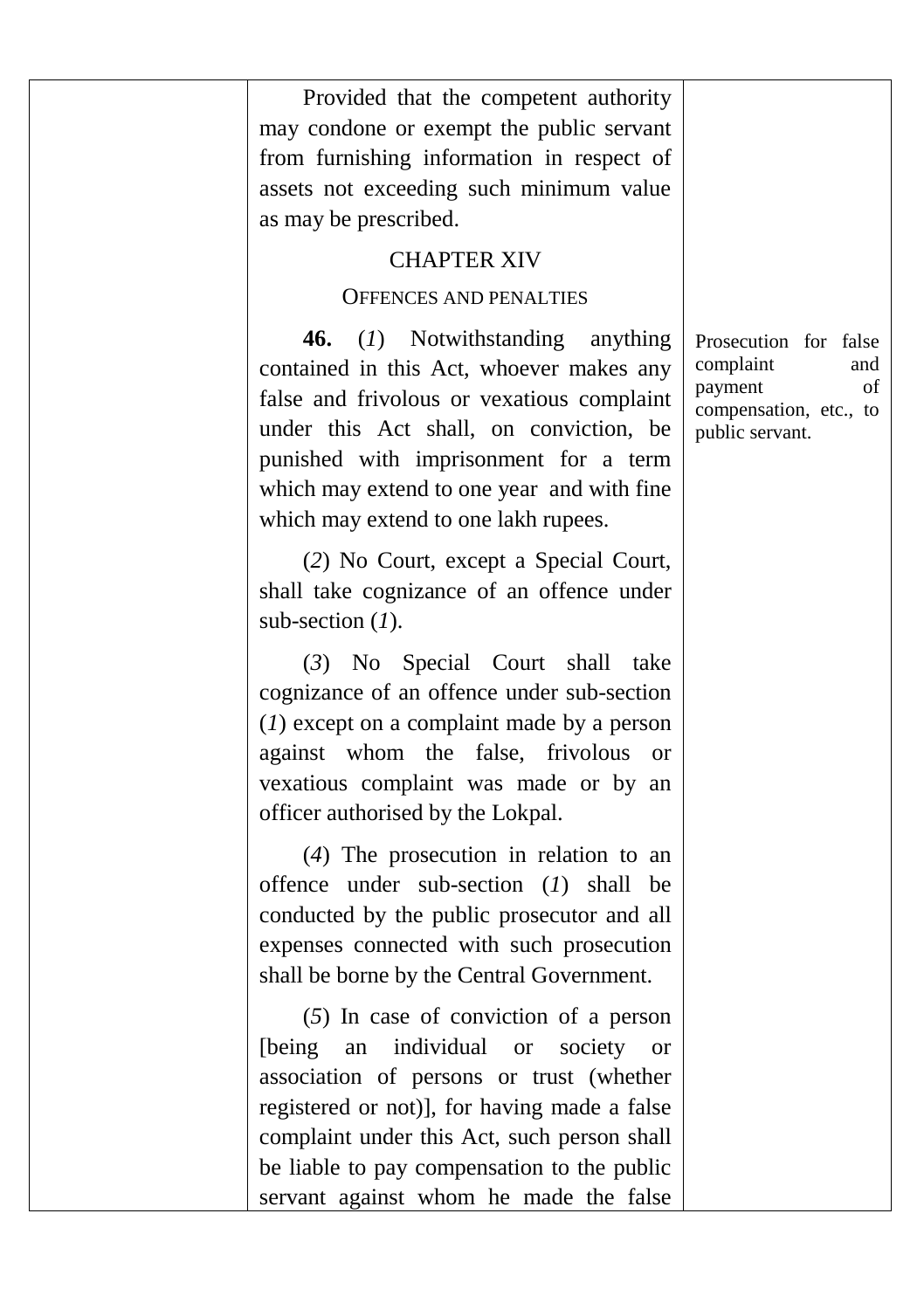Provided that the competent authority may condone or exempt the public servant from furnishing information in respect of assets not exceeding such minimum value as may be prescribed.

## CHAPTER XIV

### OFFENCES AND PENALTIES

*Prosecution for false complaint and payment of compensation, etc., to public servant.*

**46.** (*1*) Notwithstanding anything contained in this Act, whoever makes any false and frivolous or vexatious complaint under this Act shall, on conviction, be punished with imprisonment for a term which may extend to one year and with fine which may extend to one lakh rupees.

(*2*) No Court, except a Special Court, shall take cognizance of an offence under sub-section (*1*).

(*3*) No Special Court shall take cognizance of an offence under sub-section (*1*) except on a complaint made by a person against whom the false, frivolous or vexatious complaint was made or by an officer authorised by the Lokpal.

(*4*) The prosecution in relation to an offence under sub-section (*1*) shall be conducted by the public prosecutor and all expenses connected with such prosecution shall be borne by the Central Government.

(*5*) In case of conviction of a person [being an individual or society or association of persons or trust (whether registered or not)], for having made a false complaint under this Act, such person shall be liable to pay compensation to the public servant against whom he made the false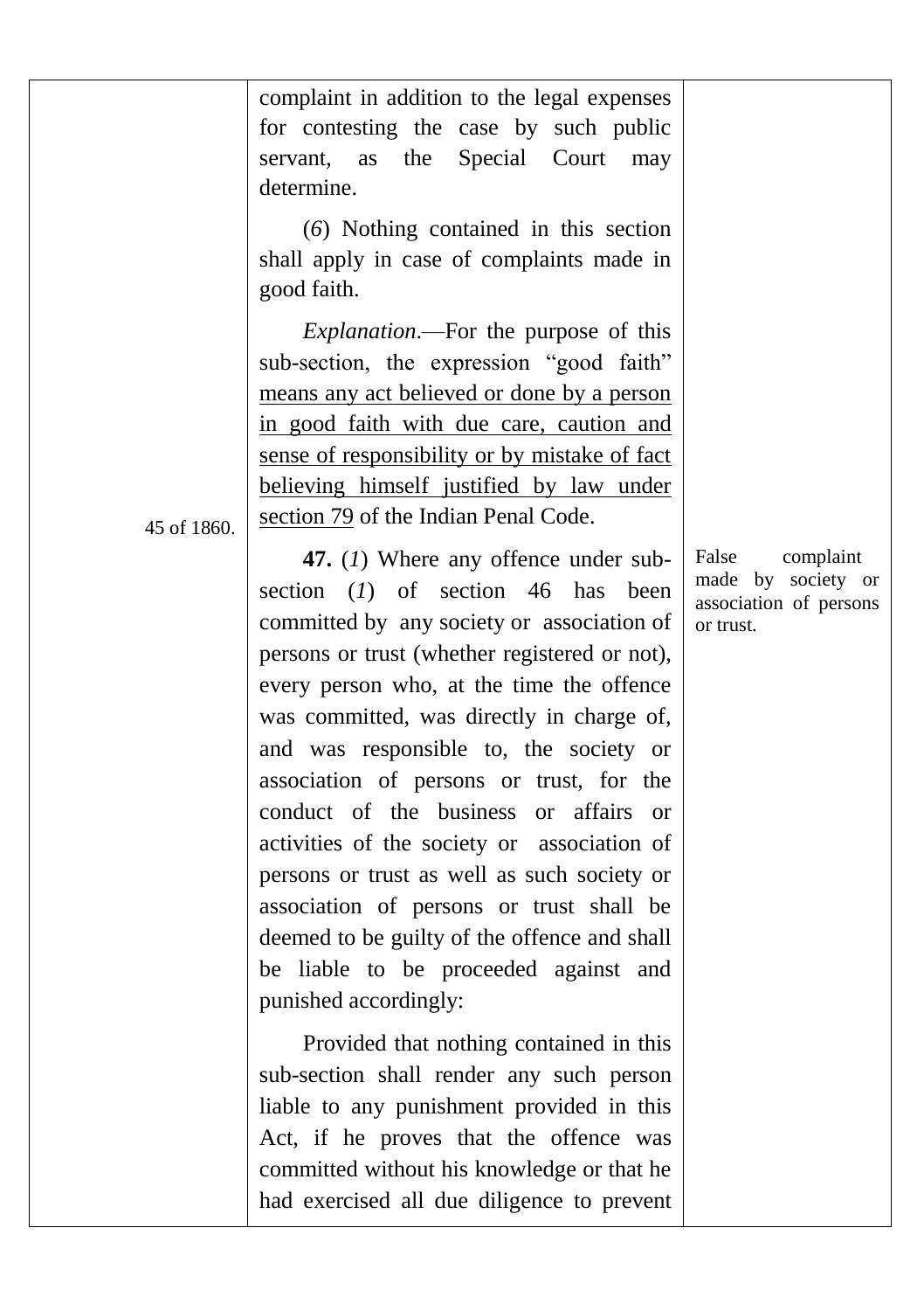complaint in addition to the legal expenses for contesting the case by such public servant, as the Special Court may determine.

(*6*) Nothing contained in this section shall apply in case of complaints made in good faith.

*Explanation*.—For the purpose of this sub-section, the expression "good faith" means any act believed or done by a person in good faith with due care, caution and sense of responsibility or by mistake of fact believing himself justified by law under section 79 of the Indian Penal Code.

45 of 1860.

False complaint made by society or association of persons or trust.

**47.** (*1*) Where any offence under sub-section (*1*) of section 46 has been committed by any society or association of persons or trust (whether registered or not), every person who, at the time the offence was committed, was directly in charge of, and was responsible to, the society or association of persons or trust, for the conduct of the business or affairs or activities of the society or association of persons or trust as well as such society or association of persons or trust shall be deemed to be guilty of the offence and shall be liable to be proceeded against and punished accordingly:

Provided that nothing contained in this sub-section shall render any such person liable to any punishment provided in this Act, if he proves that the offence was committed without his knowledge or that he had exercised all due diligence to prevent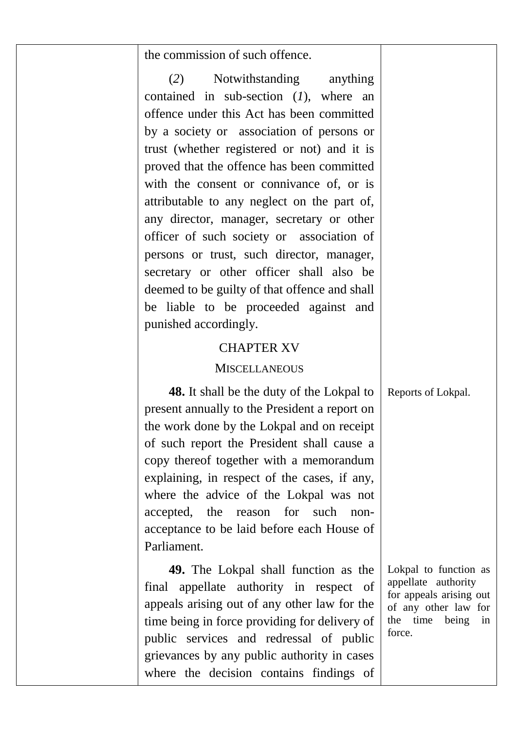the commission of such offence.

(*2*) Notwithstanding anything contained in sub-section (*1*), where an offence under this Act has been committed by a society or association of persons or trust (whether registered or not) and it is proved that the offence has been committed with the consent or connivance of, or is attributable to any neglect on the part of, any director, manager, secretary or other officer of such society or association of persons or trust, such director, manager, secretary or other officer shall also be deemed to be guilty of that offence and shall be liable to be proceeded against and punished accordingly.

## CHAPTER XV

### MISCELLANEOUS

Reports of Lokpal.

**48.** It shall be the duty of the Lokpal to present annually to the President a report on the work done by the Lokpal and on receipt of such report the President shall cause a copy thereof together with a memorandum explaining, in respect of the cases, if any, where the advice of the Lokpal was not accepted, the reason for such non-acceptance to be laid before each House of Parliament.

Lokpal to function as appellate authority for appeals arising out of any other law for the time being in force.

**49.** The Lokpal shall function as the final appellate authority in respect of appeals arising out of any other law for the time being in force providing for delivery of public services and redressal of public grievances by any public authority in cases where the decision contains findings of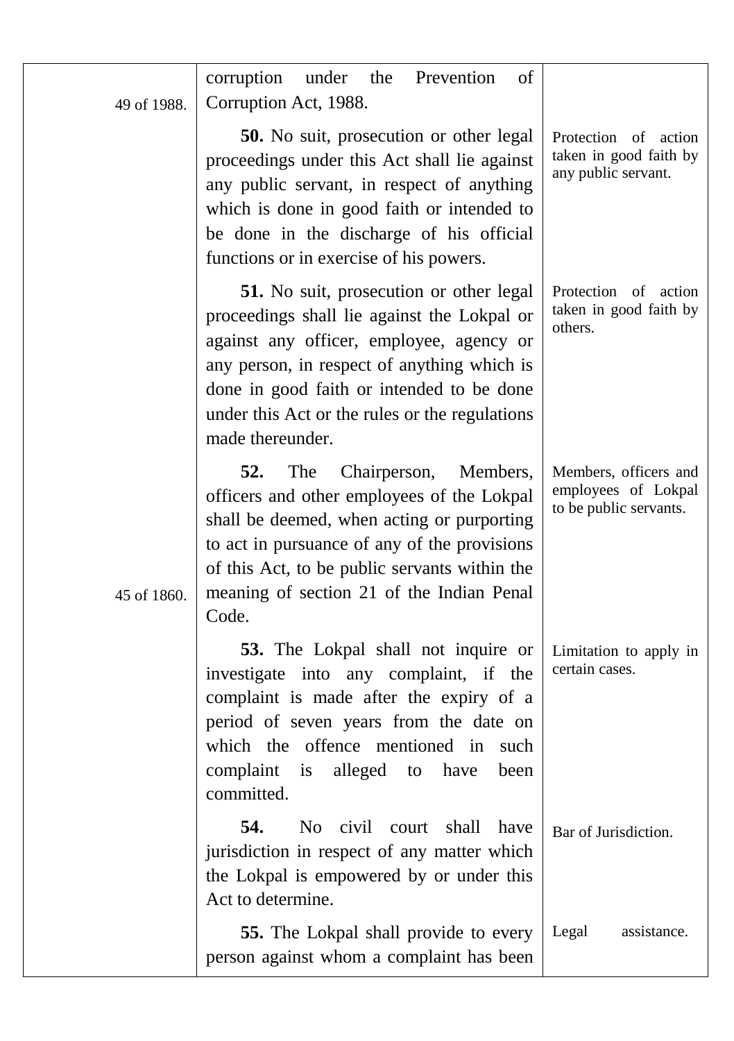| | | |
|---|---|---|
| 49 of 1988. | corruption under the Prevention of Corruption Act, 1988. | |
| | **50.** No suit, prosecution or other legal proceedings under this Act shall lie against any public servant, in respect of anything which is done in good faith or intended to be done in the discharge of his official functions or in exercise of his powers. | Protection of action taken in good faith by any public servant. |
| | **51.** No suit, prosecution or other legal proceedings shall lie against the Lokpal or against any officer, employee, agency or any person, in respect of anything which is done in good faith or intended to be done under this Act or the rules or the regulations made thereunder. | Protection of action taken in good faith by others. |
| 45 of 1860. | **52.** The Chairperson, Members, officers and other employees of the Lokpal shall be deemed, when acting or purporting to act in pursuance of any of the provisions of this Act, to be public servants within the meaning of section 21 of the Indian Penal Code. | Members, officers and employees of Lokpal to be public servants. |
| | **53.** The Lokpal shall not inquire or investigate into any complaint, if the complaint is made after the expiry of a period of seven years from the date on which the offence mentioned in such complaint is alleged to have been committed. | Limitation to apply in certain cases. |
| | **54.** No civil court shall have jurisdiction in respect of any matter which the Lokpal is empowered by or under this Act to determine. | Bar of Jurisdiction. |
| | **55.** The Lokpal shall provide to every person against whom a complaint has been | Legal assistance. |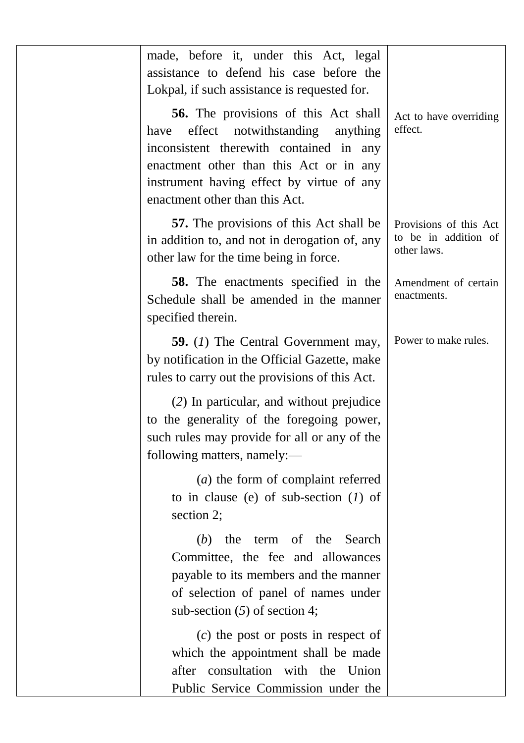made, before it, under this Act, legal assistance to defend his case before the Lokpal, if such assistance is requested for.

**56.** The provisions of this Act shall have effect notwithstanding anything inconsistent therewith contained in any enactment other than this Act or in any instrument having effect by virtue of any enactment other than this Act.

*Act to have overriding effect.*

**57.** The provisions of this Act shall be in addition to, and not in derogation of, any other law for the time being in force.

*Provisions of this Act to be in addition of other laws.*

**58.** The enactments specified in the Schedule shall be amended in the manner specified therein.

*Amendment of certain enactments.*

**59.** (*1*) The Central Government may, by notification in the Official Gazette, make rules to carry out the provisions of this Act.

*Power to make rules.*

(*2*) In particular, and without prejudice to the generality of the foregoing power, such rules may provide for all or any of the following matters, namely:—

(*a*) the form of complaint referred to in clause (e) of sub-section (*1*) of section 2;

(*b*) the term of the Search Committee, the fee and allowances payable to its members and the manner of selection of panel of names under sub-section (*5*) of section 4;

(*c*) the post or posts in respect of which the appointment shall be made after consultation with the Union Public Service Commission under the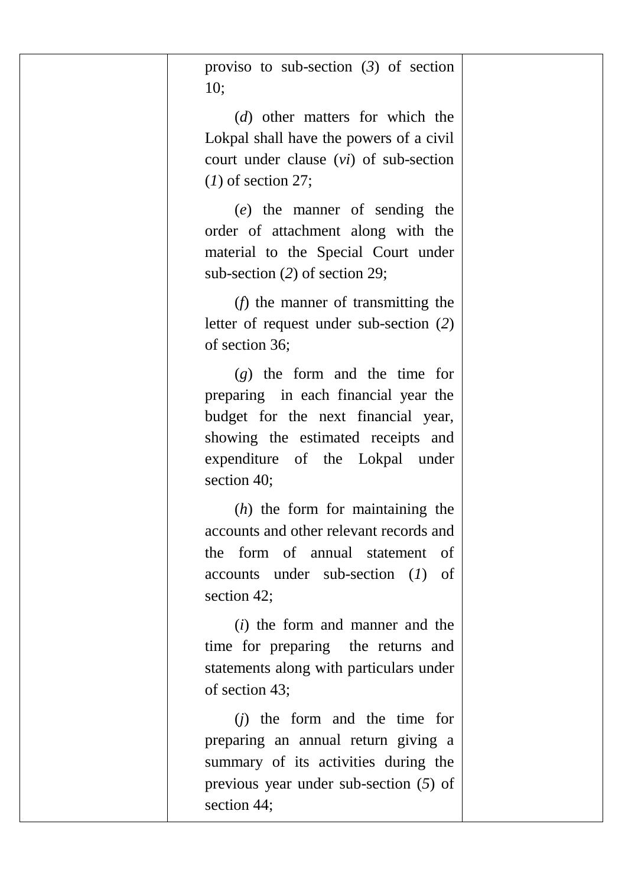| | | |
|---|---|---|
| | proviso to sub-section (*3*) of section 10;<br><br>(*d*) other matters for which the Lokpal shall have the powers of a civil court under clause (*vi*) of sub-section (*1*) of section 27;<br><br>(*e*) the manner of sending the order of attachment along with the material to the Special Court under sub-section (*2*) of section 29;<br><br>(*f*) the manner of transmitting the letter of request under sub-section (*2*) of section 36;<br><br>(*g*) the form and the time for preparing in each financial year the budget for the next financial year, showing the estimated receipts and expenditure of the Lokpal under section 40;<br><br>(*h*) the form for maintaining the accounts and other relevant records and the form of annual statement of accounts under sub-section (*1*) of section 42;<br><br>(*i*) the form and manner and the time for preparing the returns and statements along with particulars under of section 43;<br><br>(*j*) the form and the time for preparing an annual return giving a summary of its activities during the previous year under sub-section (*5*) of section 44; | |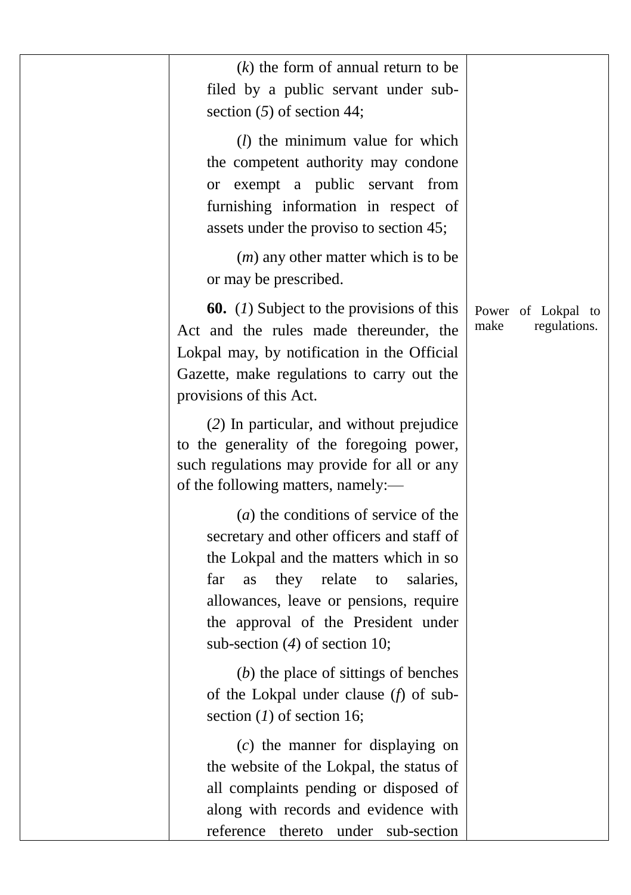(*k*) the form of annual return to be filed by a public servant under sub-section (*5*) of section 44;

(*l*) the minimum value for which the competent authority may condone or exempt a public servant from furnishing information in respect of assets under the proviso to section 45;

(*m*) any other matter which is to be or may be prescribed.

*Power of Lokpal to make regulations.*

**60.** (*1*) Subject to the provisions of this Act and the rules made thereunder, the Lokpal may, by notification in the Official Gazette, make regulations to carry out the provisions of this Act.

(*2*) In particular, and without prejudice to the generality of the foregoing power, such regulations may provide for all or any of the following matters, namely:—

(*a*) the conditions of service of the secretary and other officers and staff of the Lokpal and the matters which in so far as they relate to salaries, allowances, leave or pensions, require the approval of the President under sub-section (*4*) of section 10;

(*b*) the place of sittings of benches of the Lokpal under clause (*f*) of sub-section (*1*) of section 16;

(*c*) the manner for displaying on the website of the Lokpal, the status of all complaints pending or disposed of along with records and evidence with reference thereto under sub-section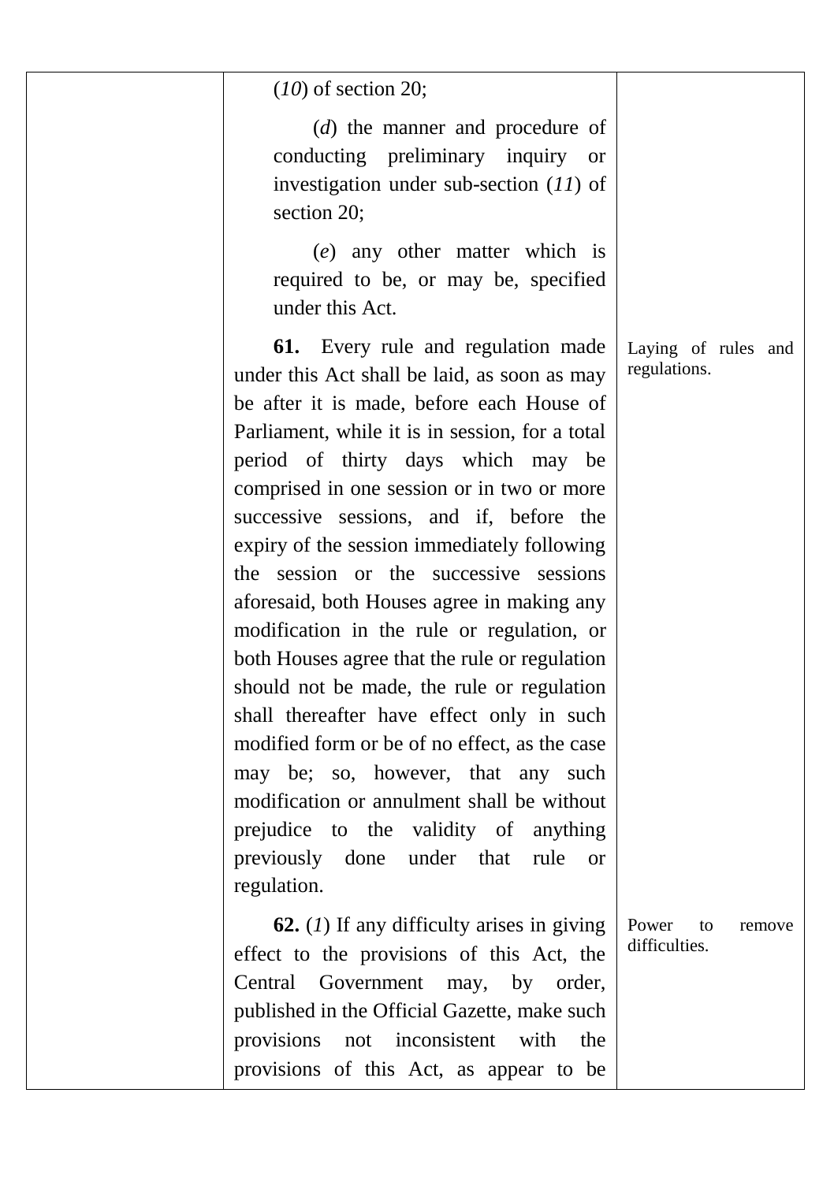(*10*) of section 20;

(*d*) the manner and procedure of conducting preliminary inquiry or investigation under sub-section (*11*) of section 20;

(*e*) any other matter which is required to be, or may be, specified under this Act.

Laying of rules and regulations.

**61.** Every rule and regulation made under this Act shall be laid, as soon as may be after it is made, before each House of Parliament, while it is in session, for a total period of thirty days which may be comprised in one session or in two or more successive sessions, and if, before the expiry of the session immediately following the session or the successive sessions aforesaid, both Houses agree in making any modification in the rule or regulation, or both Houses agree that the rule or regulation should not be made, the rule or regulation shall thereafter have effect only in such modified form or be of no effect, as the case may be; so, however, that any such modification or annulment shall be without prejudice to the validity of anything previously done under that rule or regulation.

Power to remove difficulties.

**62.** (*1*) If any difficulty arises in giving effect to the provisions of this Act, the Central Government may, by order, published in the Official Gazette, make such provisions not inconsistent with the provisions of this Act, as appear to be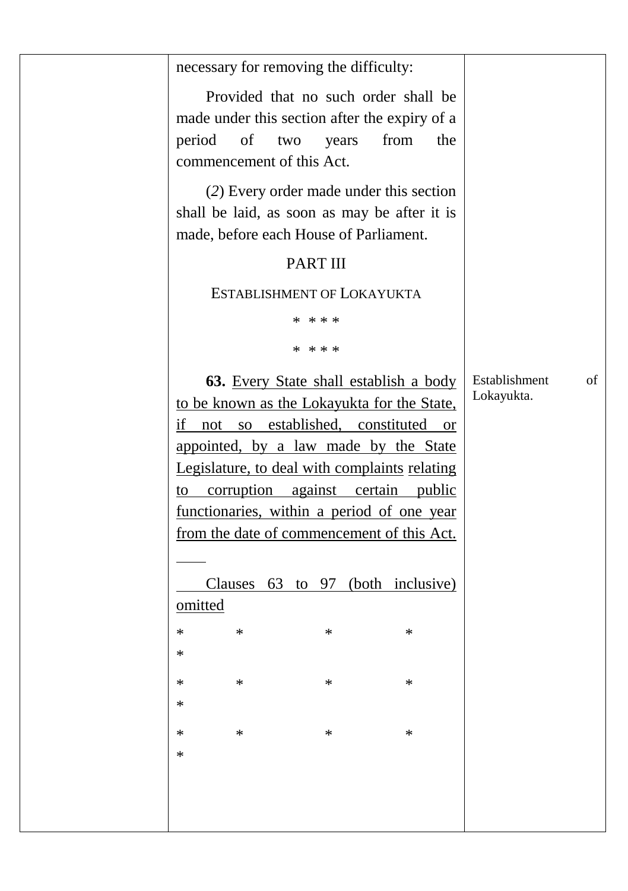necessary for removing the difficulty:

Provided that no such order shall be made under this section after the expiry of a period of two years from the commencement of this Act.

(*2*) Every order made under this section shall be laid, as soon as may be after it is made, before each House of Parliament.

PART III

ESTABLISHMENT OF LOKAYUKTA

\* \* \* \*

\* \* \* \*

Establishment of Lokayukta.

**63.** <u>Every State shall establish a body to be known as the Lokayukta for the State, if not so established, constituted or appointed, by a law made by the State Legislature, to deal with complaints relating to corruption against certain public functionaries, within a period of one year from the date of commencement of this Act.</u>

<u>Clauses 63 to 97 (both inclusive) omitted</u>

\* \* \* \* \*

\* \* \* \* \*

\* \* \* \* \*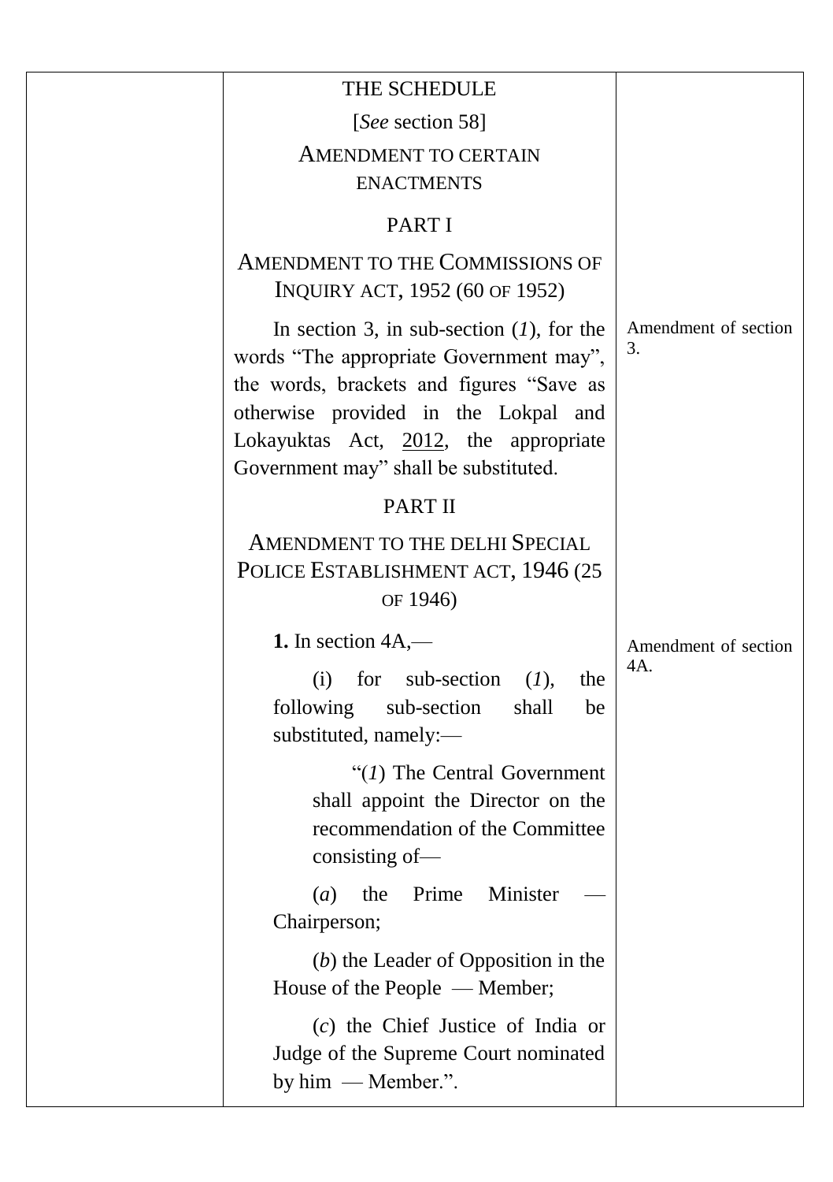# THE SCHEDULE

[*See* section 58]

## AMENDMENT TO CERTAIN ENACTMENTS

### PART I

### AMENDMENT TO THE COMMISSIONS OF INQUIRY ACT, 1952 (60 OF 1952)

Amendment of section 3.

In section 3, in sub-section (*1*), for the words "The appropriate Government may", the words, brackets and figures "Save as otherwise provided in the Lokpal and Lokayuktas Act, 2012, the appropriate Government may" shall be substituted.

### PART II

### AMENDMENT TO THE DELHI SPECIAL POLICE ESTABLISHMENT ACT, 1946 (25 OF 1946)

Amendment of section 4A.

**1.** In section 4A,—

(i) for sub-section (*1*), the following sub-section shall be substituted, namely:—

"(*1*) The Central Government shall appoint the Director on the recommendation of the Committee consisting of—

(*a*) the Prime Minister — Chairperson;

(*b*) the Leader of Opposition in the House of the People — Member;

(*c*) the Chief Justice of India or Judge of the Supreme Court nominated by him — Member.".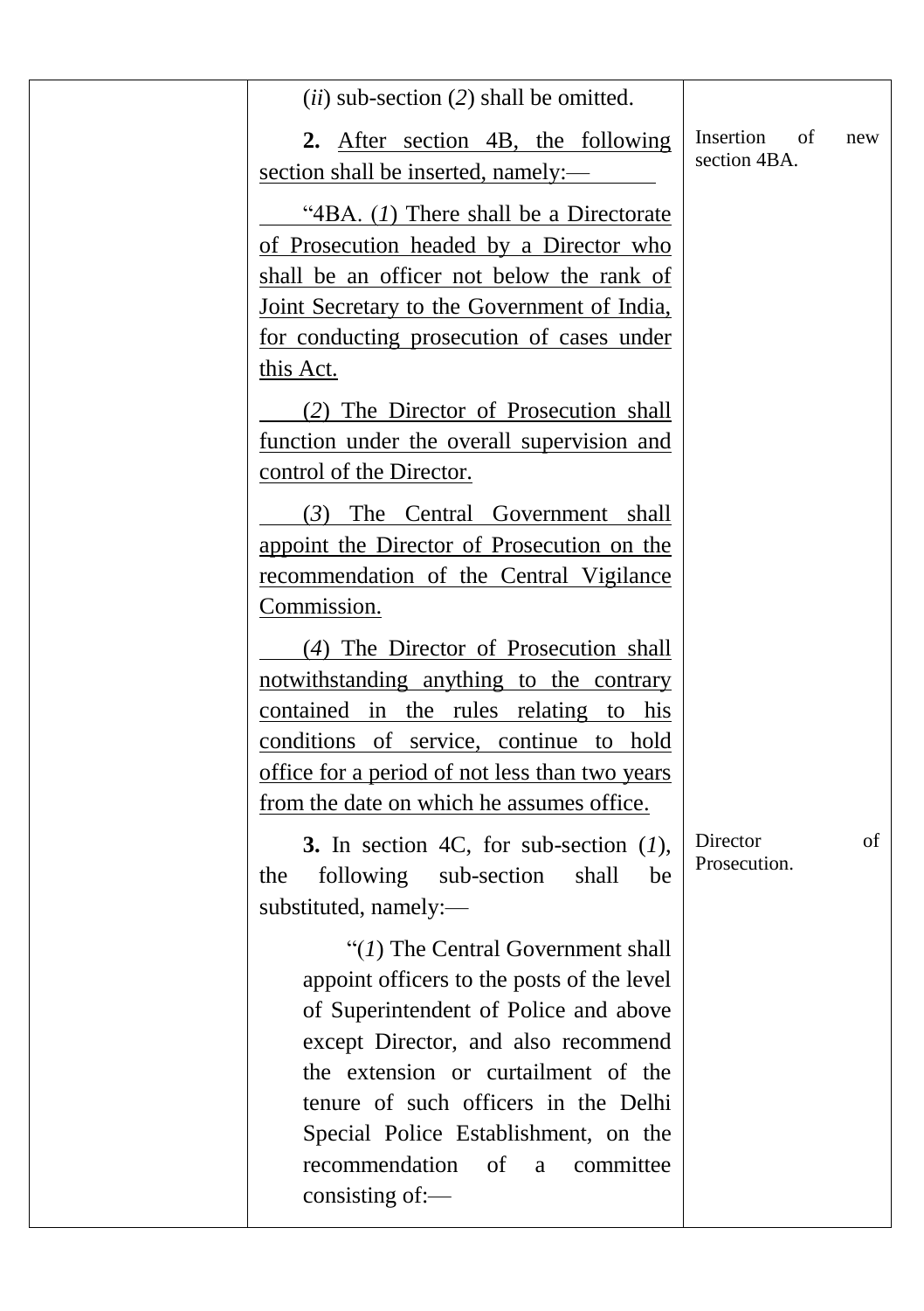| | | |
|---|---|---|
| | (*ii*) sub-section (*2*) shall be omitted. | |
| | **2.** After section 4B, the following section shall be inserted, namely:— | Insertion of new section 4BA. |
| | "4BA. (*1*) There shall be a Directorate of Prosecution headed by a Director who shall be an officer not below the rank of Joint Secretary to the Government of India, for conducting prosecution of cases under this Act. | Director of Prosecution. |
| | (*2*) The Director of Prosecution shall function under the overall supervision and control of the Director. | |
| | (*3*) The Central Government shall appoint the Director of Prosecution on the recommendation of the Central Vigilance Commission. | |
| | (*4*) The Director of Prosecution shall notwithstanding anything to the contrary contained in the rules relating to his conditions of service, continue to hold office for a period of not less than two years from the date on which he assumes office. | |
| | **3.** In section 4C, for sub-section (*1*), the following sub-section shall be substituted, namely:— | |
| | "(*1*) The Central Government shall appoint officers to the posts of the level of Superintendent of Police and above except Director, and also recommend the extension or curtailment of the tenure of such officers in the Delhi Special Police Establishment, on the recommendation of a committee consisting of:— | |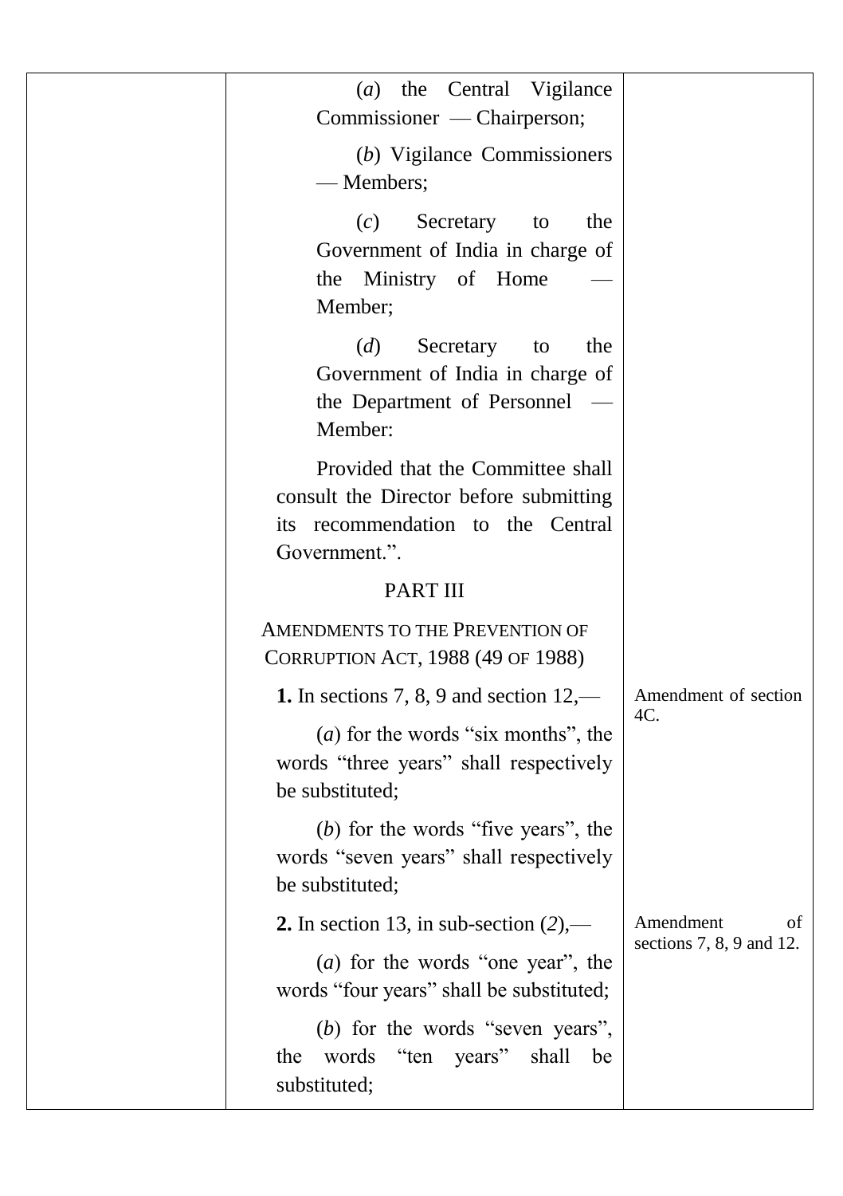(*a*) the Central Vigilance Commissioner — Chairperson;

(*b*) Vigilance Commissioners — Members;

(*c*) Secretary to the Government of India in charge of the Ministry of Home — Member;

(*d*) Secretary to the Government of India in charge of the Department of Personnel — Member:

Provided that the Committee shall consult the Director before submitting its recommendation to the Central Government.".

PART III

AMENDMENTS TO THE PREVENTION OF CORRUPTION ACT, 1988 (49 OF 1988)

*Amendment of section 4C.*

**1.** In sections 7, 8, 9 and section 12,—

(*a*) for the words "six months", the words "three years" shall respectively be substituted;

(*b*) for the words "five years", the words "seven years" shall respectively be substituted;

*Amendment of sections 7, 8, 9 and 12.*

**2.** In section 13, in sub-section (*2*),—

(*a*) for the words "one year", the words "four years" shall be substituted;

(*b*) for the words "seven years", the words "ten years" shall be substituted;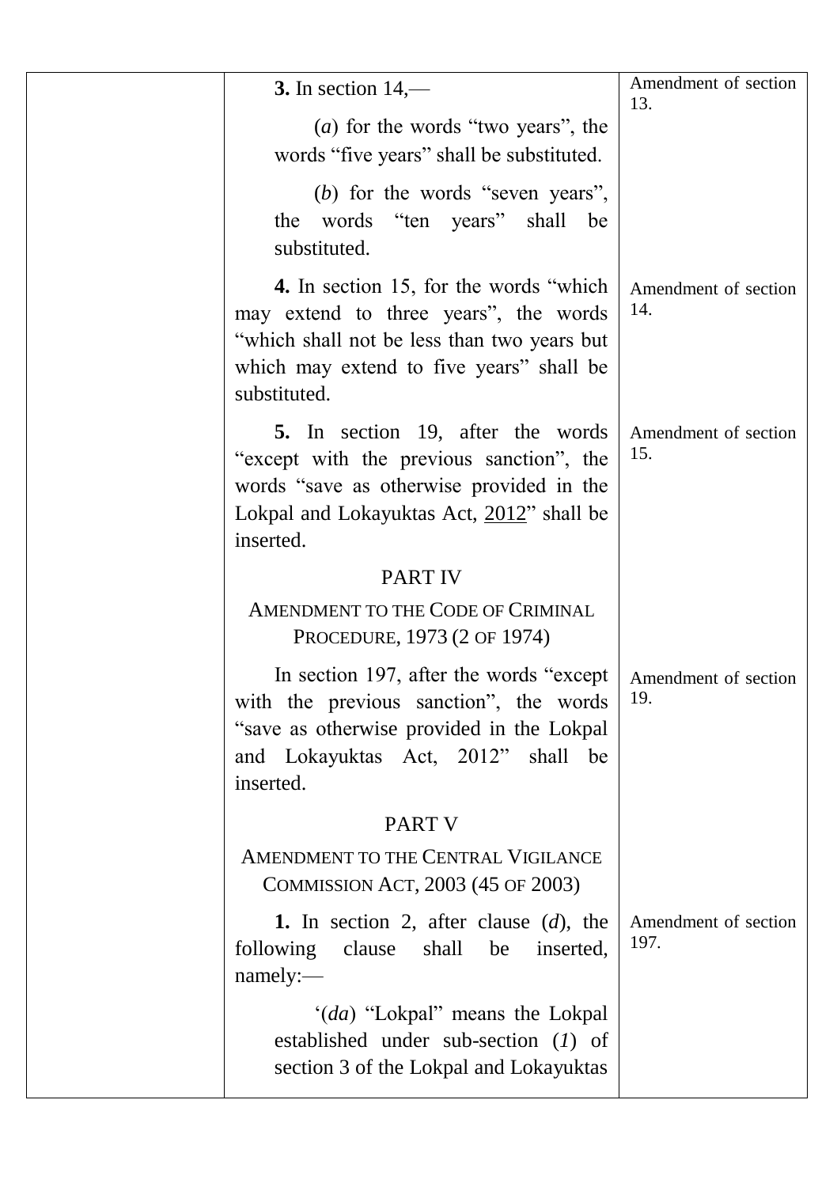| | | |
|---|---|---|
| | **3.** In section 14,—<br><br>(*a*) for the words "two years", the words "five years" shall be substituted.<br><br>(*b*) for the words "seven years", the words "ten years" shall be substituted. | Amendment of section 13. |
| | **4.** In section 15, for the words "which may extend to three years", the words "which shall not be less than two years but which may extend to five years" shall be substituted. | Amendment of section 14. |
| | **5.** In section 19, after the words "except with the previous sanction", the words "save as otherwise provided in the Lokpal and Lokayuktas Act, 2012" shall be inserted. | Amendment of section 15. |
| | PART IV<br><br>AMENDMENT TO THE CODE OF CRIMINAL PROCEDURE, 1973 (2 OF 1974) | |
| | In section 197, after the words "except with the previous sanction", the words "save as otherwise provided in the Lokpal and Lokayuktas Act, 2012" shall be inserted. | Amendment of section 19. |
| | PART V<br><br>AMENDMENT TO THE CENTRAL VIGILANCE COMMISSION ACT, 2003 (45 OF 2003) | |
| | **1.** In section 2, after clause (*d*), the following clause shall be inserted, namely:—<br><br>'(*da*) "Lokpal" means the Lokpal established under sub-section (*1*) of section 3 of the Lokpal and Lokayuktas | Amendment of section 197. |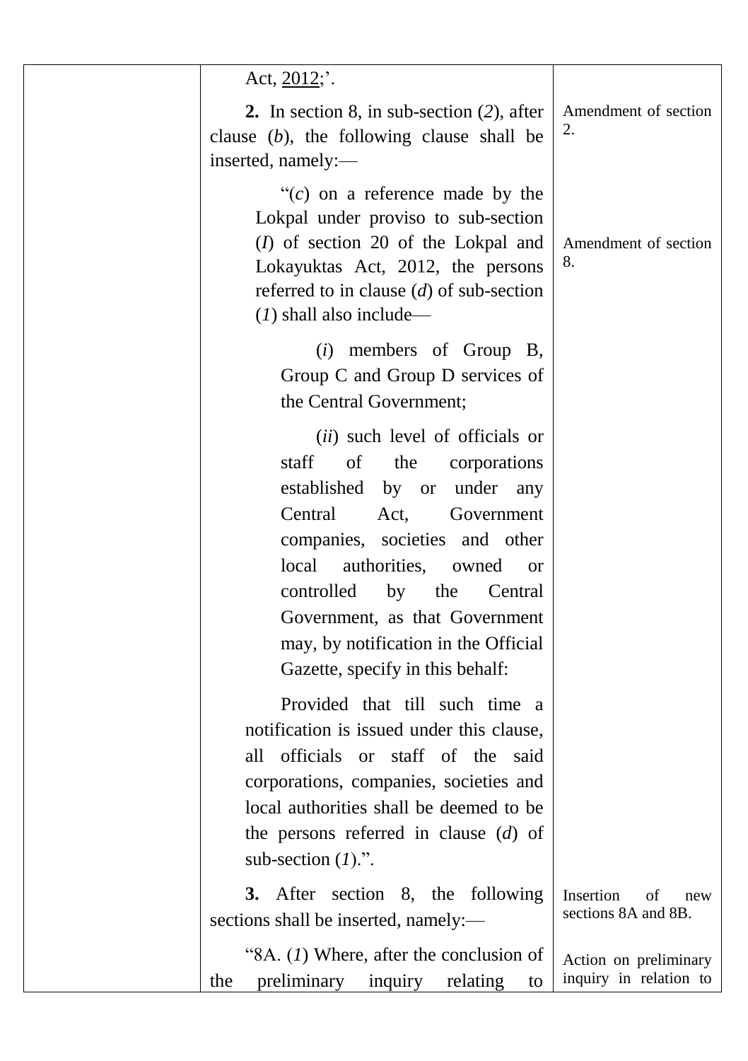| | | |
|---|---|---|
| | Act, 2012;'. | |
| | **2.** In section 8, in sub-section (*2*), after clause (*b*), the following clause shall be inserted, namely:— | Amendment of section 2. |
| | "(*c*) on a reference made by the Lokpal under proviso to sub-section (*1*) of section 20 of the Lokpal and Lokayuktas Act, 2012, the persons referred to in clause (*d*) of sub-section (*1*) shall also include— | Amendment of section 8. |
| | (*i*) members of Group B, Group C and Group D services of the Central Government; | |
| | (*ii*) such level of officials or staff of the corporations established by or under any Central Act, Government companies, societies and other local authorities, owned or controlled by the Central Government, as that Government may, by notification in the Official Gazette, specify in this behalf: | |
| | Provided that till such time a notification is issued under this clause, all officials or staff of the said corporations, companies, societies and local authorities shall be deemed to be the persons referred in clause (*d*) of sub-section (*1*).". | |
| | **3.** After section 8, the following sections shall be inserted, namely:— | Insertion of new sections 8A and 8B. |
| | "8A. (*1*) Where, after the conclusion of the preliminary inquiry relating to | Action on preliminary inquiry in relation to |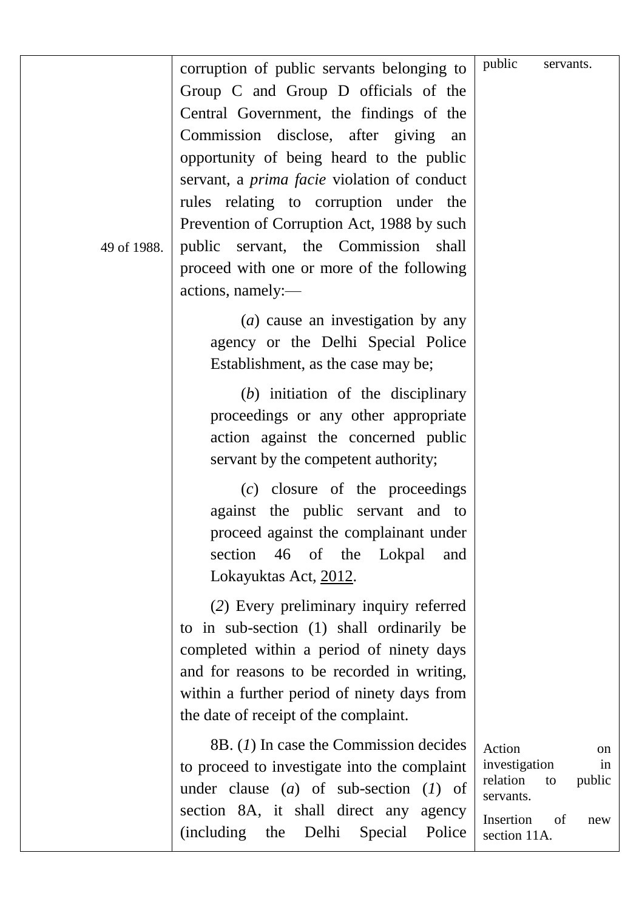| | | |
|---|---|---|
| 49 of 1988. | corruption of public servants belonging to Group C and Group D officials of the Central Government, the findings of the Commission disclose, after giving an opportunity of being heard to the public servant, a *prima facie* violation of conduct rules relating to corruption under the Prevention of Corruption Act, 1988 by such public servant, the Commission shall proceed with one or more of the following actions, namely:—<br><br>(*a*) cause an investigation by any agency or the Delhi Special Police Establishment, as the case may be;<br><br>(*b*) initiation of the disciplinary proceedings or any other appropriate action against the concerned public servant by the competent authority;<br><br>(*c*) closure of the proceedings against the public servant and to proceed against the complainant under section 46 of the Lokpal and Lokayuktas Act, 2012.<br><br>(*2*) Every preliminary inquiry referred to in sub-section (1) shall ordinarily be completed within a period of ninety days and for reasons to be recorded in writing, within a further period of ninety days from the date of receipt of the complaint. | public servants. |
| | 8B. (*1*) In case the Commission decides to proceed to investigate into the complaint under clause (*a*) of sub-section (*1*) of section 8A, it shall direct any agency (including the Delhi Special Police | Action on investigation in relation to public servants.<br><br>Insertion of new section 11A. |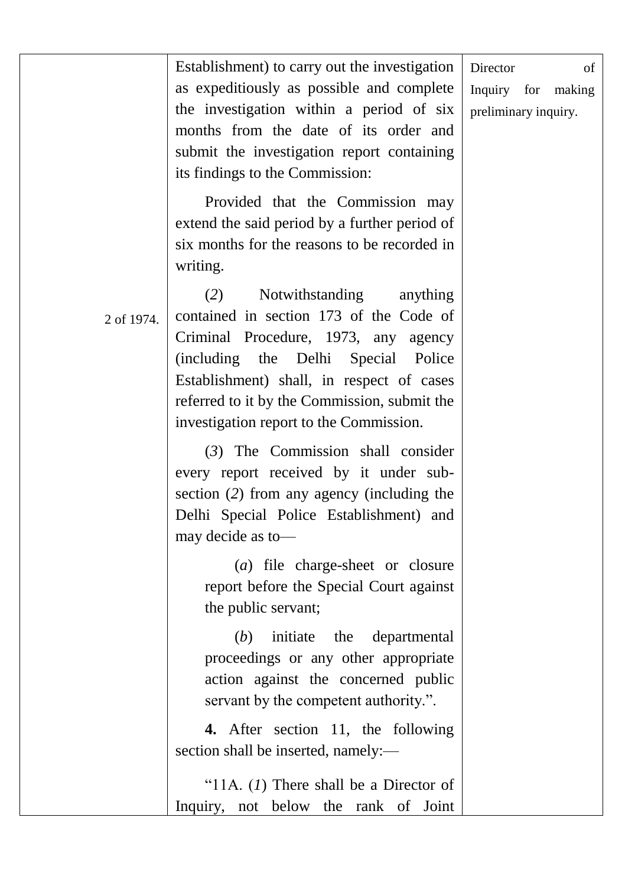Establishment) to carry out the investigation as expeditiously as possible and complete the investigation within a period of six months from the date of its order and submit the investigation report containing its findings to the Commission:

Provided that the Commission may extend the said period by a further period of six months for the reasons to be recorded in writing.

2 of 1974.

(*2*) Notwithstanding anything contained in section 173 of the Code of Criminal Procedure, 1973, any agency (including the Delhi Special Police Establishment) shall, in respect of cases referred to it by the Commission, submit the investigation report to the Commission.

(*3*) The Commission shall consider every report received by it under sub-section (*2*) from any agency (including the Delhi Special Police Establishment) and may decide as to—

(*a*) file charge-sheet or closure report before the Special Court against the public servant;

(*b*) initiate the departmental proceedings or any other appropriate action against the concerned public servant by the competent authority.".

Director of Inquiry for making preliminary inquiry.

**4.** After section 11, the following section shall be inserted, namely:—

"11A. (*1*) There shall be a Director of Inquiry, not below the rank of Joint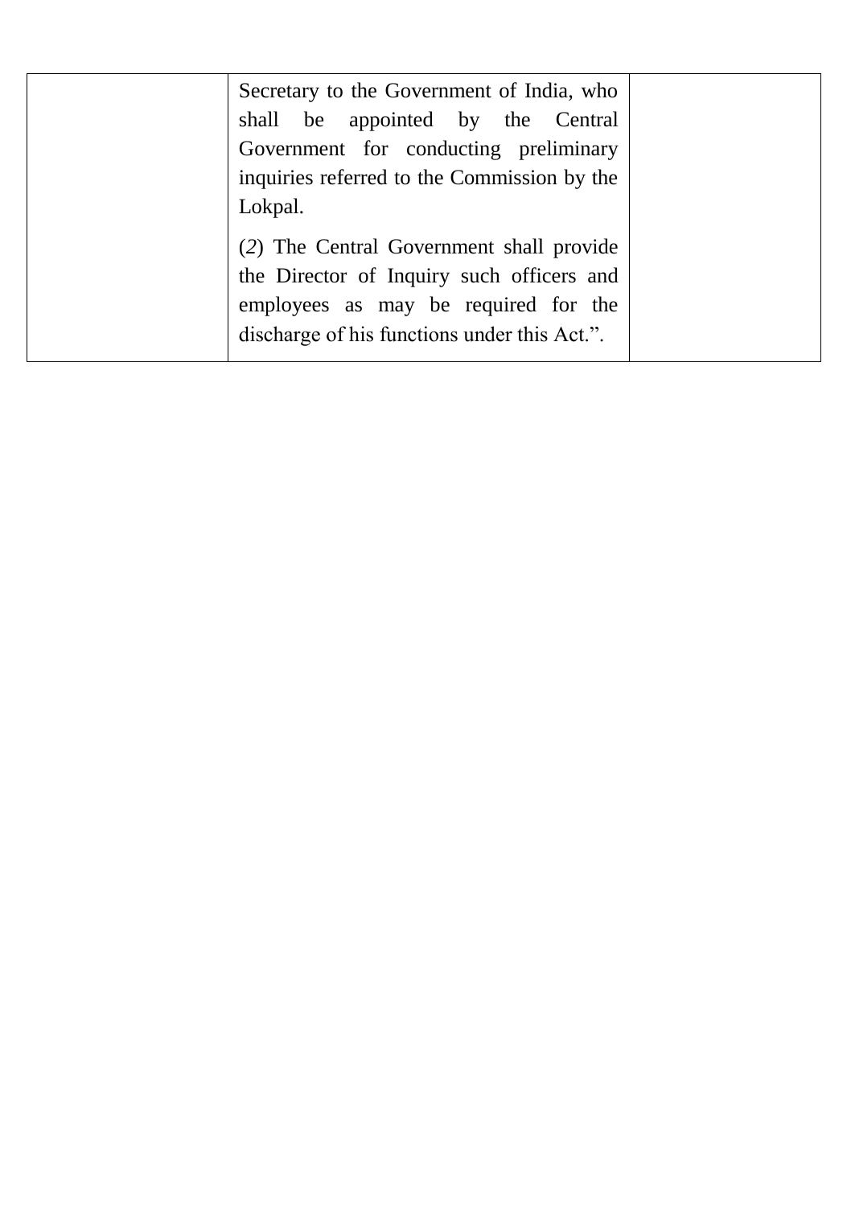| | | |
|---|---|---|
| | Secretary to the Government of India, who shall be appointed by the Central Government for conducting preliminary inquiries referred to the Commission by the Lokpal.<br><br>(*2*) The Central Government shall provide the Director of Inquiry such officers and employees as may be required for the discharge of his functions under this Act.”. | |